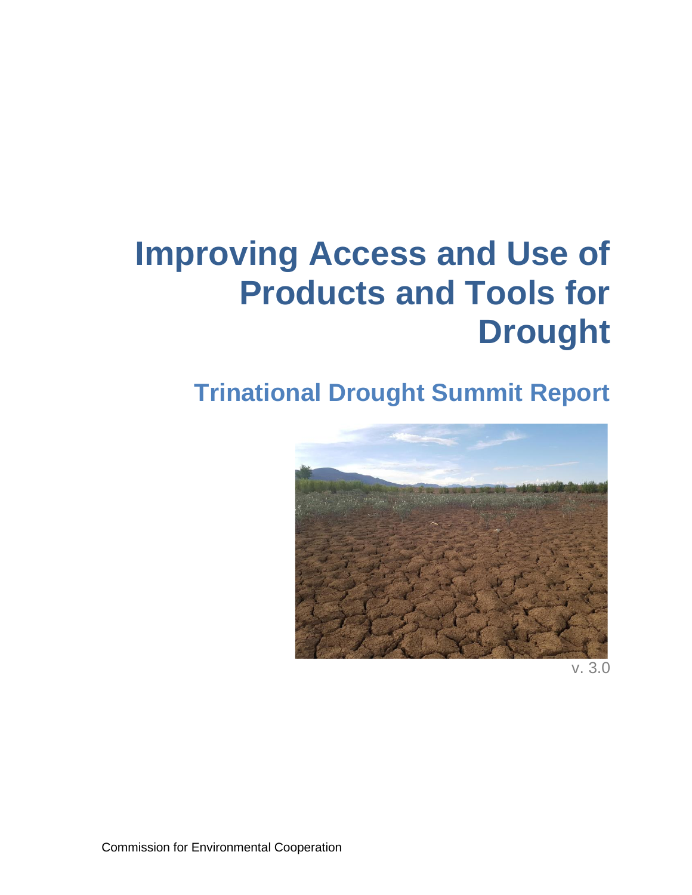# Improving Access and Use of Products and Tools for Drought

## Trinational Drought Summit Report

v. 3.0

Commission for Environmental Cooperation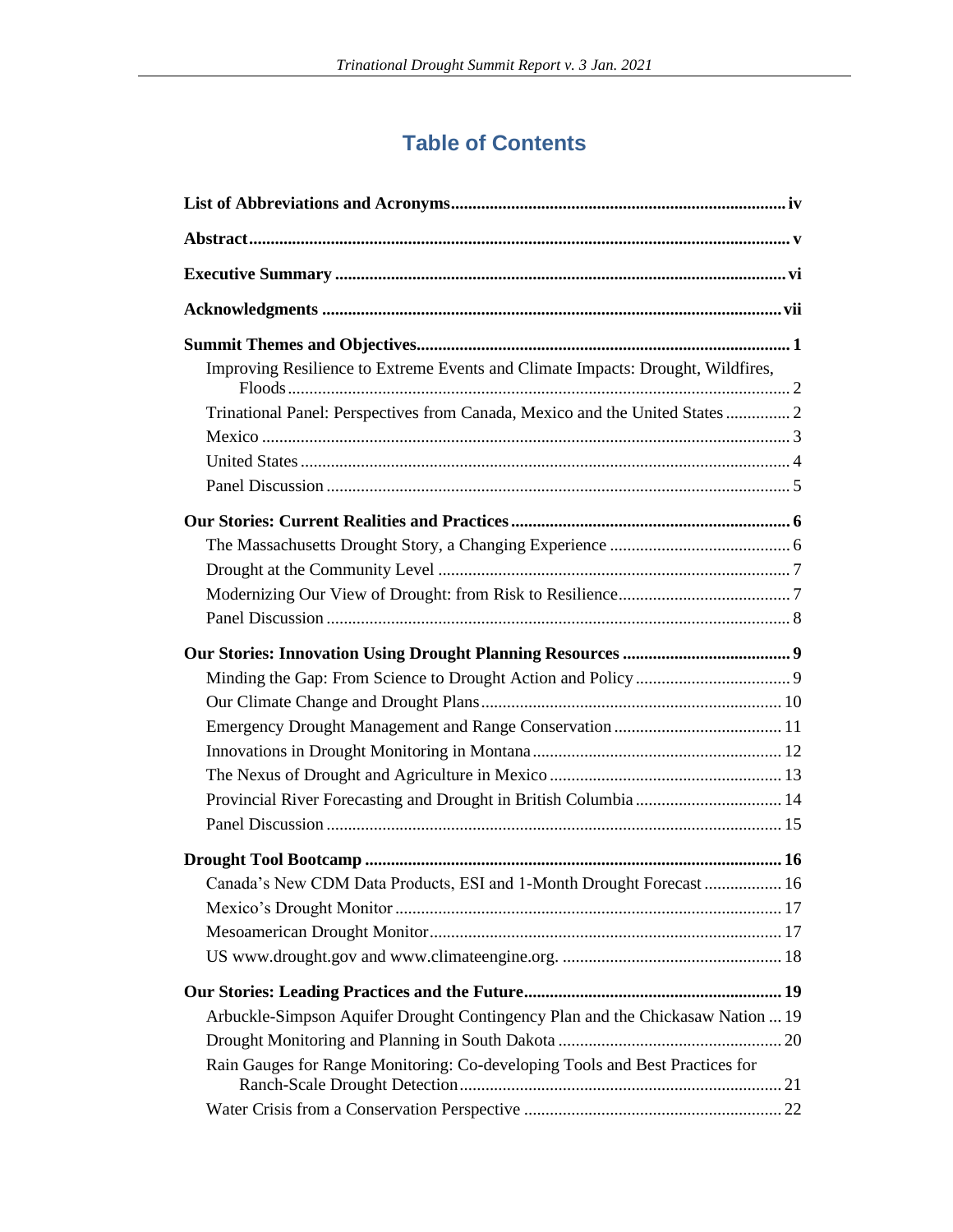# Table of Contents

**List of Abbreviations and Acronyms** .......... iv

**Abstract** .......... v

**Executive Summary** .......... vi

**Acknowledgments** .......... vii

**Summit Themes and Objectives** .......... 1

- Improving Resilience to Extreme Events and Climate Impacts: Drought, Wildfires, Floods .......... 2
- Trinational Panel: Perspectives from Canada, Mexico and the United States .......... 2
- Mexico .......... 3
- United States .......... 4
- Panel Discussion .......... 5

**Our Stories: Current Realities and Practices** .......... 6

- The Massachusetts Drought Story, a Changing Experience .......... 6
- Drought at the Community Level .......... 7
- Modernizing Our View of Drought: from Risk to Resilience .......... 7
- Panel Discussion .......... 8

**Our Stories: Innovation Using Drought Planning Resources** .......... 9

- Minding the Gap: From Science to Drought Action and Policy .......... 9
- Our Climate Change and Drought Plans .......... 10
- Emergency Drought Management and Range Conservation .......... 11
- Innovations in Drought Monitoring in Montana .......... 12
- The Nexus of Drought and Agriculture in Mexico .......... 13
- Provincial River Forecasting and Drought in British Columbia .......... 14
- Panel Discussion .......... 15

**Drought Tool Bootcamp** .......... 16

- Canada's New CDM Data Products, ESI and 1-Month Drought Forecast .......... 16
- Mexico's Drought Monitor .......... 17
- Mesoamerican Drought Monitor .......... 17
- US www.drought.gov and www.climateengine.org. .......... 18

**Our Stories: Leading Practices and the Future** .......... 19

- Arbuckle-Simpson Aquifer Drought Contingency Plan and the Chickasaw Nation .......... 19
- Drought Monitoring and Planning in South Dakota .......... 20
- Rain Gauges for Range Monitoring: Co-developing Tools and Best Practices for Ranch-Scale Drought Detection .......... 21
- Water Crisis from a Conservation Perspective .......... 22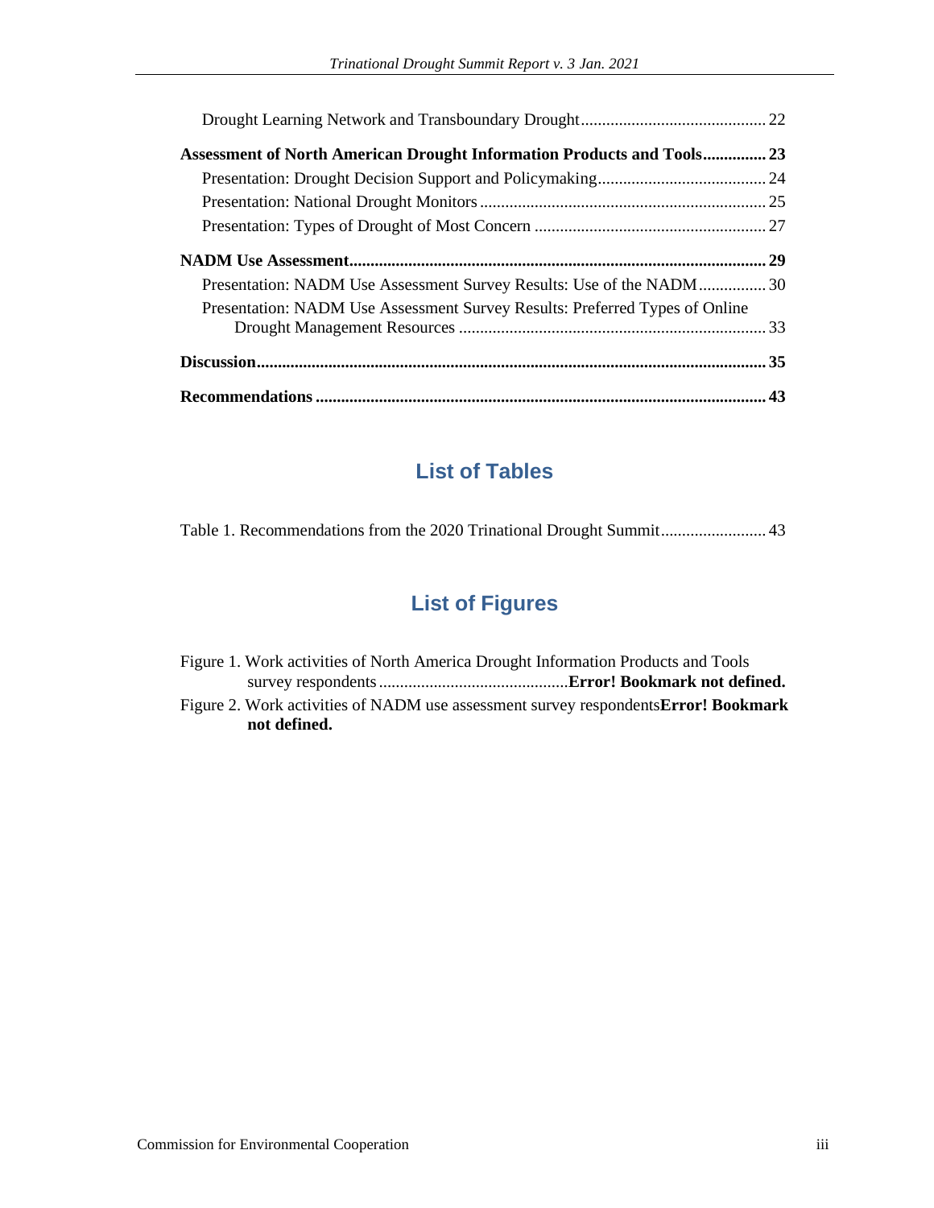Drought Learning Network and Transboundary Drought ............................................ 22

**Assessment of North American Drought Information Products and Tools............... 23**

Presentation: Drought Decision Support and Policymaking ........................................ 24

Presentation: National Drought Monitors ................................................................... 25

Presentation: Types of Drought of Most Concern ...................................................... 27

**NADM Use Assessment.................................................................................................. 29**

Presentation: NADM Use Assessment Survey Results: Use of the NADM ................ 30

Presentation: NADM Use Assessment Survey Results: Preferred Types of Online Drought Management Resources ........................................................................ 33

**Discussion........................................................................................................................ 35**

**Recommendations .......................................................................................................... 43**

## List of Tables

Table 1. Recommendations from the 2020 Trinational Drought Summit ......................... 43

## List of Figures

Figure 1. Work activities of North America Drought Information Products and Tools survey respondents ............................................**Error! Bookmark not defined.**

Figure 2. Work activities of NADM use assessment survey respondents**Error! Bookmark not defined.**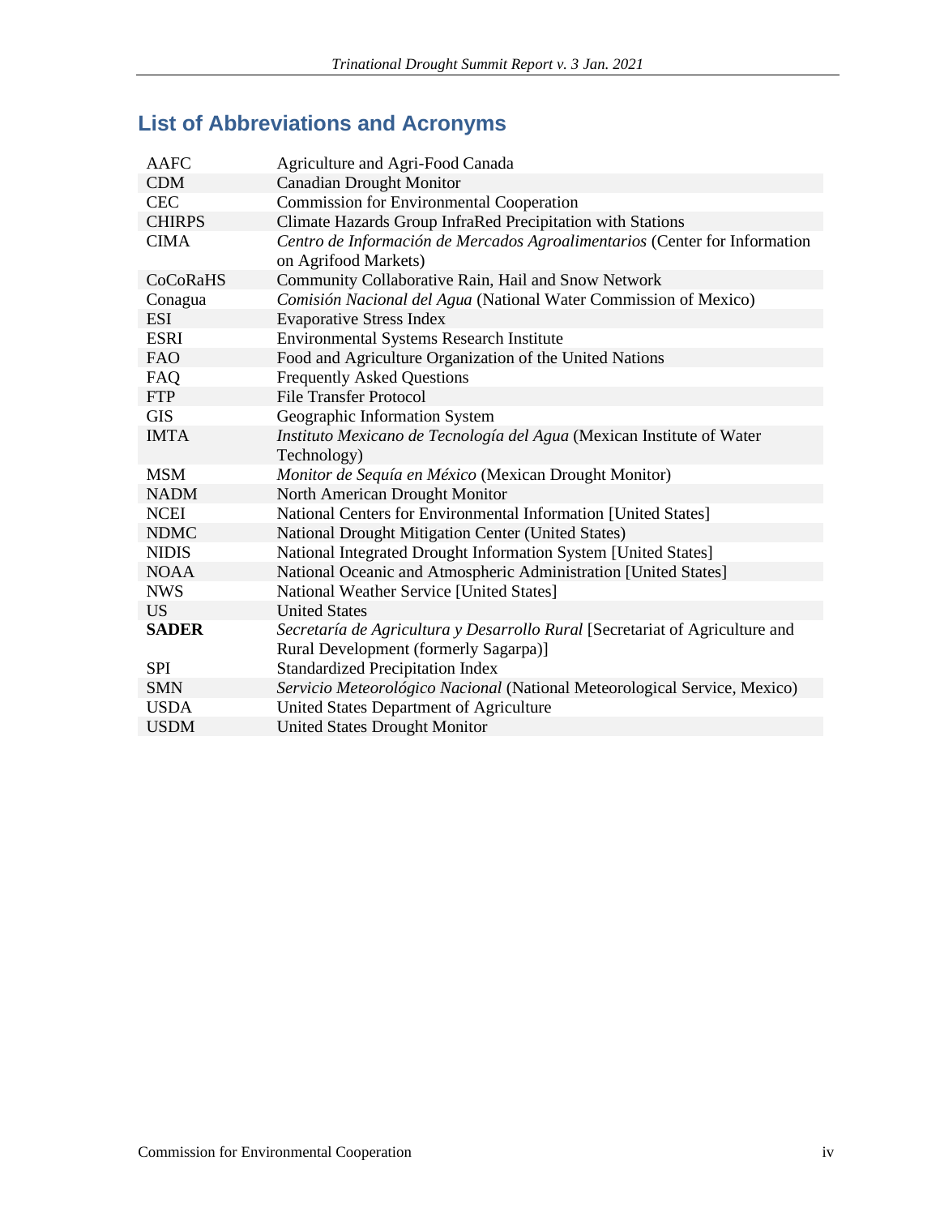## List of Abbreviations and Acronyms

| | |
|---|---|
| AAFC | Agriculture and Agri-Food Canada |
| CDM | Canadian Drought Monitor |
| CEC | Commission for Environmental Cooperation |
| CHIRPS | Climate Hazards Group InfraRed Precipitation with Stations |
| CIMA | *Centro de Información de Mercados Agroalimentarios* (Center for Information on Agrifood Markets) |
| CoCoRaHS | Community Collaborative Rain, Hail and Snow Network |
| Conagua | *Comisión Nacional del Agua* (National Water Commission of Mexico) |
| ESI | Evaporative Stress Index |
| ESRI | Environmental Systems Research Institute |
| FAO | Food and Agriculture Organization of the United Nations |
| FAQ | Frequently Asked Questions |
| FTP | File Transfer Protocol |
| GIS | Geographic Information System |
| IMTA | *Instituto Mexicano de Tecnología del Agua* (Mexican Institute of Water Technology) |
| MSM | *Monitor de Sequía en México* (Mexican Drought Monitor) |
| NADM | North American Drought Monitor |
| NCEI | National Centers for Environmental Information [United States] |
| NDMC | National Drought Mitigation Center (United States) |
| NIDIS | National Integrated Drought Information System [United States] |
| NOAA | National Oceanic and Atmospheric Administration [United States] |
| NWS | National Weather Service [United States] |
| US | United States |
| **SADER** | *Secretaría de Agricultura y Desarrollo Rural* [Secretariat of Agriculture and Rural Development (formerly Sagarpa)] |
| SPI | Standardized Precipitation Index |
| SMN | *Servicio Meteorológico Nacional* (National Meteorological Service, Mexico) |
| USDA | United States Department of Agriculture |
| USDM | United States Drought Monitor |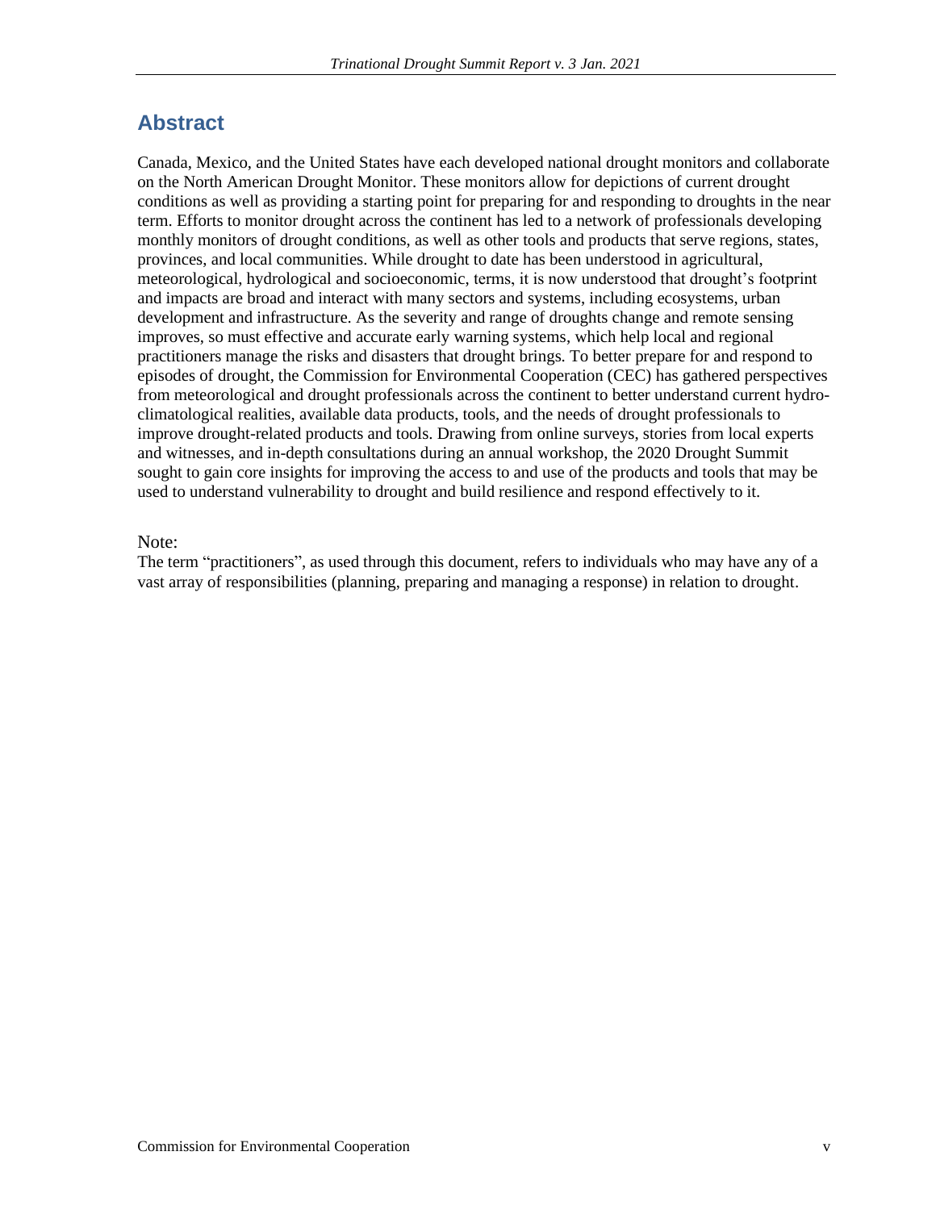## Abstract

Canada, Mexico, and the United States have each developed national drought monitors and collaborate on the North American Drought Monitor. These monitors allow for depictions of current drought conditions as well as providing a starting point for preparing for and responding to droughts in the near term. Efforts to monitor drought across the continent has led to a network of professionals developing monthly monitors of drought conditions, as well as other tools and products that serve regions, states, provinces, and local communities. While drought to date has been understood in agricultural, meteorological, hydrological and socioeconomic, terms, it is now understood that drought's footprint and impacts are broad and interact with many sectors and systems, including ecosystems, urban development and infrastructure. As the severity and range of droughts change and remote sensing improves, so must effective and accurate early warning systems, which help local and regional practitioners manage the risks and disasters that drought brings. To better prepare for and respond to episodes of drought, the Commission for Environmental Cooperation (CEC) has gathered perspectives from meteorological and drought professionals across the continent to better understand current hydro-climatological realities, available data products, tools, and the needs of drought professionals to improve drought-related products and tools. Drawing from online surveys, stories from local experts and witnesses, and in-depth consultations during an annual workshop, the 2020 Drought Summit sought to gain core insights for improving the access to and use of the products and tools that may be used to understand vulnerability to drought and build resilience and respond effectively to it.

Note:
The term "practitioners", as used through this document, refers to individuals who may have any of a vast array of responsibilities (planning, preparing and managing a response) in relation to drought.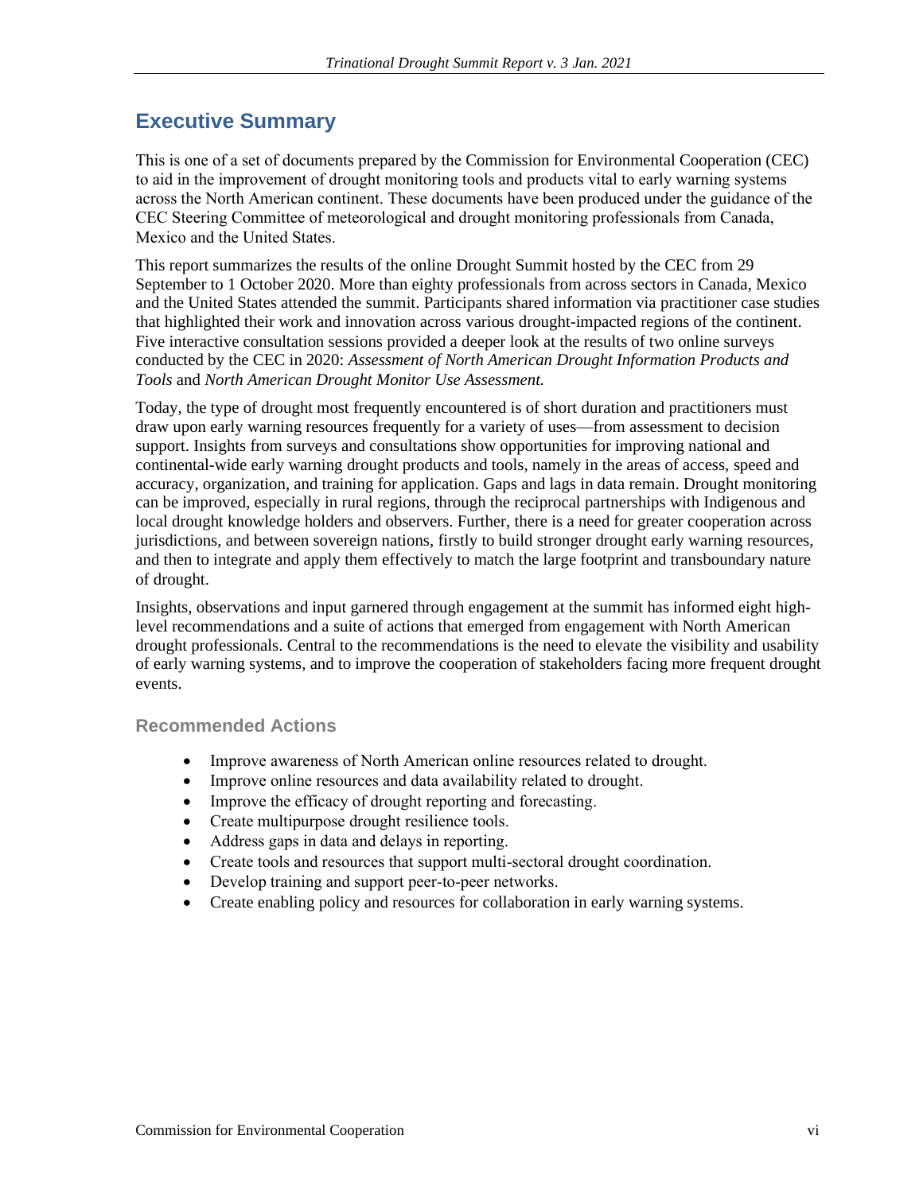# Executive Summary

This is one of a set of documents prepared by the Commission for Environmental Cooperation (CEC) to aid in the improvement of drought monitoring tools and products vital to early warning systems across the North American continent. These documents have been produced under the guidance of the CEC Steering Committee of meteorological and drought monitoring professionals from Canada, Mexico and the United States.

This report summarizes the results of the online Drought Summit hosted by the CEC from 29 September to 1 October 2020. More than eighty professionals from across sectors in Canada, Mexico and the United States attended the summit. Participants shared information via practitioner case studies that highlighted their work and innovation across various drought-impacted regions of the continent. Five interactive consultation sessions provided a deeper look at the results of two online surveys conducted by the CEC in 2020: *Assessment of North American Drought Information Products and Tools* and *North American Drought Monitor Use Assessment.*

Today, the type of drought most frequently encountered is of short duration and practitioners must draw upon early warning resources frequently for a variety of uses—from assessment to decision support. Insights from surveys and consultations show opportunities for improving national and continental-wide early warning drought products and tools, namely in the areas of access, speed and accuracy, organization, and training for application. Gaps and lags in data remain. Drought monitoring can be improved, especially in rural regions, through the reciprocal partnerships with Indigenous and local drought knowledge holders and observers. Further, there is a need for greater cooperation across jurisdictions, and between sovereign nations, firstly to build stronger drought early warning resources, and then to integrate and apply them effectively to match the large footprint and transboundary nature of drought.

Insights, observations and input garnered through engagement at the summit has informed eight high-level recommendations and a suite of actions that emerged from engagement with North American drought professionals. Central to the recommendations is the need to elevate the visibility and usability of early warning systems, and to improve the cooperation of stakeholders facing more frequent drought events.

## Recommended Actions

- Improve awareness of North American online resources related to drought.
- Improve online resources and data availability related to drought.
- Improve the efficacy of drought reporting and forecasting.
- Create multipurpose drought resilience tools.
- Address gaps in data and delays in reporting.
- Create tools and resources that support multi-sectoral drought coordination.
- Develop training and support peer-to-peer networks.
- Create enabling policy and resources for collaboration in early warning systems.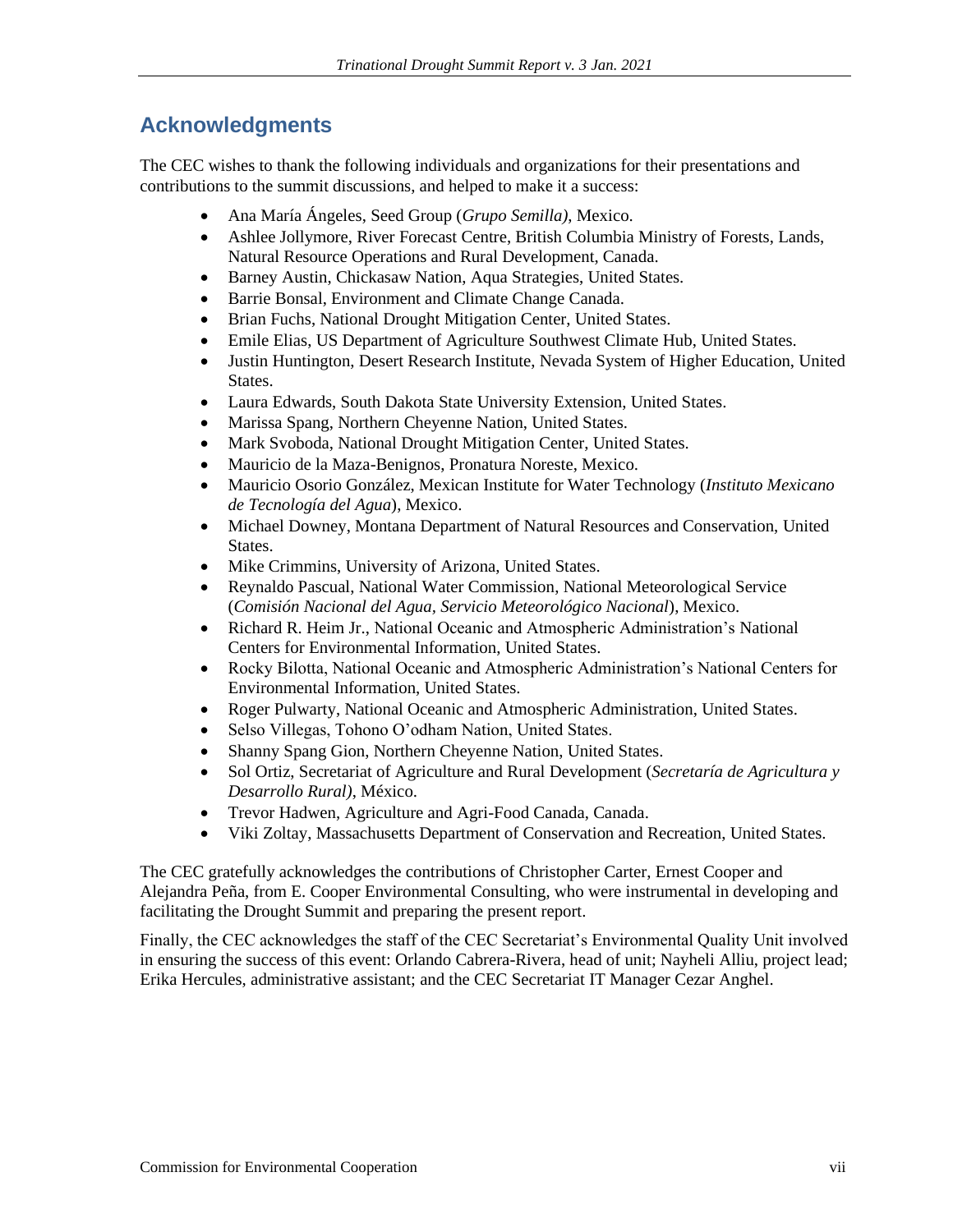## Acknowledgments

The CEC wishes to thank the following individuals and organizations for their presentations and contributions to the summit discussions, and helped to make it a success:

- Ana María Ángeles, Seed Group (*Grupo Semilla)*, Mexico.
- Ashlee Jollymore, River Forecast Centre, British Columbia Ministry of Forests, Lands, Natural Resource Operations and Rural Development, Canada.
- Barney Austin, Chickasaw Nation, Aqua Strategies, United States.
- Barrie Bonsal, Environment and Climate Change Canada.
- Brian Fuchs, National Drought Mitigation Center, United States.
- Emile Elias, US Department of Agriculture Southwest Climate Hub, United States.
- Justin Huntington, Desert Research Institute, Nevada System of Higher Education, United States.
- Laura Edwards, South Dakota State University Extension, United States.
- Marissa Spang, Northern Cheyenne Nation, United States.
- Mark Svoboda, National Drought Mitigation Center, United States.
- Mauricio de la Maza-Benignos, Pronatura Noreste, Mexico.
- Mauricio Osorio González, Mexican Institute for Water Technology (*Instituto Mexicano de Tecnología del Agua*), Mexico.
- Michael Downey, Montana Department of Natural Resources and Conservation, United States.
- Mike Crimmins, University of Arizona, United States.
- Reynaldo Pascual, National Water Commission, National Meteorological Service (*Comisión Nacional del Agua, Servicio Meteorológico Nacional*), Mexico.
- Richard R. Heim Jr., National Oceanic and Atmospheric Administration's National Centers for Environmental Information, United States.
- Rocky Bilotta, National Oceanic and Atmospheric Administration's National Centers for Environmental Information, United States.
- Roger Pulwarty, National Oceanic and Atmospheric Administration, United States.
- Selso Villegas, Tohono O'odham Nation, United States.
- Shanny Spang Gion, Northern Cheyenne Nation, United States.
- Sol Ortiz, Secretariat of Agriculture and Rural Development (*Secretaría de Agricultura y Desarrollo Rural)*, México.
- Trevor Hadwen, Agriculture and Agri-Food Canada, Canada.
- Viki Zoltay, Massachusetts Department of Conservation and Recreation, United States.

The CEC gratefully acknowledges the contributions of Christopher Carter, Ernest Cooper and Alejandra Peña, from E. Cooper Environmental Consulting, who were instrumental in developing and facilitating the Drought Summit and preparing the present report.

Finally, the CEC acknowledges the staff of the CEC Secretariat's Environmental Quality Unit involved in ensuring the success of this event: Orlando Cabrera-Rivera, head of unit; Nayheli Alliu, project lead; Erika Hercules, administrative assistant; and the CEC Secretariat IT Manager Cezar Anghel.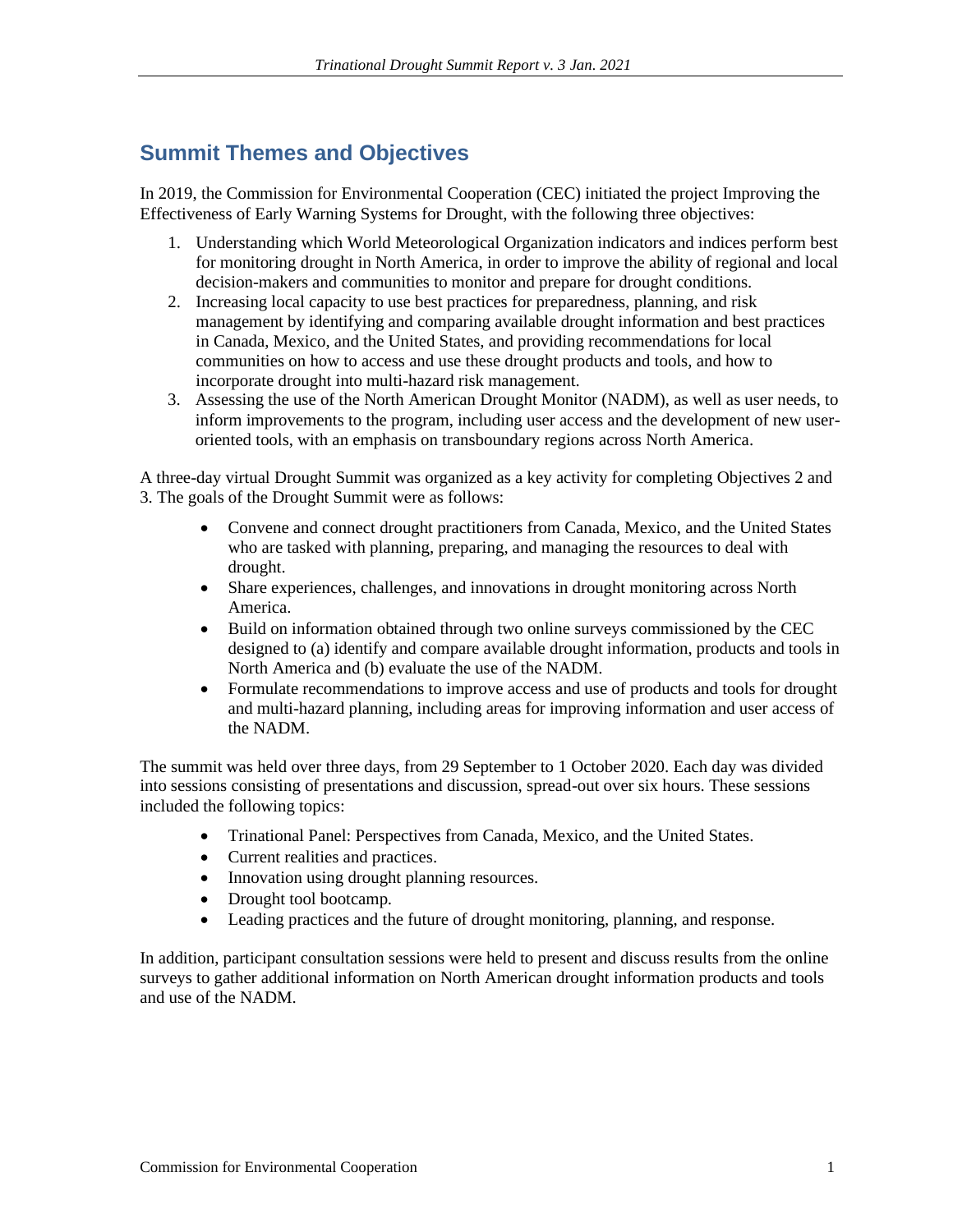## Summit Themes and Objectives

In 2019, the Commission for Environmental Cooperation (CEC) initiated the project Improving the Effectiveness of Early Warning Systems for Drought, with the following three objectives:

1. Understanding which World Meteorological Organization indicators and indices perform best for monitoring drought in North America, in order to improve the ability of regional and local decision-makers and communities to monitor and prepare for drought conditions.
2. Increasing local capacity to use best practices for preparedness, planning, and risk management by identifying and comparing available drought information and best practices in Canada, Mexico, and the United States, and providing recommendations for local communities on how to access and use these drought products and tools, and how to incorporate drought into multi-hazard risk management.
3. Assessing the use of the North American Drought Monitor (NADM), as well as user needs, to inform improvements to the program, including user access and the development of new user-oriented tools, with an emphasis on transboundary regions across North America.

A three-day virtual Drought Summit was organized as a key activity for completing Objectives 2 and 3. The goals of the Drought Summit were as follows:

- Convene and connect drought practitioners from Canada, Mexico, and the United States who are tasked with planning, preparing, and managing the resources to deal with drought.
- Share experiences, challenges, and innovations in drought monitoring across North America.
- Build on information obtained through two online surveys commissioned by the CEC designed to (a) identify and compare available drought information, products and tools in North America and (b) evaluate the use of the NADM.
- Formulate recommendations to improve access and use of products and tools for drought and multi-hazard planning, including areas for improving information and user access of the NADM.

The summit was held over three days, from 29 September to 1 October 2020. Each day was divided into sessions consisting of presentations and discussion, spread-out over six hours. These sessions included the following topics:

- Trinational Panel: Perspectives from Canada, Mexico, and the United States.
- Current realities and practices.
- Innovation using drought planning resources.
- Drought tool bootcamp.
- Leading practices and the future of drought monitoring, planning, and response.

In addition, participant consultation sessions were held to present and discuss results from the online surveys to gather additional information on North American drought information products and tools and use of the NADM.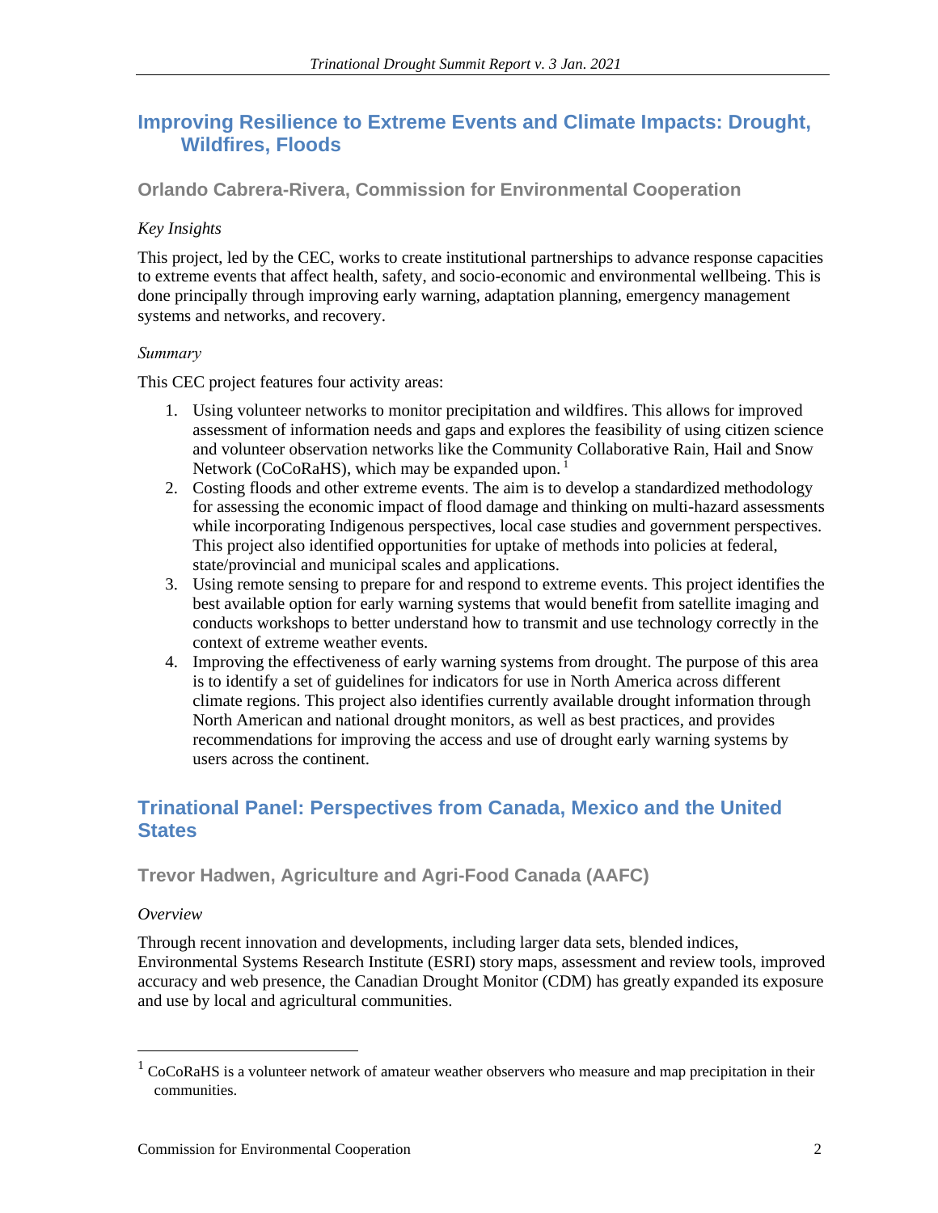## Improving Resilience to Extreme Events and Climate Impacts: Drought, Wildfires, Floods

### Orlando Cabrera-Rivera, Commission for Environmental Cooperation

*Key Insights*

This project, led by the CEC, works to create institutional partnerships to advance response capacities to extreme events that affect health, safety, and socio-economic and environmental wellbeing. This is done principally through improving early warning, adaptation planning, emergency management systems and networks, and recovery.

*Summary*

This CEC project features four activity areas:

1. Using volunteer networks to monitor precipitation and wildfires. This allows for improved assessment of information needs and gaps and explores the feasibility of using citizen science and volunteer observation networks like the Community Collaborative Rain, Hail and Snow Network (CoCoRaHS), which may be expanded upon. [1]
2. Costing floods and other extreme events. The aim is to develop a standardized methodology for assessing the economic impact of flood damage and thinking on multi-hazard assessments while incorporating Indigenous perspectives, local case studies and government perspectives. This project also identified opportunities for uptake of methods into policies at federal, state/provincial and municipal scales and applications.
3. Using remote sensing to prepare for and respond to extreme events. This project identifies the best available option for early warning systems that would benefit from satellite imaging and conducts workshops to better understand how to transmit and use technology correctly in the context of extreme weather events.
4. Improving the effectiveness of early warning systems from drought. The purpose of this area is to identify a set of guidelines for indicators for use in North America across different climate regions. This project also identifies currently available drought information through North American and national drought monitors, as well as best practices, and provides recommendations for improving the access and use of drought early warning systems by users across the continent.

## Trinational Panel: Perspectives from Canada, Mexico and the United States

### Trevor Hadwen, Agriculture and Agri-Food Canada (AAFC)

*Overview*

Through recent innovation and developments, including larger data sets, blended indices, Environmental Systems Research Institute (ESRI) story maps, assessment and review tools, improved accuracy and web presence, the Canadian Drought Monitor (CDM) has greatly expanded its exposure and use by local and agricultural communities.

---

[1] CoCoRaHS is a volunteer network of amateur weather observers who measure and map precipitation in their communities.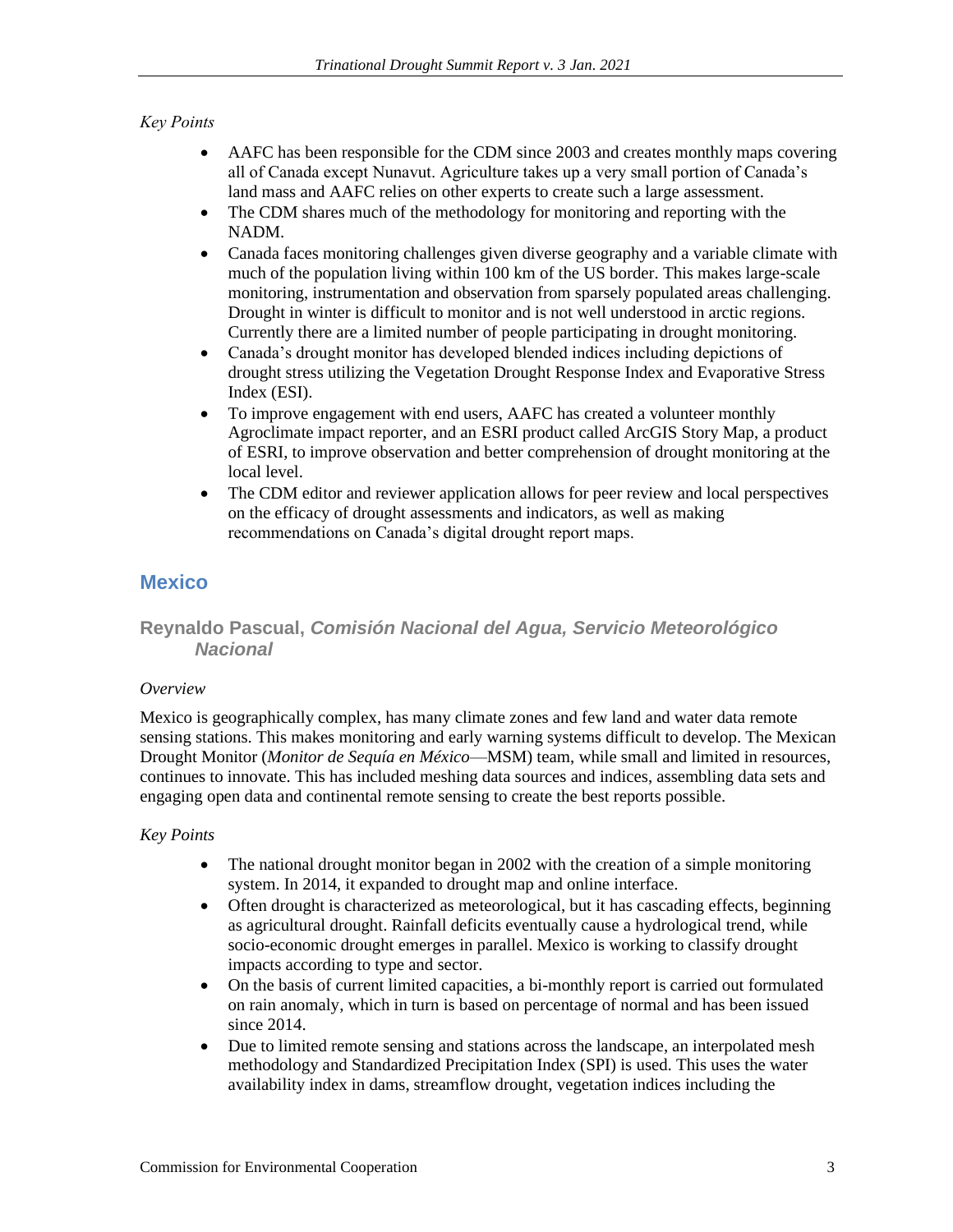*Key Points*

- AAFC has been responsible for the CDM since 2003 and creates monthly maps covering all of Canada except Nunavut. Agriculture takes up a very small portion of Canada's land mass and AAFC relies on other experts to create such a large assessment.
- The CDM shares much of the methodology for monitoring and reporting with the NADM.
- Canada faces monitoring challenges given diverse geography and a variable climate with much of the population living within 100 km of the US border. This makes large-scale monitoring, instrumentation and observation from sparsely populated areas challenging. Drought in winter is difficult to monitor and is not well understood in arctic regions. Currently there are a limited number of people participating in drought monitoring.
- Canada's drought monitor has developed blended indices including depictions of drought stress utilizing the Vegetation Drought Response Index and Evaporative Stress Index (ESI).
- To improve engagement with end users, AAFC has created a volunteer monthly Agroclimate impact reporter, and an ESRI product called ArcGIS Story Map, a product of ESRI, to improve observation and better comprehension of drought monitoring at the local level.
- The CDM editor and reviewer application allows for peer review and local perspectives on the efficacy of drought assessments and indicators, as well as making recommendations on Canada's digital drought report maps.

## Mexico

### Reynaldo Pascual, *Comisión Nacional del Agua, Servicio Meteorológico Nacional*

*Overview*

Mexico is geographically complex, has many climate zones and few land and water data remote sensing stations. This makes monitoring and early warning systems difficult to develop. The Mexican Drought Monitor (*Monitor de Sequía en México*—MSM) team, while small and limited in resources, continues to innovate. This has included meshing data sources and indices, assembling data sets and engaging open data and continental remote sensing to create the best reports possible.

*Key Points*

- The national drought monitor began in 2002 with the creation of a simple monitoring system. In 2014, it expanded to drought map and online interface.
- Often drought is characterized as meteorological, but it has cascading effects, beginning as agricultural drought. Rainfall deficits eventually cause a hydrological trend, while socio-economic drought emerges in parallel. Mexico is working to classify drought impacts according to type and sector.
- On the basis of current limited capacities, a bi-monthly report is carried out formulated on rain anomaly, which in turn is based on percentage of normal and has been issued since 2014.
- Due to limited remote sensing and stations across the landscape, an interpolated mesh methodology and Standardized Precipitation Index (SPI) is used. This uses the water availability index in dams, streamflow drought, vegetation indices including the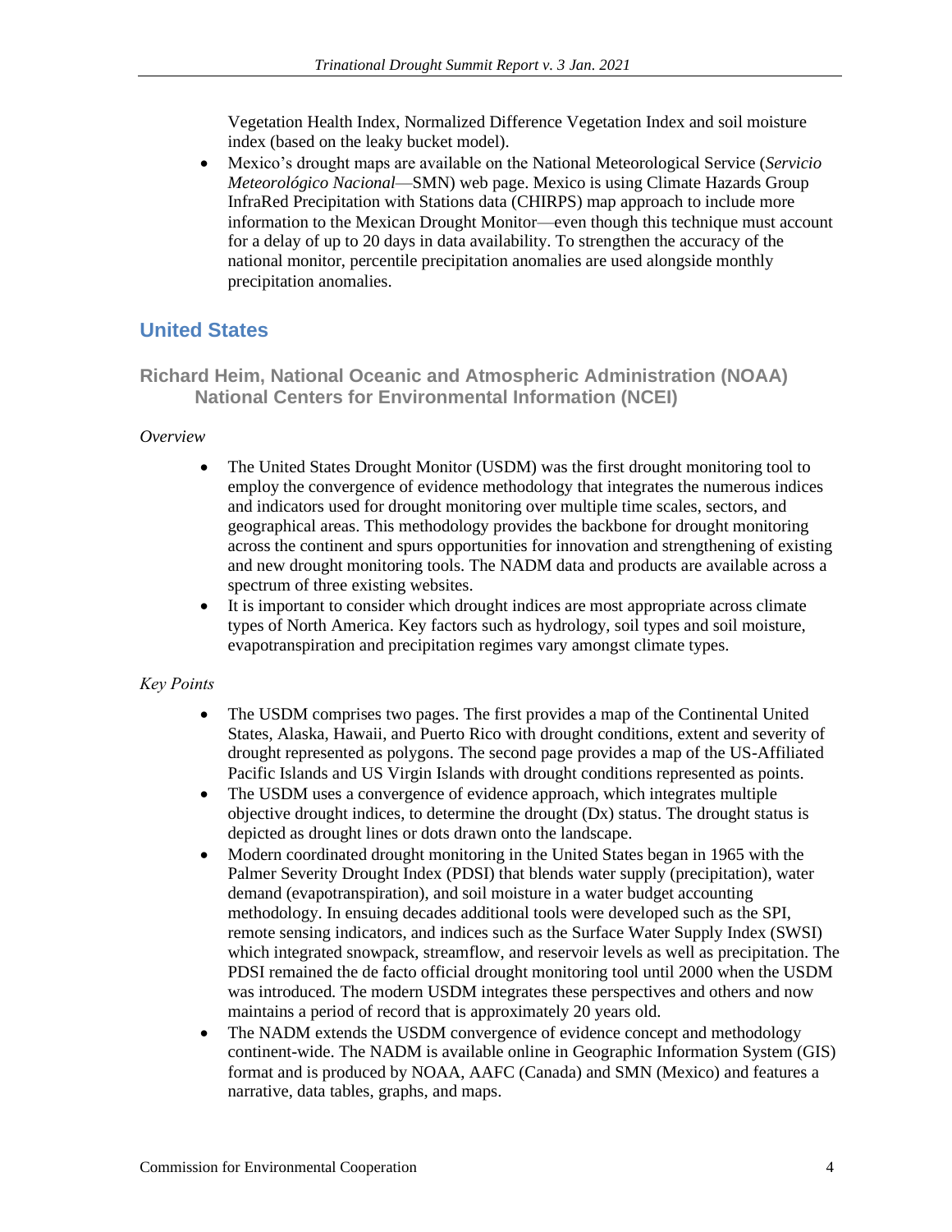Vegetation Health Index, Normalized Difference Vegetation Index and soil moisture index (based on the leaky bucket model).

- Mexico's drought maps are available on the National Meteorological Service (*Servicio Meteorológico Nacional*—SMN) web page. Mexico is using Climate Hazards Group InfraRed Precipitation with Stations data (CHIRPS) map approach to include more information to the Mexican Drought Monitor—even though this technique must account for a delay of up to 20 days in data availability. To strengthen the accuracy of the national monitor, percentile precipitation anomalies are used alongside monthly precipitation anomalies.

## United States

### Richard Heim, National Oceanic and Atmospheric Administration (NOAA) National Centers for Environmental Information (NCEI)

*Overview*

- The United States Drought Monitor (USDM) was the first drought monitoring tool to employ the convergence of evidence methodology that integrates the numerous indices and indicators used for drought monitoring over multiple time scales, sectors, and geographical areas. This methodology provides the backbone for drought monitoring across the continent and spurs opportunities for innovation and strengthening of existing and new drought monitoring tools. The NADM data and products are available across a spectrum of three existing websites.
- It is important to consider which drought indices are most appropriate across climate types of North America. Key factors such as hydrology, soil types and soil moisture, evapotranspiration and precipitation regimes vary amongst climate types.

*Key Points*

- The USDM comprises two pages. The first provides a map of the Continental United States, Alaska, Hawaii, and Puerto Rico with drought conditions, extent and severity of drought represented as polygons. The second page provides a map of the US-Affiliated Pacific Islands and US Virgin Islands with drought conditions represented as points.
- The USDM uses a convergence of evidence approach, which integrates multiple objective drought indices, to determine the drought (Dx) status. The drought status is depicted as drought lines or dots drawn onto the landscape.
- Modern coordinated drought monitoring in the United States began in 1965 with the Palmer Severity Drought Index (PDSI) that blends water supply (precipitation), water demand (evapotranspiration), and soil moisture in a water budget accounting methodology. In ensuing decades additional tools were developed such as the SPI, remote sensing indicators, and indices such as the Surface Water Supply Index (SWSI) which integrated snowpack, streamflow, and reservoir levels as well as precipitation. The PDSI remained the de facto official drought monitoring tool until 2000 when the USDM was introduced. The modern USDM integrates these perspectives and others and now maintains a period of record that is approximately 20 years old.
- The NADM extends the USDM convergence of evidence concept and methodology continent-wide. The NADM is available online in Geographic Information System (GIS) format and is produced by NOAA, AAFC (Canada) and SMN (Mexico) and features a narrative, data tables, graphs, and maps.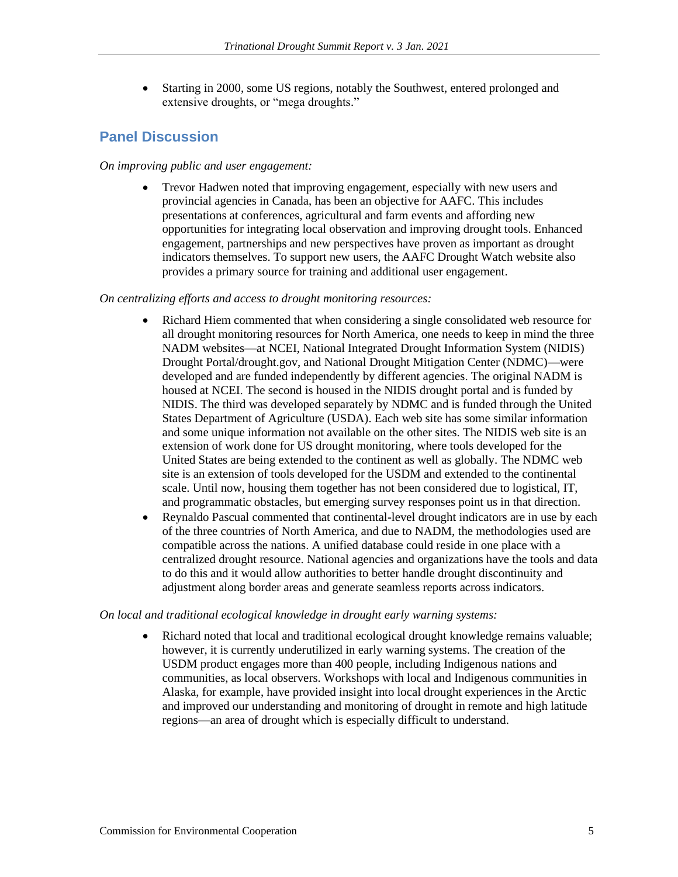- Starting in 2000, some US regions, notably the Southwest, entered prolonged and extensive droughts, or "mega droughts."

## Panel Discussion

*On improving public and user engagement:*

- Trevor Hadwen noted that improving engagement, especially with new users and provincial agencies in Canada, has been an objective for AAFC. This includes presentations at conferences, agricultural and farm events and affording new opportunities for integrating local observation and improving drought tools. Enhanced engagement, partnerships and new perspectives have proven as important as drought indicators themselves. To support new users, the AAFC Drought Watch website also provides a primary source for training and additional user engagement.

*On centralizing efforts and access to drought monitoring resources:*

- Richard Hiem commented that when considering a single consolidated web resource for all drought monitoring resources for North America, one needs to keep in mind the three NADM websites—at NCEI, National Integrated Drought Information System (NIDIS) Drought Portal/drought.gov, and National Drought Mitigation Center (NDMC)—were developed and are funded independently by different agencies. The original NADM is housed at NCEI. The second is housed in the NIDIS drought portal and is funded by NIDIS. The third was developed separately by NDMC and is funded through the United States Department of Agriculture (USDA). Each web site has some similar information and some unique information not available on the other sites. The NIDIS web site is an extension of work done for US drought monitoring, where tools developed for the United States are being extended to the continent as well as globally. The NDMC web site is an extension of tools developed for the USDM and extended to the continental scale. Until now, housing them together has not been considered due to logistical, IT, and programmatic obstacles, but emerging survey responses point us in that direction.
- Reynaldo Pascual commented that continental-level drought indicators are in use by each of the three countries of North America, and due to NADM, the methodologies used are compatible across the nations. A unified database could reside in one place with a centralized drought resource. National agencies and organizations have the tools and data to do this and it would allow authorities to better handle drought discontinuity and adjustment along border areas and generate seamless reports across indicators.

*On local and traditional ecological knowledge in drought early warning systems:*

- Richard noted that local and traditional ecological drought knowledge remains valuable; however, it is currently underutilized in early warning systems. The creation of the USDM product engages more than 400 people, including Indigenous nations and communities, as local observers. Workshops with local and Indigenous communities in Alaska, for example, have provided insight into local drought experiences in the Arctic and improved our understanding and monitoring of drought in remote and high latitude regions—an area of drought which is especially difficult to understand.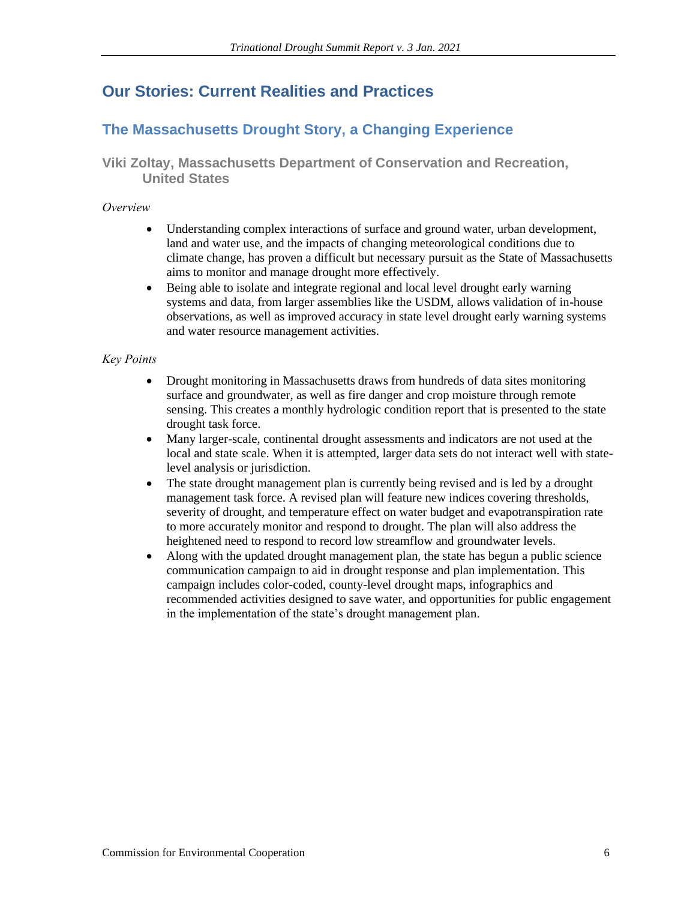## Our Stories: Current Realities and Practices

### The Massachusetts Drought Story, a Changing Experience

#### Viki Zoltay, Massachusetts Department of Conservation and Recreation, United States

*Overview*

- Understanding complex interactions of surface and ground water, urban development, land and water use, and the impacts of changing meteorological conditions due to climate change, has proven a difficult but necessary pursuit as the State of Massachusetts aims to monitor and manage drought more effectively.
- Being able to isolate and integrate regional and local level drought early warning systems and data, from larger assemblies like the USDM, allows validation of in-house observations, as well as improved accuracy in state level drought early warning systems and water resource management activities.

*Key Points*

- Drought monitoring in Massachusetts draws from hundreds of data sites monitoring surface and groundwater, as well as fire danger and crop moisture through remote sensing. This creates a monthly hydrologic condition report that is presented to the state drought task force.
- Many larger-scale, continental drought assessments and indicators are not used at the local and state scale. When it is attempted, larger data sets do not interact well with state-level analysis or jurisdiction.
- The state drought management plan is currently being revised and is led by a drought management task force. A revised plan will feature new indices covering thresholds, severity of drought, and temperature effect on water budget and evapotranspiration rate to more accurately monitor and respond to drought. The plan will also address the heightened need to respond to record low streamflow and groundwater levels.
- Along with the updated drought management plan, the state has begun a public science communication campaign to aid in drought response and plan implementation. This campaign includes color-coded, county-level drought maps, infographics and recommended activities designed to save water, and opportunities for public engagement in the implementation of the state's drought management plan.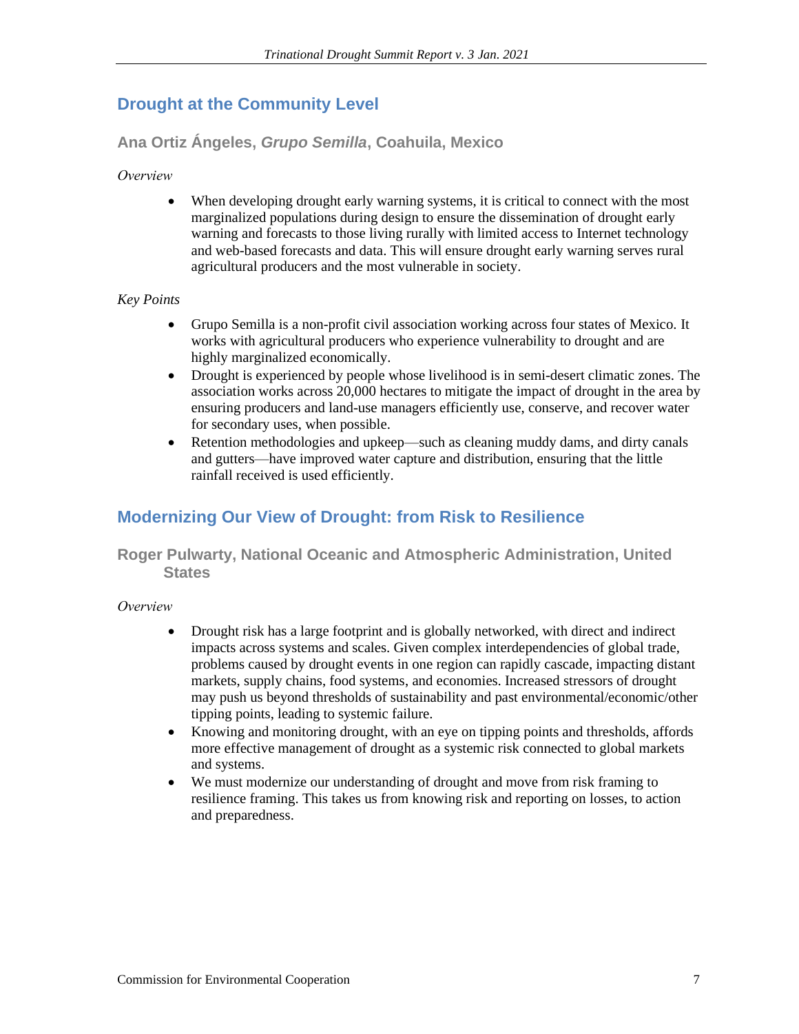## Drought at the Community Level

### Ana Ortiz Ángeles, *Grupo Semilla*, Coahuila, Mexico

*Overview*

- When developing drought early warning systems, it is critical to connect with the most marginalized populations during design to ensure the dissemination of drought early warning and forecasts to those living rurally with limited access to Internet technology and web-based forecasts and data. This will ensure drought early warning serves rural agricultural producers and the most vulnerable in society.

*Key Points*

- Grupo Semilla is a non-profit civil association working across four states of Mexico. It works with agricultural producers who experience vulnerability to drought and are highly marginalized economically.
- Drought is experienced by people whose livelihood is in semi-desert climatic zones. The association works across 20,000 hectares to mitigate the impact of drought in the area by ensuring producers and land-use managers efficiently use, conserve, and recover water for secondary uses, when possible.
- Retention methodologies and upkeep—such as cleaning muddy dams, and dirty canals and gutters—have improved water capture and distribution, ensuring that the little rainfall received is used efficiently.

## Modernizing Our View of Drought: from Risk to Resilience

### Roger Pulwarty, National Oceanic and Atmospheric Administration, United States

*Overview*

- Drought risk has a large footprint and is globally networked, with direct and indirect impacts across systems and scales. Given complex interdependencies of global trade, problems caused by drought events in one region can rapidly cascade, impacting distant markets, supply chains, food systems, and economies. Increased stressors of drought may push us beyond thresholds of sustainability and past environmental/economic/other tipping points, leading to systemic failure.
- Knowing and monitoring drought, with an eye on tipping points and thresholds, affords more effective management of drought as a systemic risk connected to global markets and systems.
- We must modernize our understanding of drought and move from risk framing to resilience framing. This takes us from knowing risk and reporting on losses, to action and preparedness.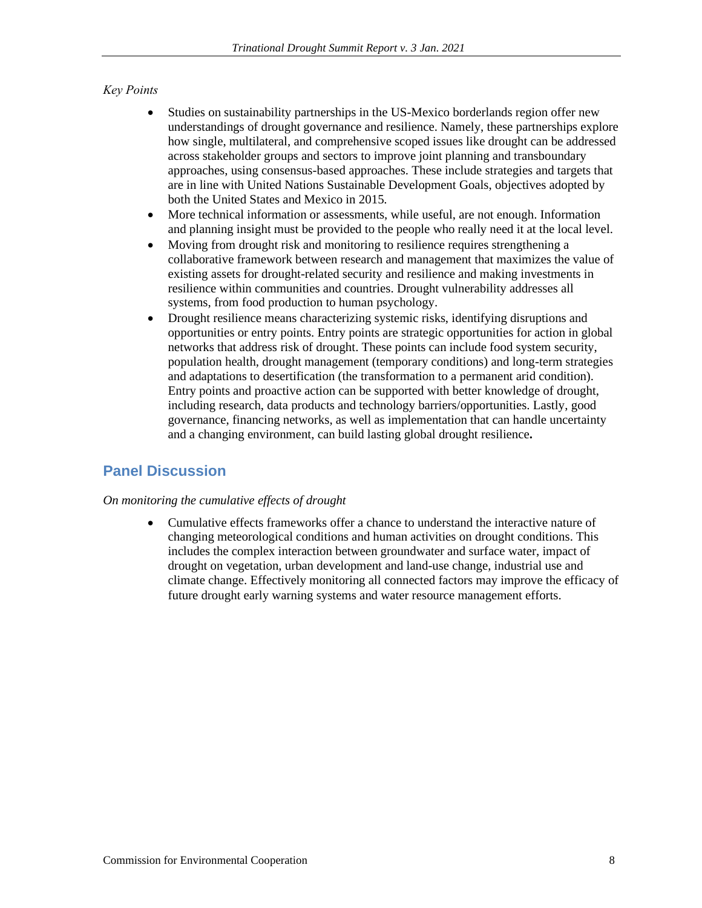*Key Points*

- Studies on sustainability partnerships in the US-Mexico borderlands region offer new understandings of drought governance and resilience. Namely, these partnerships explore how single, multilateral, and comprehensive scoped issues like drought can be addressed across stakeholder groups and sectors to improve joint planning and transboundary approaches, using consensus-based approaches. These include strategies and targets that are in line with United Nations Sustainable Development Goals, objectives adopted by both the United States and Mexico in 2015.
- More technical information or assessments, while useful, are not enough. Information and planning insight must be provided to the people who really need it at the local level.
- Moving from drought risk and monitoring to resilience requires strengthening a collaborative framework between research and management that maximizes the value of existing assets for drought-related security and resilience and making investments in resilience within communities and countries. Drought vulnerability addresses all systems, from food production to human psychology.
- Drought resilience means characterizing systemic risks, identifying disruptions and opportunities or entry points. Entry points are strategic opportunities for action in global networks that address risk of drought. These points can include food system security, population health, drought management (temporary conditions) and long-term strategies and adaptations to desertification (the transformation to a permanent arid condition). Entry points and proactive action can be supported with better knowledge of drought, including research, data products and technology barriers/opportunities. Lastly, good governance, financing networks, as well as implementation that can handle uncertainty and a changing environment, can build lasting global drought resilience**.**

## Panel Discussion

*On monitoring the cumulative effects of drought*

- Cumulative effects frameworks offer a chance to understand the interactive nature of changing meteorological conditions and human activities on drought conditions. This includes the complex interaction between groundwater and surface water, impact of drought on vegetation, urban development and land-use change, industrial use and climate change. Effectively monitoring all connected factors may improve the efficacy of future drought early warning systems and water resource management efforts.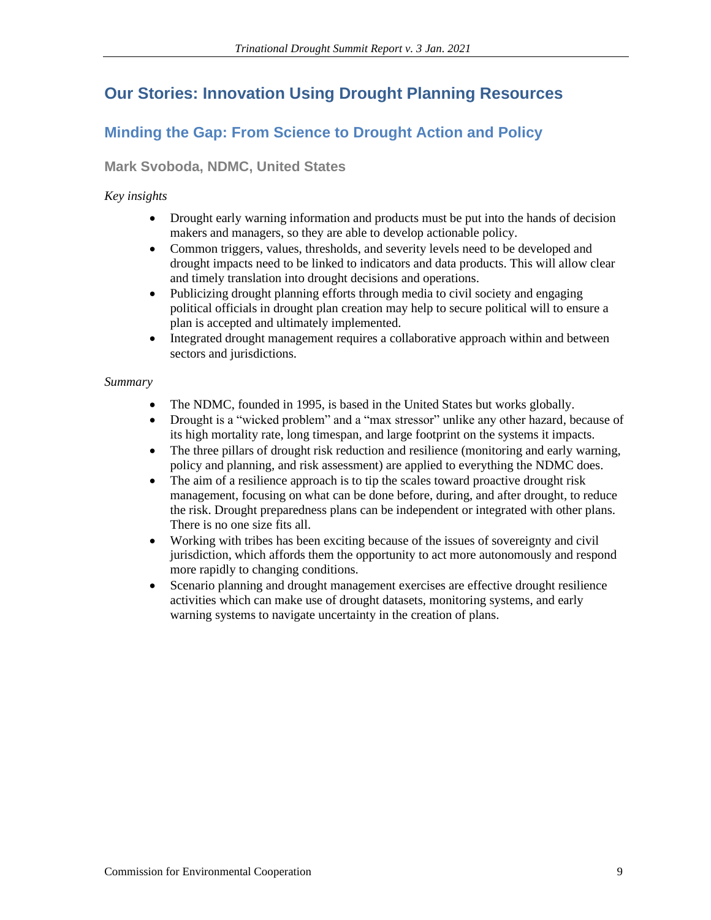## Our Stories: Innovation Using Drought Planning Resources

### Minding the Gap: From Science to Drought Action and Policy

#### Mark Svoboda, NDMC, United States

*Key insights*

- Drought early warning information and products must be put into the hands of decision makers and managers, so they are able to develop actionable policy.
- Common triggers, values, thresholds, and severity levels need to be developed and drought impacts need to be linked to indicators and data products. This will allow clear and timely translation into drought decisions and operations.
- Publicizing drought planning efforts through media to civil society and engaging political officials in drought plan creation may help to secure political will to ensure a plan is accepted and ultimately implemented.
- Integrated drought management requires a collaborative approach within and between sectors and jurisdictions.

*Summary*

- The NDMC, founded in 1995, is based in the United States but works globally.
- Drought is a "wicked problem" and a "max stressor" unlike any other hazard, because of its high mortality rate, long timespan, and large footprint on the systems it impacts.
- The three pillars of drought risk reduction and resilience (monitoring and early warning, policy and planning, and risk assessment) are applied to everything the NDMC does.
- The aim of a resilience approach is to tip the scales toward proactive drought risk management, focusing on what can be done before, during, and after drought, to reduce the risk. Drought preparedness plans can be independent or integrated with other plans. There is no one size fits all.
- Working with tribes has been exciting because of the issues of sovereignty and civil jurisdiction, which affords them the opportunity to act more autonomously and respond more rapidly to changing conditions.
- Scenario planning and drought management exercises are effective drought resilience activities which can make use of drought datasets, monitoring systems, and early warning systems to navigate uncertainty in the creation of plans.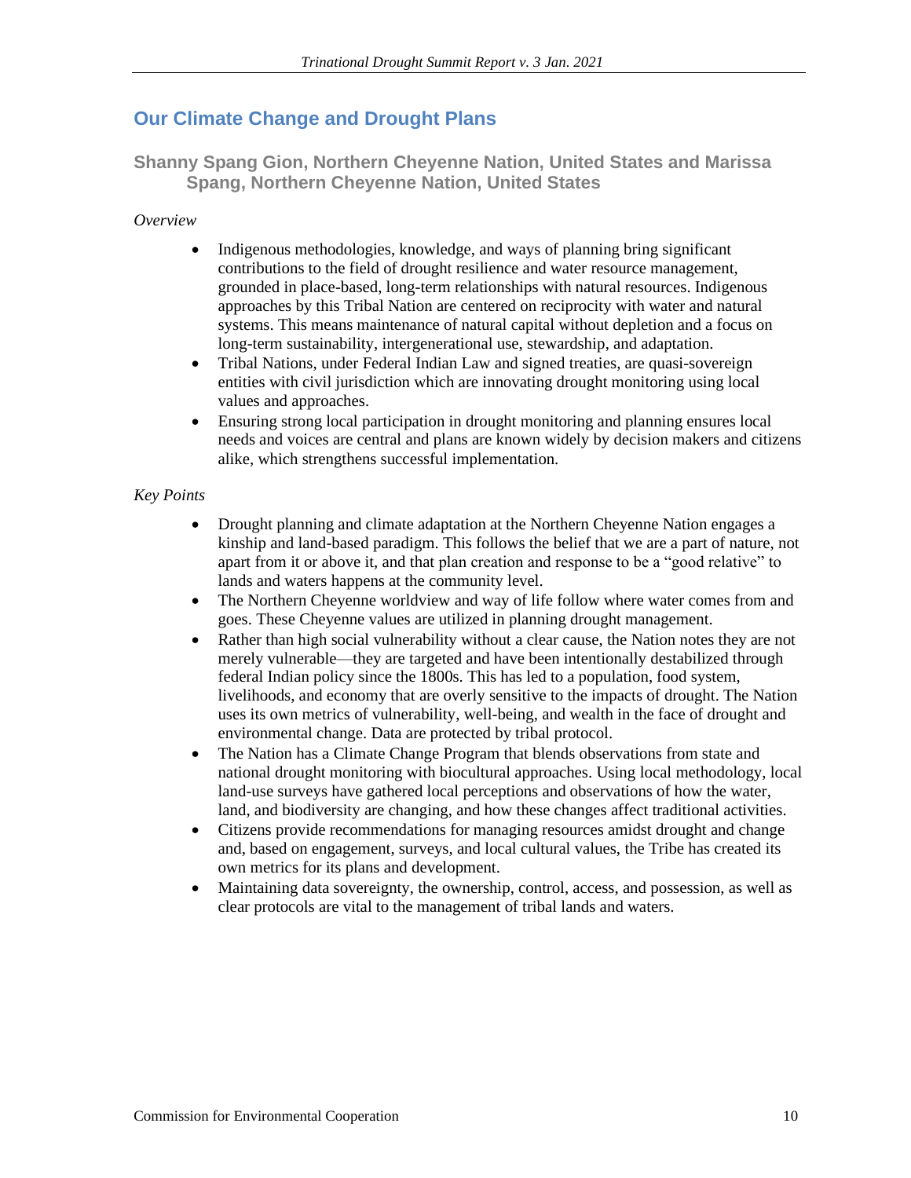## Our Climate Change and Drought Plans

### Shanny Spang Gion, Northern Cheyenne Nation, United States and Marissa Spang, Northern Cheyenne Nation, United States

*Overview*

- Indigenous methodologies, knowledge, and ways of planning bring significant contributions to the field of drought resilience and water resource management, grounded in place-based, long-term relationships with natural resources. Indigenous approaches by this Tribal Nation are centered on reciprocity with water and natural systems. This means maintenance of natural capital without depletion and a focus on long-term sustainability, intergenerational use, stewardship, and adaptation.
- Tribal Nations, under Federal Indian Law and signed treaties, are quasi-sovereign entities with civil jurisdiction which are innovating drought monitoring using local values and approaches.
- Ensuring strong local participation in drought monitoring and planning ensures local needs and voices are central and plans are known widely by decision makers and citizens alike, which strengthens successful implementation.

*Key Points*

- Drought planning and climate adaptation at the Northern Cheyenne Nation engages a kinship and land-based paradigm. This follows the belief that we are a part of nature, not apart from it or above it, and that plan creation and response to be a "good relative" to lands and waters happens at the community level.
- The Northern Cheyenne worldview and way of life follow where water comes from and goes. These Cheyenne values are utilized in planning drought management.
- Rather than high social vulnerability without a clear cause, the Nation notes they are not merely vulnerable—they are targeted and have been intentionally destabilized through federal Indian policy since the 1800s. This has led to a population, food system, livelihoods, and economy that are overly sensitive to the impacts of drought. The Nation uses its own metrics of vulnerability, well-being, and wealth in the face of drought and environmental change. Data are protected by tribal protocol.
- The Nation has a Climate Change Program that blends observations from state and national drought monitoring with biocultural approaches. Using local methodology, local land-use surveys have gathered local perceptions and observations of how the water, land, and biodiversity are changing, and how these changes affect traditional activities.
- Citizens provide recommendations for managing resources amidst drought and change and, based on engagement, surveys, and local cultural values, the Tribe has created its own metrics for its plans and development.
- Maintaining data sovereignty, the ownership, control, access, and possession, as well as clear protocols are vital to the management of tribal lands and waters.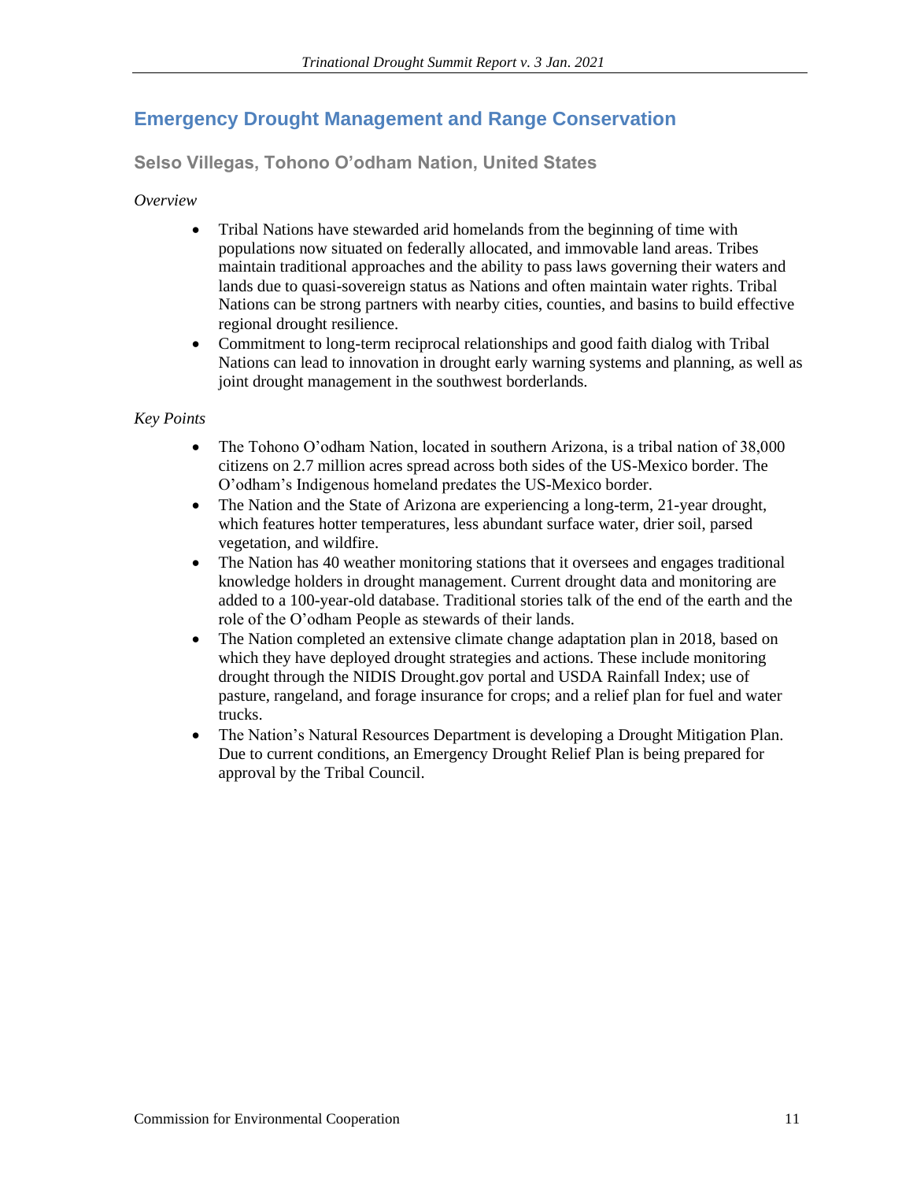## Emergency Drought Management and Range Conservation

### Selso Villegas, Tohono O'odham Nation, United States

*Overview*

- Tribal Nations have stewarded arid homelands from the beginning of time with populations now situated on federally allocated, and immovable land areas. Tribes maintain traditional approaches and the ability to pass laws governing their waters and lands due to quasi-sovereign status as Nations and often maintain water rights. Tribal Nations can be strong partners with nearby cities, counties, and basins to build effective regional drought resilience.
- Commitment to long-term reciprocal relationships and good faith dialog with Tribal Nations can lead to innovation in drought early warning systems and planning, as well as joint drought management in the southwest borderlands.

*Key Points*

- The Tohono O'odham Nation, located in southern Arizona, is a tribal nation of 38,000 citizens on 2.7 million acres spread across both sides of the US-Mexico border. The O'odham's Indigenous homeland predates the US-Mexico border.
- The Nation and the State of Arizona are experiencing a long-term, 21-year drought, which features hotter temperatures, less abundant surface water, drier soil, parsed vegetation, and wildfire.
- The Nation has 40 weather monitoring stations that it oversees and engages traditional knowledge holders in drought management. Current drought data and monitoring are added to a 100-year-old database. Traditional stories talk of the end of the earth and the role of the O'odham People as stewards of their lands.
- The Nation completed an extensive climate change adaptation plan in 2018, based on which they have deployed drought strategies and actions. These include monitoring drought through the NIDIS Drought.gov portal and USDA Rainfall Index; use of pasture, rangeland, and forage insurance for crops; and a relief plan for fuel and water trucks.
- The Nation's Natural Resources Department is developing a Drought Mitigation Plan. Due to current conditions, an Emergency Drought Relief Plan is being prepared for approval by the Tribal Council.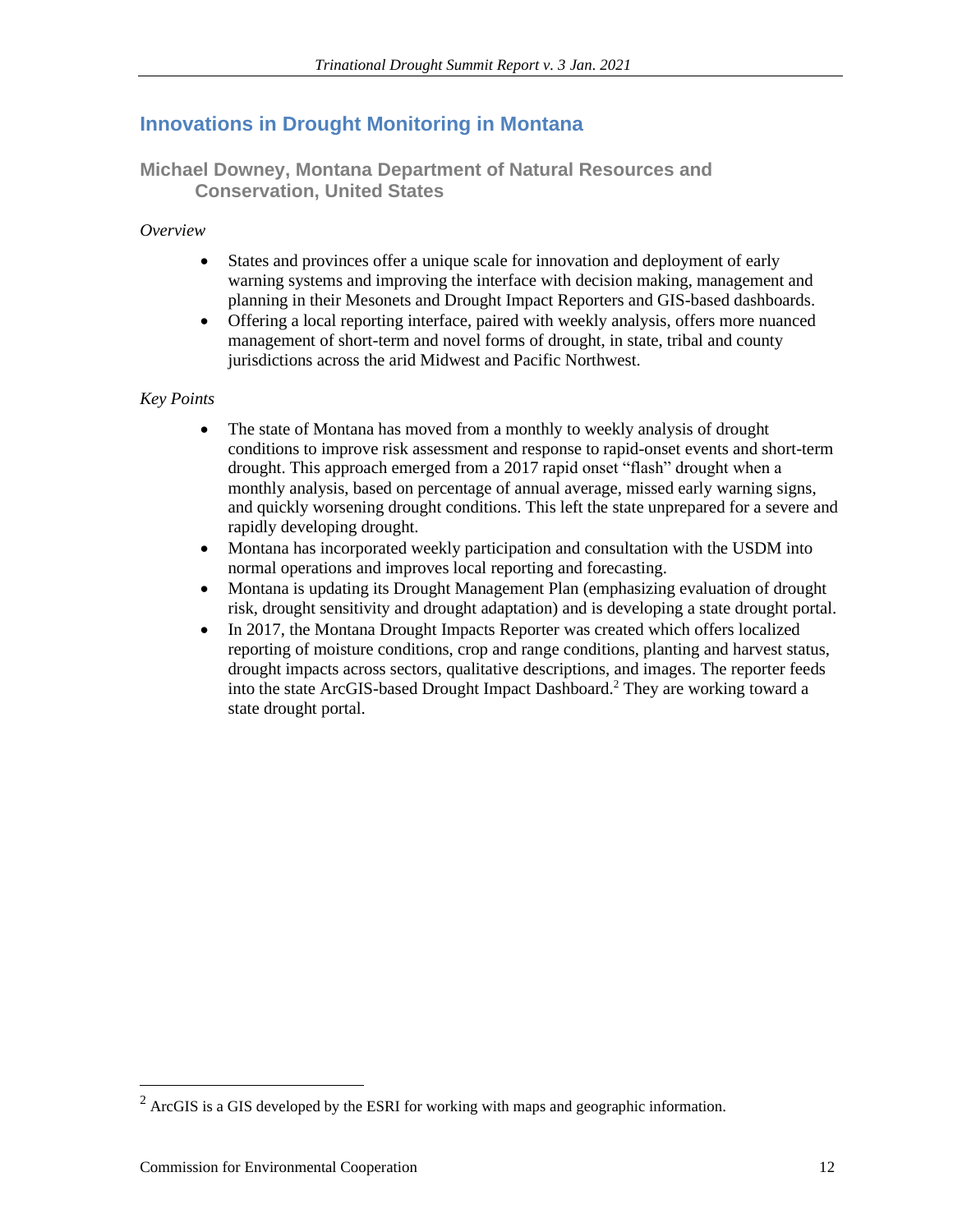## Innovations in Drought Monitoring in Montana

### Michael Downey, Montana Department of Natural Resources and Conservation, United States

*Overview*

- States and provinces offer a unique scale for innovation and deployment of early warning systems and improving the interface with decision making, management and planning in their Mesonets and Drought Impact Reporters and GIS-based dashboards.
- Offering a local reporting interface, paired with weekly analysis, offers more nuanced management of short-term and novel forms of drought, in state, tribal and county jurisdictions across the arid Midwest and Pacific Northwest.

*Key Points*

- The state of Montana has moved from a monthly to weekly analysis of drought conditions to improve risk assessment and response to rapid-onset events and short-term drought. This approach emerged from a 2017 rapid onset "flash" drought when a monthly analysis, based on percentage of annual average, missed early warning signs, and quickly worsening drought conditions. This left the state unprepared for a severe and rapidly developing drought.
- Montana has incorporated weekly participation and consultation with the USDM into normal operations and improves local reporting and forecasting.
- Montana is updating its Drought Management Plan (emphasizing evaluation of drought risk, drought sensitivity and drought adaptation) and is developing a state drought portal.
- In 2017, the Montana Drought Impacts Reporter was created which offers localized reporting of moisture conditions, crop and range conditions, planting and harvest status, drought impacts across sectors, qualitative descriptions, and images. The reporter feeds into the state ArcGIS-based Drought Impact Dashboard.[2] They are working toward a state drought portal.

[2] ArcGIS is a GIS developed by the ESRI for working with maps and geographic information.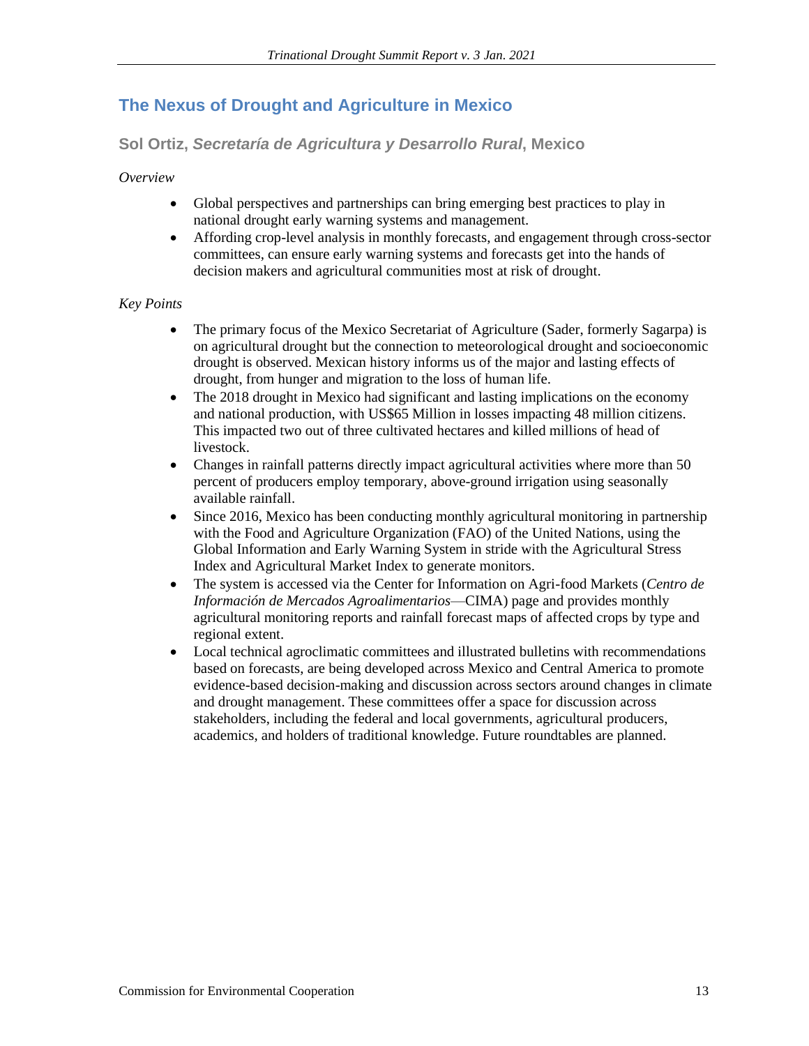## The Nexus of Drought and Agriculture in Mexico

### Sol Ortiz, *Secretaría de Agricultura y Desarrollo Rural*, Mexico

*Overview*

- Global perspectives and partnerships can bring emerging best practices to play in national drought early warning systems and management.
- Affording crop-level analysis in monthly forecasts, and engagement through cross-sector committees, can ensure early warning systems and forecasts get into the hands of decision makers and agricultural communities most at risk of drought.

*Key Points*

- The primary focus of the Mexico Secretariat of Agriculture (Sader, formerly Sagarpa) is on agricultural drought but the connection to meteorological drought and socioeconomic drought is observed. Mexican history informs us of the major and lasting effects of drought, from hunger and migration to the loss of human life.
- The 2018 drought in Mexico had significant and lasting implications on the economy and national production, with US$65 Million in losses impacting 48 million citizens. This impacted two out of three cultivated hectares and killed millions of head of livestock.
- Changes in rainfall patterns directly impact agricultural activities where more than 50 percent of producers employ temporary, above-ground irrigation using seasonally available rainfall.
- Since 2016, Mexico has been conducting monthly agricultural monitoring in partnership with the Food and Agriculture Organization (FAO) of the United Nations, using the Global Information and Early Warning System in stride with the Agricultural Stress Index and Agricultural Market Index to generate monitors.
- The system is accessed via the Center for Information on Agri-food Markets (*Centro de Información de Mercados Agroalimentarios*—CIMA) page and provides monthly agricultural monitoring reports and rainfall forecast maps of affected crops by type and regional extent.
- Local technical agroclimatic committees and illustrated bulletins with recommendations based on forecasts, are being developed across Mexico and Central America to promote evidence-based decision-making and discussion across sectors around changes in climate and drought management. These committees offer a space for discussion across stakeholders, including the federal and local governments, agricultural producers, academics, and holders of traditional knowledge. Future roundtables are planned.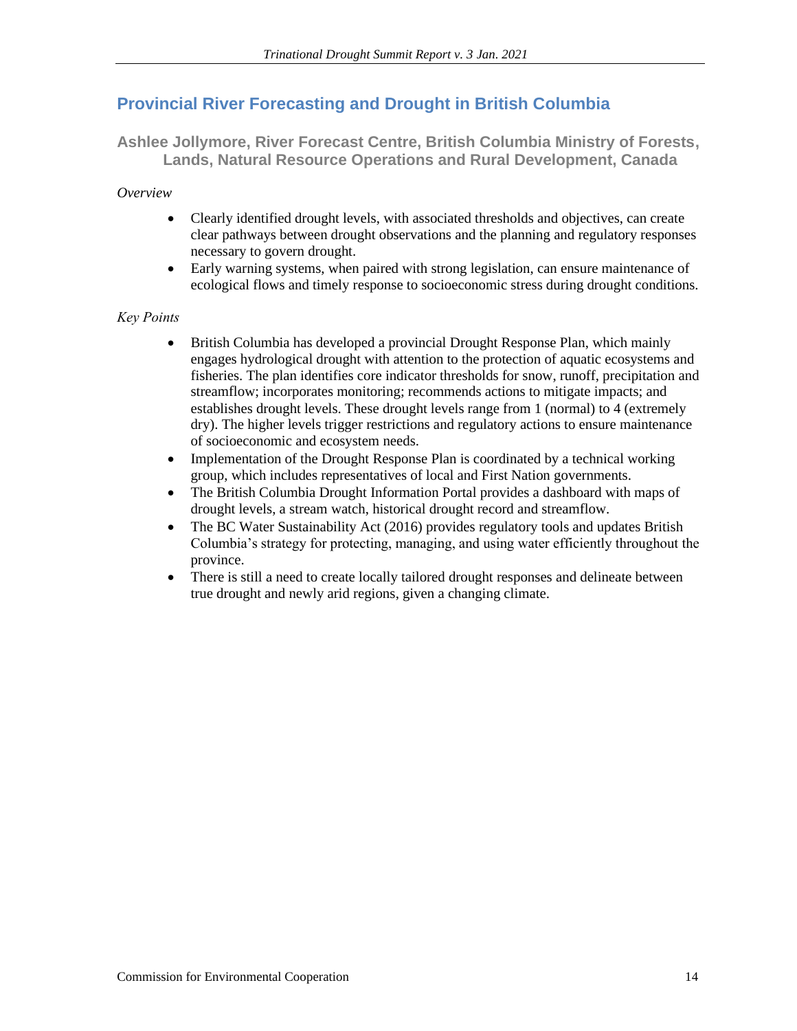## Provincial River Forecasting and Drought in British Columbia

### Ashlee Jollymore, River Forecast Centre, British Columbia Ministry of Forests, Lands, Natural Resource Operations and Rural Development, Canada

*Overview*

- Clearly identified drought levels, with associated thresholds and objectives, can create clear pathways between drought observations and the planning and regulatory responses necessary to govern drought.
- Early warning systems, when paired with strong legislation, can ensure maintenance of ecological flows and timely response to socioeconomic stress during drought conditions.

*Key Points*

- British Columbia has developed a provincial Drought Response Plan, which mainly engages hydrological drought with attention to the protection of aquatic ecosystems and fisheries. The plan identifies core indicator thresholds for snow, runoff, precipitation and streamflow; incorporates monitoring; recommends actions to mitigate impacts; and establishes drought levels. These drought levels range from 1 (normal) to 4 (extremely dry). The higher levels trigger restrictions and regulatory actions to ensure maintenance of socioeconomic and ecosystem needs.
- Implementation of the Drought Response Plan is coordinated by a technical working group, which includes representatives of local and First Nation governments.
- The British Columbia Drought Information Portal provides a dashboard with maps of drought levels, a stream watch, historical drought record and streamflow.
- The BC Water Sustainability Act (2016) provides regulatory tools and updates British Columbia's strategy for protecting, managing, and using water efficiently throughout the province.
- There is still a need to create locally tailored drought responses and delineate between true drought and newly arid regions, given a changing climate.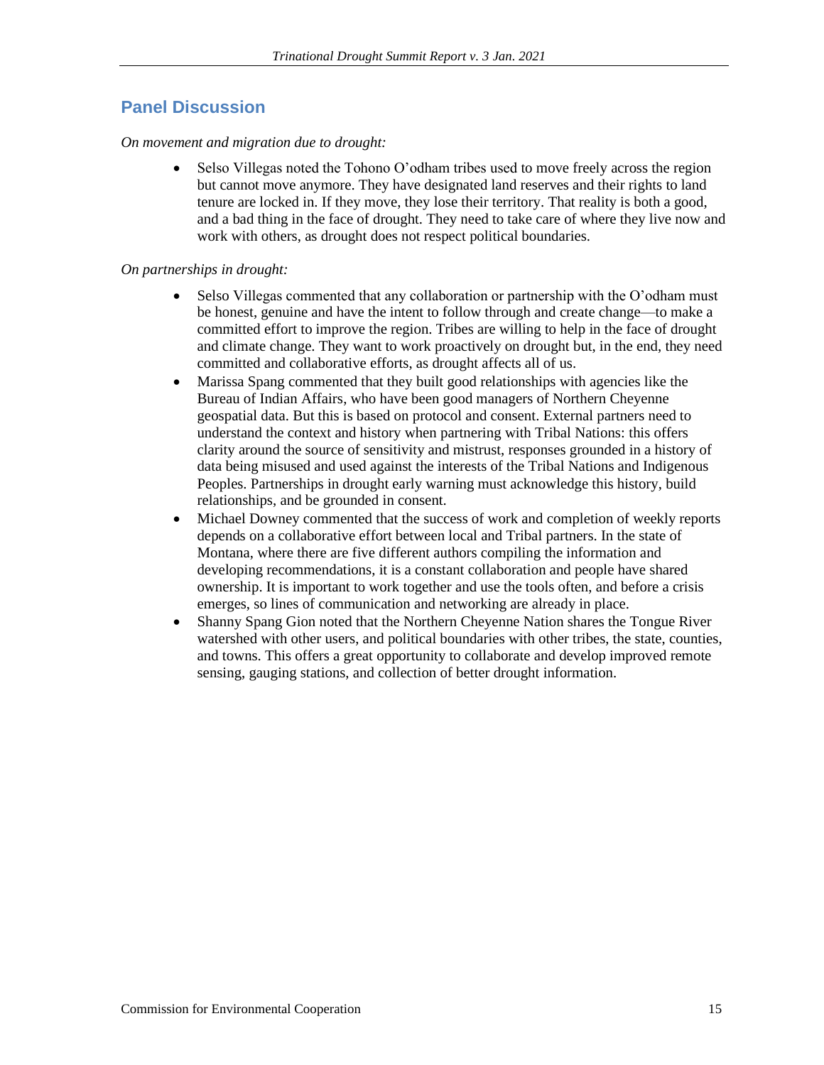## Panel Discussion

*On movement and migration due to drought:*

- Selso Villegas noted the Tohono O'odham tribes used to move freely across the region but cannot move anymore. They have designated land reserves and their rights to land tenure are locked in. If they move, they lose their territory. That reality is both a good, and a bad thing in the face of drought. They need to take care of where they live now and work with others, as drought does not respect political boundaries.

*On partnerships in drought:*

- Selso Villegas commented that any collaboration or partnership with the O'odham must be honest, genuine and have the intent to follow through and create change—to make a committed effort to improve the region. Tribes are willing to help in the face of drought and climate change. They want to work proactively on drought but, in the end, they need committed and collaborative efforts, as drought affects all of us.
- Marissa Spang commented that they built good relationships with agencies like the Bureau of Indian Affairs, who have been good managers of Northern Cheyenne geospatial data. But this is based on protocol and consent. External partners need to understand the context and history when partnering with Tribal Nations: this offers clarity around the source of sensitivity and mistrust, responses grounded in a history of data being misused and used against the interests of the Tribal Nations and Indigenous Peoples. Partnerships in drought early warning must acknowledge this history, build relationships, and be grounded in consent.
- Michael Downey commented that the success of work and completion of weekly reports depends on a collaborative effort between local and Tribal partners. In the state of Montana, where there are five different authors compiling the information and developing recommendations, it is a constant collaboration and people have shared ownership. It is important to work together and use the tools often, and before a crisis emerges, so lines of communication and networking are already in place.
- Shanny Spang Gion noted that the Northern Cheyenne Nation shares the Tongue River watershed with other users, and political boundaries with other tribes, the state, counties, and towns. This offers a great opportunity to collaborate and develop improved remote sensing, gauging stations, and collection of better drought information.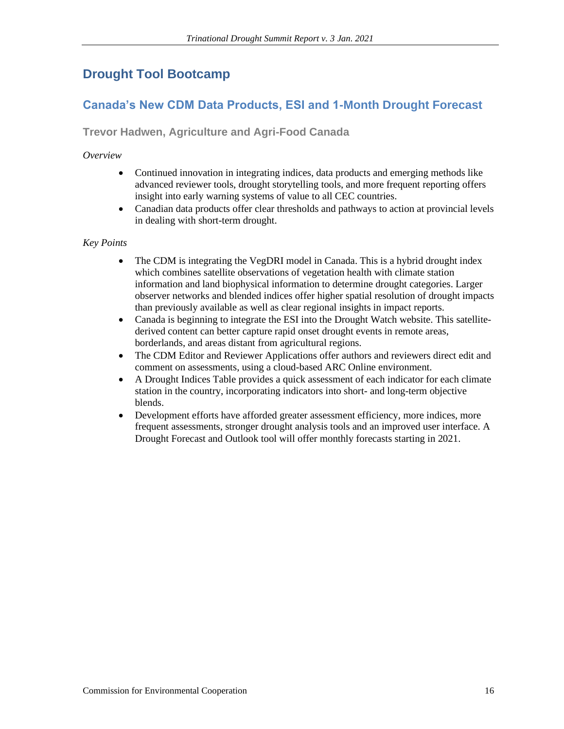# Drought Tool Bootcamp

## Canada's New CDM Data Products, ESI and 1-Month Drought Forecast

### Trevor Hadwen, Agriculture and Agri-Food Canada

*Overview*

- Continued innovation in integrating indices, data products and emerging methods like advanced reviewer tools, drought storytelling tools, and more frequent reporting offers insight into early warning systems of value to all CEC countries.
- Canadian data products offer clear thresholds and pathways to action at provincial levels in dealing with short-term drought.

*Key Points*

- The CDM is integrating the VegDRI model in Canada. This is a hybrid drought index which combines satellite observations of vegetation health with climate station information and land biophysical information to determine drought categories. Larger observer networks and blended indices offer higher spatial resolution of drought impacts than previously available as well as clear regional insights in impact reports.
- Canada is beginning to integrate the ESI into the Drought Watch website. This satellite-derived content can better capture rapid onset drought events in remote areas, borderlands, and areas distant from agricultural regions.
- The CDM Editor and Reviewer Applications offer authors and reviewers direct edit and comment on assessments, using a cloud-based ARC Online environment.
- A Drought Indices Table provides a quick assessment of each indicator for each climate station in the country, incorporating indicators into short- and long-term objective blends.
- Development efforts have afforded greater assessment efficiency, more indices, more frequent assessments, stronger drought analysis tools and an improved user interface. A Drought Forecast and Outlook tool will offer monthly forecasts starting in 2021.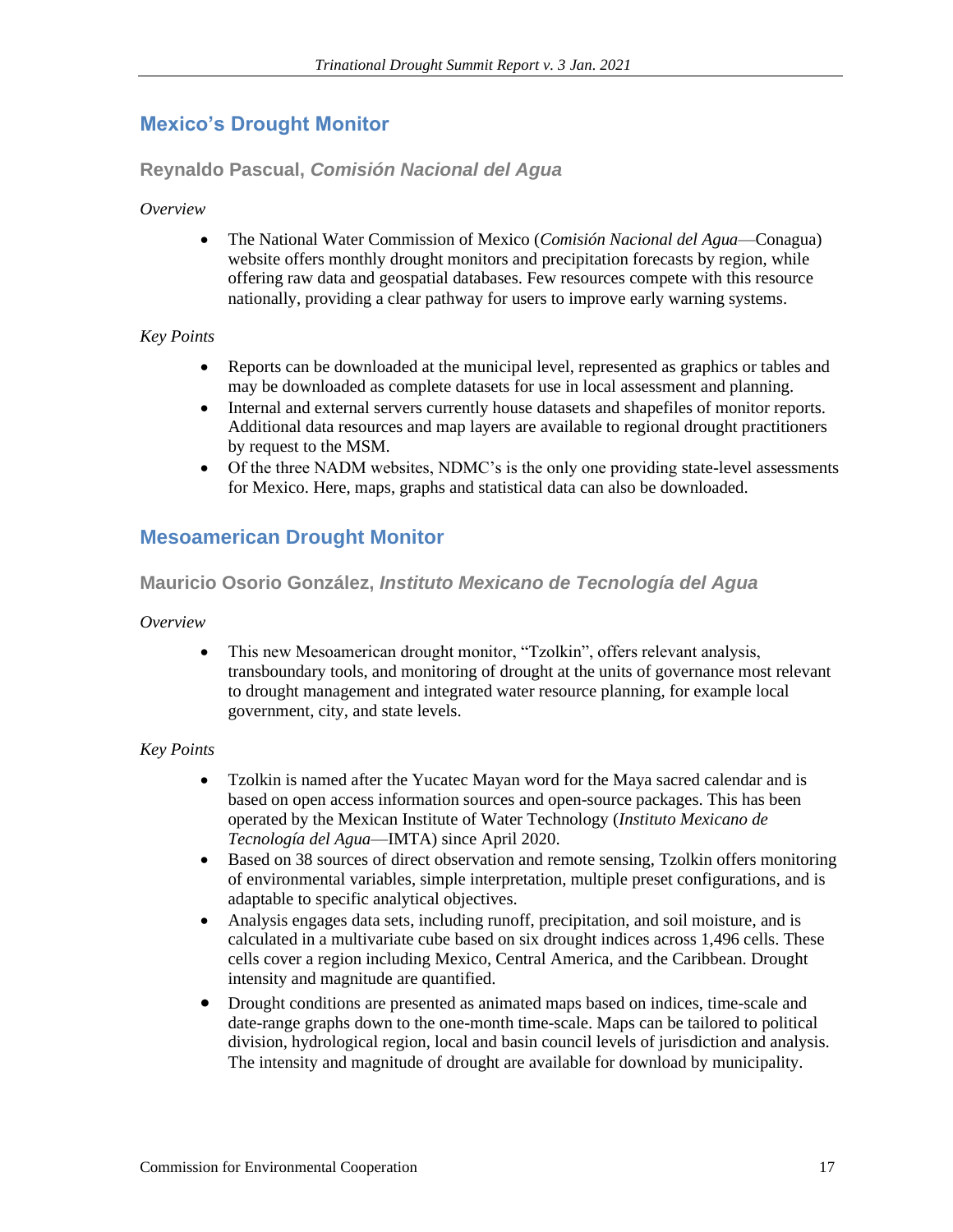## Mexico's Drought Monitor

### Reynaldo Pascual, *Comisión Nacional del Agua*

*Overview*

- The National Water Commission of Mexico (*Comisión Nacional del Agua*—Conagua) website offers monthly drought monitors and precipitation forecasts by region, while offering raw data and geospatial databases. Few resources compete with this resource nationally, providing a clear pathway for users to improve early warning systems.

*Key Points*

- Reports can be downloaded at the municipal level, represented as graphics or tables and may be downloaded as complete datasets for use in local assessment and planning.
- Internal and external servers currently house datasets and shapefiles of monitor reports. Additional data resources and map layers are available to regional drought practitioners by request to the MSM.
- Of the three NADM websites, NDMC's is the only one providing state-level assessments for Mexico. Here, maps, graphs and statistical data can also be downloaded.

## Mesoamerican Drought Monitor

### Mauricio Osorio González, *Instituto Mexicano de Tecnología del Agua*

*Overview*

- This new Mesoamerican drought monitor, "Tzolkin", offers relevant analysis, transboundary tools, and monitoring of drought at the units of governance most relevant to drought management and integrated water resource planning, for example local government, city, and state levels.

*Key Points*

- Tzolkin is named after the Yucatec Mayan word for the Maya sacred calendar and is based on open access information sources and open-source packages. This has been operated by the Mexican Institute of Water Technology (*Instituto Mexicano de Tecnología del Agua*—IMTA) since April 2020.
- Based on 38 sources of direct observation and remote sensing, Tzolkin offers monitoring of environmental variables, simple interpretation, multiple preset configurations, and is adaptable to specific analytical objectives.
- Analysis engages data sets, including runoff, precipitation, and soil moisture, and is calculated in a multivariate cube based on six drought indices across 1,496 cells. These cells cover a region including Mexico, Central America, and the Caribbean. Drought intensity and magnitude are quantified.
- Drought conditions are presented as animated maps based on indices, time-scale and date-range graphs down to the one-month time-scale. Maps can be tailored to political division, hydrological region, local and basin council levels of jurisdiction and analysis. The intensity and magnitude of drought are available for download by municipality.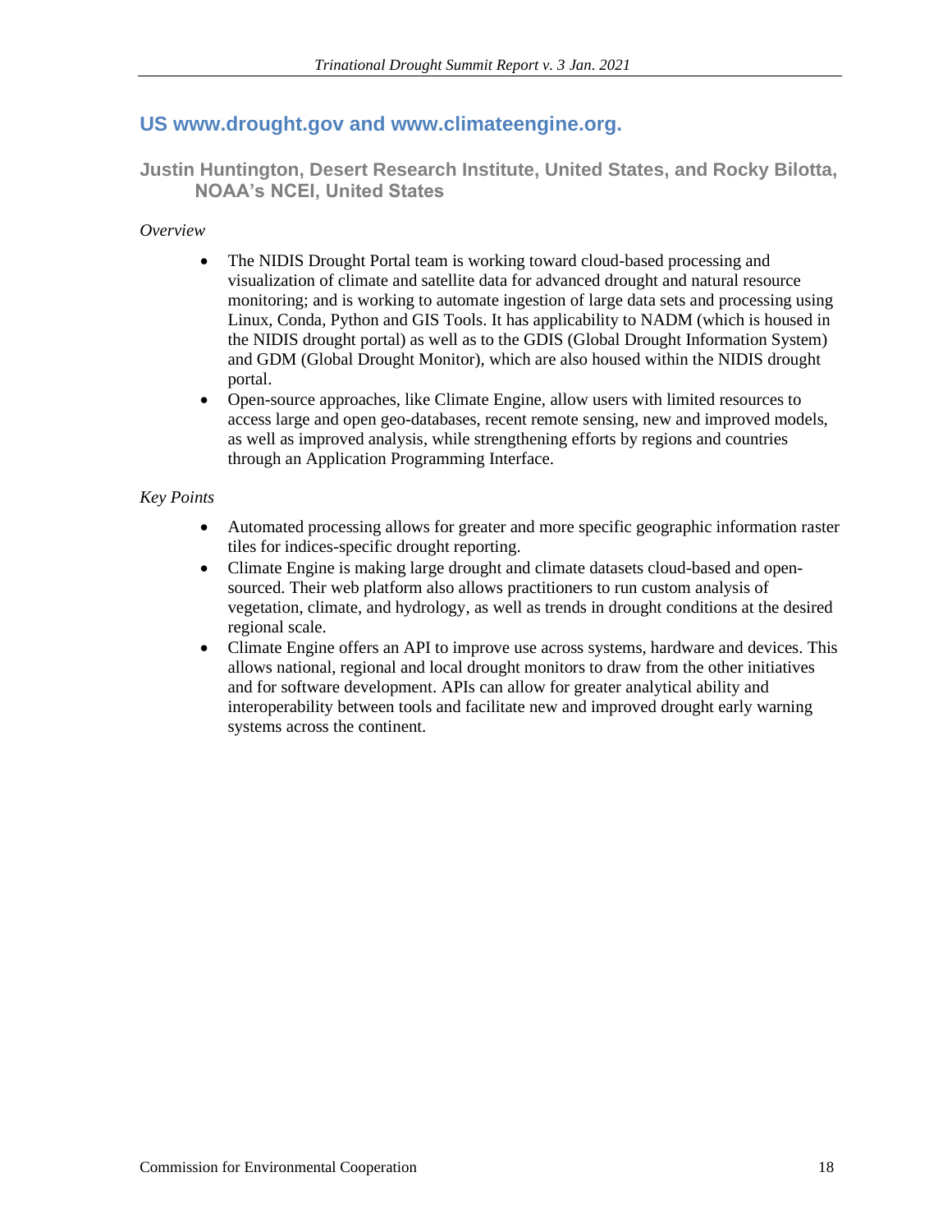## US www.drought.gov and www.climateengine.org.

### Justin Huntington, Desert Research Institute, United States, and Rocky Bilotta, NOAA's NCEI, United States

*Overview*

- The NIDIS Drought Portal team is working toward cloud-based processing and visualization of climate and satellite data for advanced drought and natural resource monitoring; and is working to automate ingestion of large data sets and processing using Linux, Conda, Python and GIS Tools. It has applicability to NADM (which is housed in the NIDIS drought portal) as well as to the GDIS (Global Drought Information System) and GDM (Global Drought Monitor), which are also housed within the NIDIS drought portal.
- Open-source approaches, like Climate Engine, allow users with limited resources to access large and open geo-databases, recent remote sensing, new and improved models, as well as improved analysis, while strengthening efforts by regions and countries through an Application Programming Interface.

*Key Points*

- Automated processing allows for greater and more specific geographic information raster tiles for indices-specific drought reporting.
- Climate Engine is making large drought and climate datasets cloud-based and open-sourced. Their web platform also allows practitioners to run custom analysis of vegetation, climate, and hydrology, as well as trends in drought conditions at the desired regional scale.
- Climate Engine offers an API to improve use across systems, hardware and devices. This allows national, regional and local drought monitors to draw from the other initiatives and for software development. APIs can allow for greater analytical ability and interoperability between tools and facilitate new and improved drought early warning systems across the continent.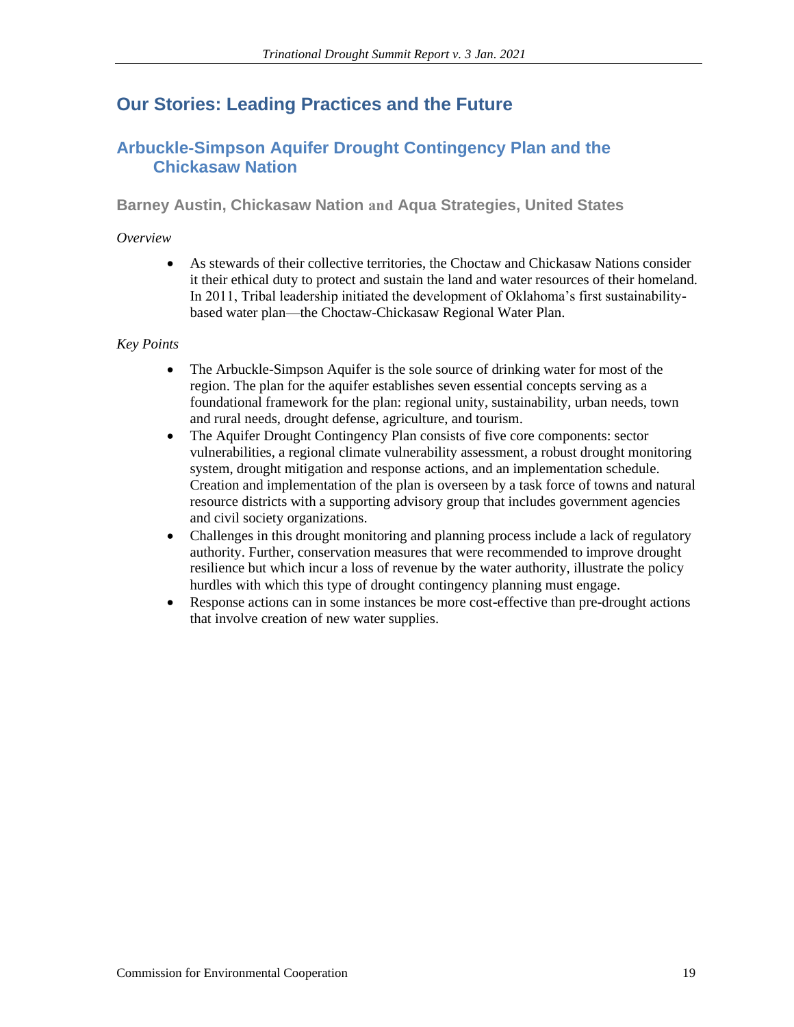## Our Stories: Leading Practices and the Future

### Arbuckle-Simpson Aquifer Drought Contingency Plan and the Chickasaw Nation

#### Barney Austin, Chickasaw Nation and Aqua Strategies, United States

*Overview*

- As stewards of their collective territories, the Choctaw and Chickasaw Nations consider it their ethical duty to protect and sustain the land and water resources of their homeland. In 2011, Tribal leadership initiated the development of Oklahoma's first sustainability-based water plan—the Choctaw-Chickasaw Regional Water Plan.

*Key Points*

- The Arbuckle-Simpson Aquifer is the sole source of drinking water for most of the region. The plan for the aquifer establishes seven essential concepts serving as a foundational framework for the plan: regional unity, sustainability, urban needs, town and rural needs, drought defense, agriculture, and tourism.
- The Aquifer Drought Contingency Plan consists of five core components: sector vulnerabilities, a regional climate vulnerability assessment, a robust drought monitoring system, drought mitigation and response actions, and an implementation schedule. Creation and implementation of the plan is overseen by a task force of towns and natural resource districts with a supporting advisory group that includes government agencies and civil society organizations.
- Challenges in this drought monitoring and planning process include a lack of regulatory authority. Further, conservation measures that were recommended to improve drought resilience but which incur a loss of revenue by the water authority, illustrate the policy hurdles with which this type of drought contingency planning must engage.
- Response actions can in some instances be more cost-effective than pre-drought actions that involve creation of new water supplies.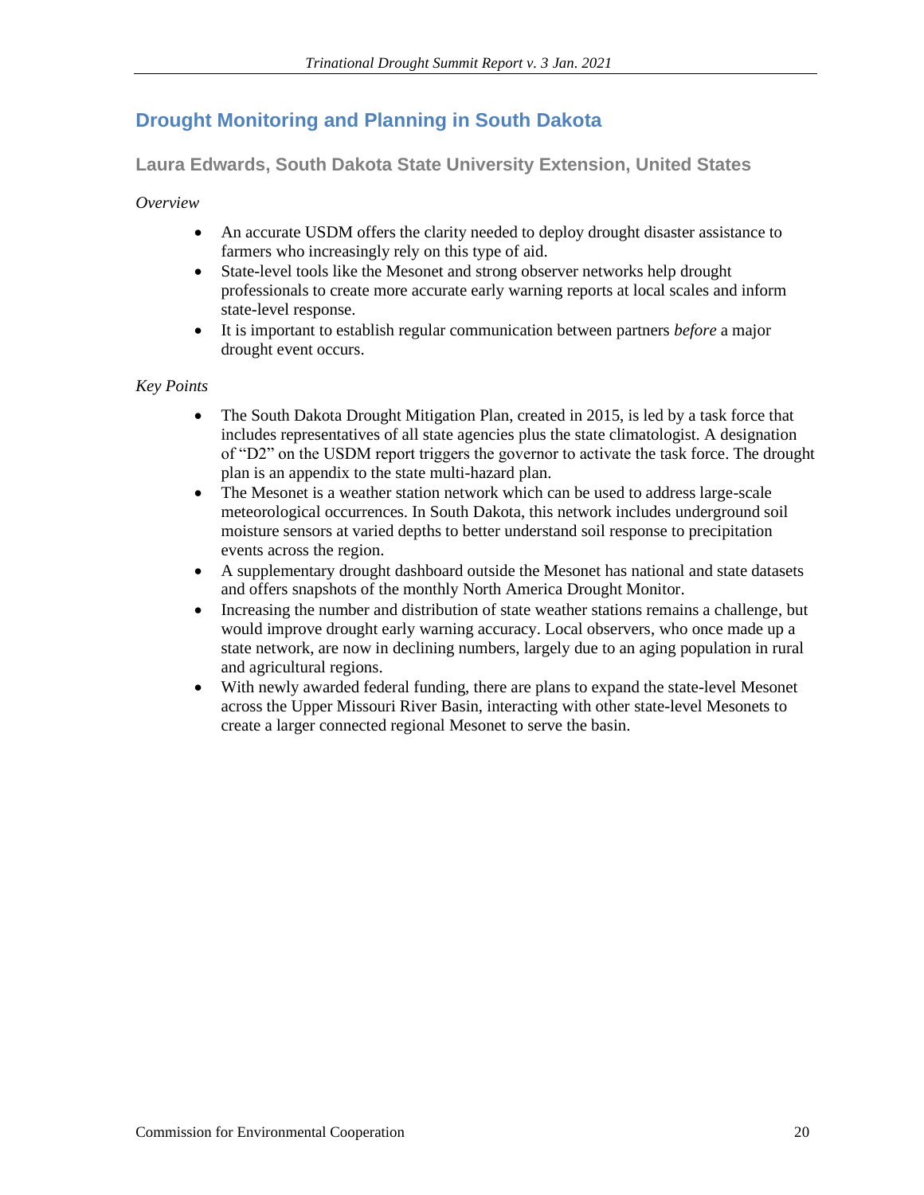## Drought Monitoring and Planning in South Dakota

### Laura Edwards, South Dakota State University Extension, United States

*Overview*

- An accurate USDM offers the clarity needed to deploy drought disaster assistance to farmers who increasingly rely on this type of aid.
- State-level tools like the Mesonet and strong observer networks help drought professionals to create more accurate early warning reports at local scales and inform state-level response.
- It is important to establish regular communication between partners *before* a major drought event occurs.

*Key Points*

- The South Dakota Drought Mitigation Plan, created in 2015, is led by a task force that includes representatives of all state agencies plus the state climatologist. A designation of "D2" on the USDM report triggers the governor to activate the task force. The drought plan is an appendix to the state multi-hazard plan.
- The Mesonet is a weather station network which can be used to address large-scale meteorological occurrences. In South Dakota, this network includes underground soil moisture sensors at varied depths to better understand soil response to precipitation events across the region.
- A supplementary drought dashboard outside the Mesonet has national and state datasets and offers snapshots of the monthly North America Drought Monitor.
- Increasing the number and distribution of state weather stations remains a challenge, but would improve drought early warning accuracy. Local observers, who once made up a state network, are now in declining numbers, largely due to an aging population in rural and agricultural regions.
- With newly awarded federal funding, there are plans to expand the state-level Mesonet across the Upper Missouri River Basin, interacting with other state-level Mesonets to create a larger connected regional Mesonet to serve the basin.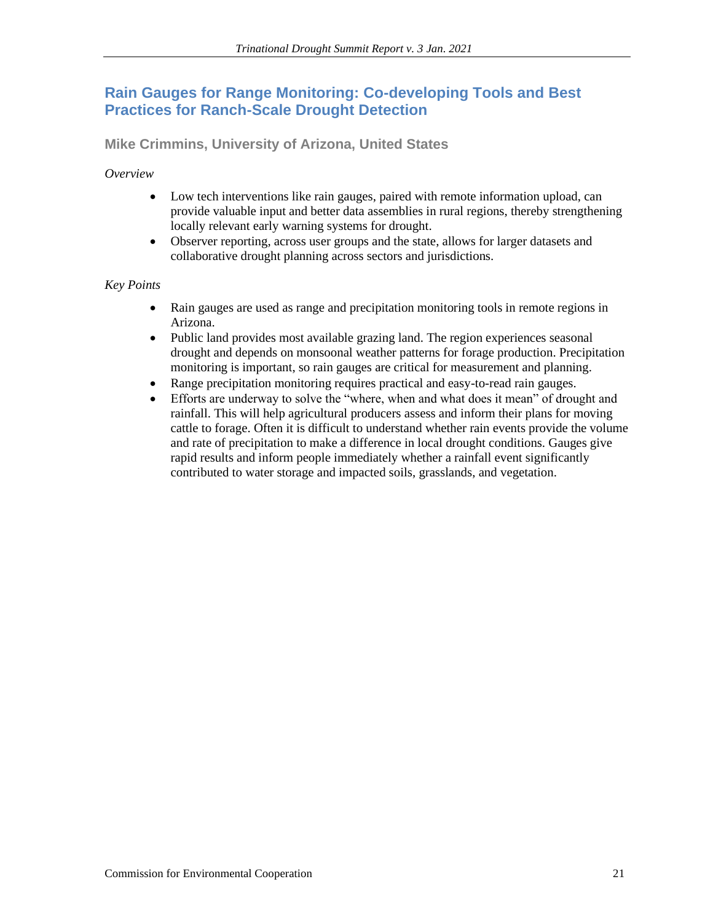## Rain Gauges for Range Monitoring: Co-developing Tools and Best Practices for Ranch-Scale Drought Detection

### Mike Crimmins, University of Arizona, United States

*Overview*

- Low tech interventions like rain gauges, paired with remote information upload, can provide valuable input and better data assemblies in rural regions, thereby strengthening locally relevant early warning systems for drought.
- Observer reporting, across user groups and the state, allows for larger datasets and collaborative drought planning across sectors and jurisdictions.

*Key Points*

- Rain gauges are used as range and precipitation monitoring tools in remote regions in Arizona.
- Public land provides most available grazing land. The region experiences seasonal drought and depends on monsoonal weather patterns for forage production. Precipitation monitoring is important, so rain gauges are critical for measurement and planning.
- Range precipitation monitoring requires practical and easy-to-read rain gauges.
- Efforts are underway to solve the "where, when and what does it mean" of drought and rainfall. This will help agricultural producers assess and inform their plans for moving cattle to forage. Often it is difficult to understand whether rain events provide the volume and rate of precipitation to make a difference in local drought conditions. Gauges give rapid results and inform people immediately whether a rainfall event significantly contributed to water storage and impacted soils, grasslands, and vegetation.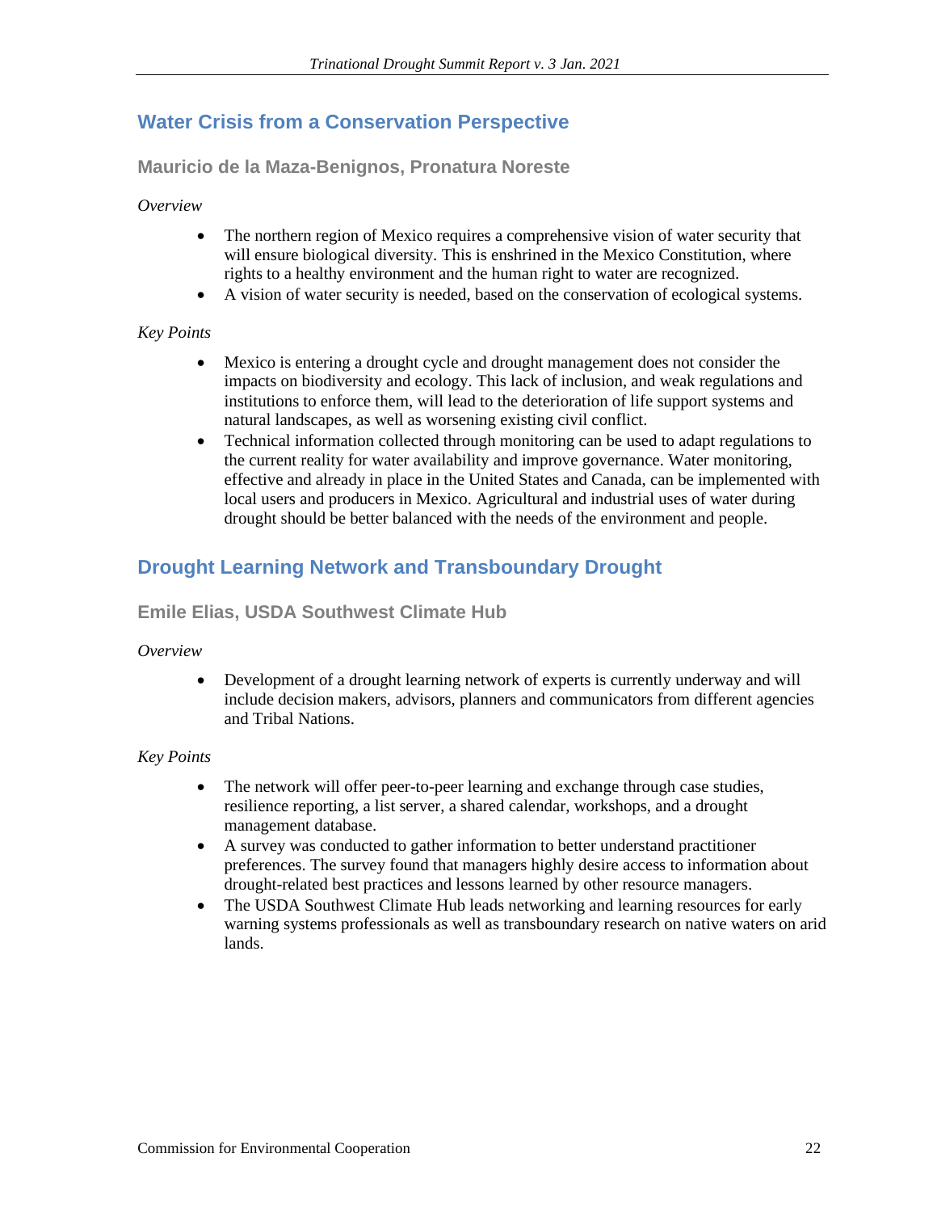## Water Crisis from a Conservation Perspective

### Mauricio de la Maza-Benignos, Pronatura Noreste

*Overview*

- The northern region of Mexico requires a comprehensive vision of water security that will ensure biological diversity. This is enshrined in the Mexico Constitution, where rights to a healthy environment and the human right to water are recognized.
- A vision of water security is needed, based on the conservation of ecological systems.

*Key Points*

- Mexico is entering a drought cycle and drought management does not consider the impacts on biodiversity and ecology. This lack of inclusion, and weak regulations and institutions to enforce them, will lead to the deterioration of life support systems and natural landscapes, as well as worsening existing civil conflict.
- Technical information collected through monitoring can be used to adapt regulations to the current reality for water availability and improve governance. Water monitoring, effective and already in place in the United States and Canada, can be implemented with local users and producers in Mexico. Agricultural and industrial uses of water during drought should be better balanced with the needs of the environment and people.

## Drought Learning Network and Transboundary Drought

### Emile Elias, USDA Southwest Climate Hub

*Overview*

- Development of a drought learning network of experts is currently underway and will include decision makers, advisors, planners and communicators from different agencies and Tribal Nations.

*Key Points*

- The network will offer peer-to-peer learning and exchange through case studies, resilience reporting, a list server, a shared calendar, workshops, and a drought management database.
- A survey was conducted to gather information to better understand practitioner preferences. The survey found that managers highly desire access to information about drought-related best practices and lessons learned by other resource managers.
- The USDA Southwest Climate Hub leads networking and learning resources for early warning systems professionals as well as transboundary research on native waters on arid lands.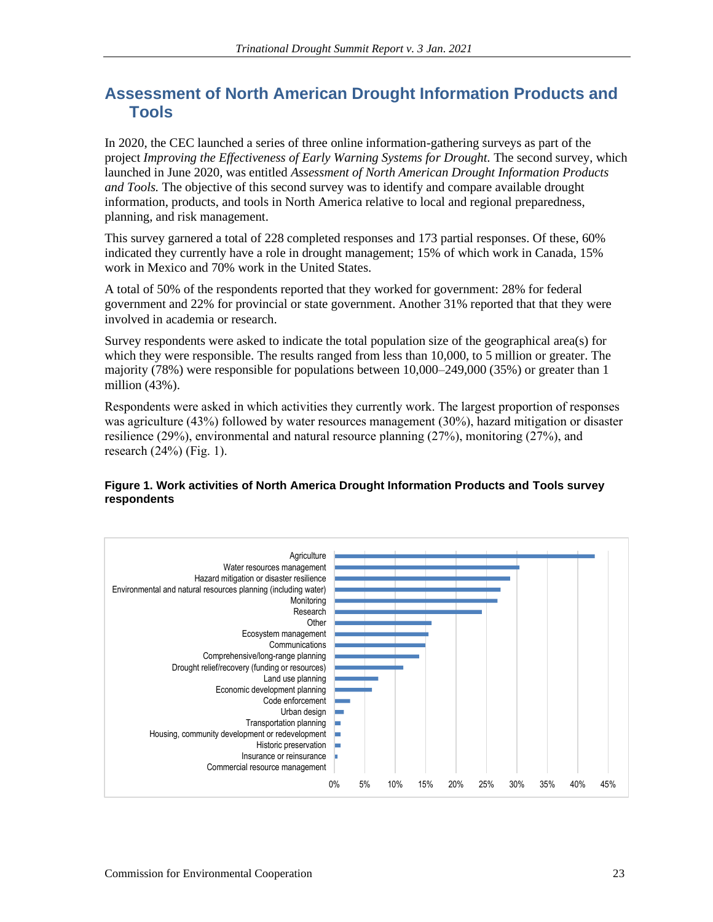## Assessment of North American Drought Information Products and Tools

In 2020, the CEC launched a series of three online information-gathering surveys as part of the project *Improving the Effectiveness of Early Warning Systems for Drought.* The second survey, which launched in June 2020, was entitled *Assessment of North American Drought Information Products and Tools.* The objective of this second survey was to identify and compare available drought information, products, and tools in North America relative to local and regional preparedness, planning, and risk management.

This survey garnered a total of 228 completed responses and 173 partial responses. Of these, 60% indicated they currently have a role in drought management; 15% of which work in Canada, 15% work in Mexico and 70% work in the United States.

A total of 50% of the respondents reported that they worked for government: 28% for federal government and 22% for provincial or state government. Another 31% reported that that they were involved in academia or research.

Survey respondents were asked to indicate the total population size of the geographical area(s) for which they were responsible. The results ranged from less than 10,000, to 5 million or greater. The majority (78%) were responsible for populations between 10,000–249,000 (35%) or greater than 1 million (43%).

Respondents were asked in which activities they currently work. The largest proportion of responses was agriculture (43%) followed by water resources management (30%), hazard mitigation or disaster resilience (29%), environmental and natural resource planning (27%), monitoring (27%), and research (24%) (Fig. 1).

**Figure 1. Work activities of North America Drought Information Products and Tools survey respondents**

| Activity | Approx. % |
|---|---|
| Agriculture | ~43% |
| Water resources management | ~30% |
| Hazard mitigation or disaster resilience | ~29% |
| Environmental and natural resources planning (including water) | ~27% |
| Monitoring | ~27% |
| Research | ~24% |
| Other | ~16% |
| Ecosystem management | ~15.5% |
| Communications | ~15% |
| Comprehensive/long-range planning | ~14% |
| Drought relief/recovery (funding or resources) | ~11% |
| Land use planning | ~7% |
| Economic development planning | ~6% |
| Code enforcement | ~2.5% |
| Urban design | ~1.5% |
| Transportation planning | ~1% |
| Housing, community development or redevelopment | ~1% |
| Historic preservation | ~1% |
| Insurance or reinsurance | ~0.5% |
| Commercial resource management | 0% |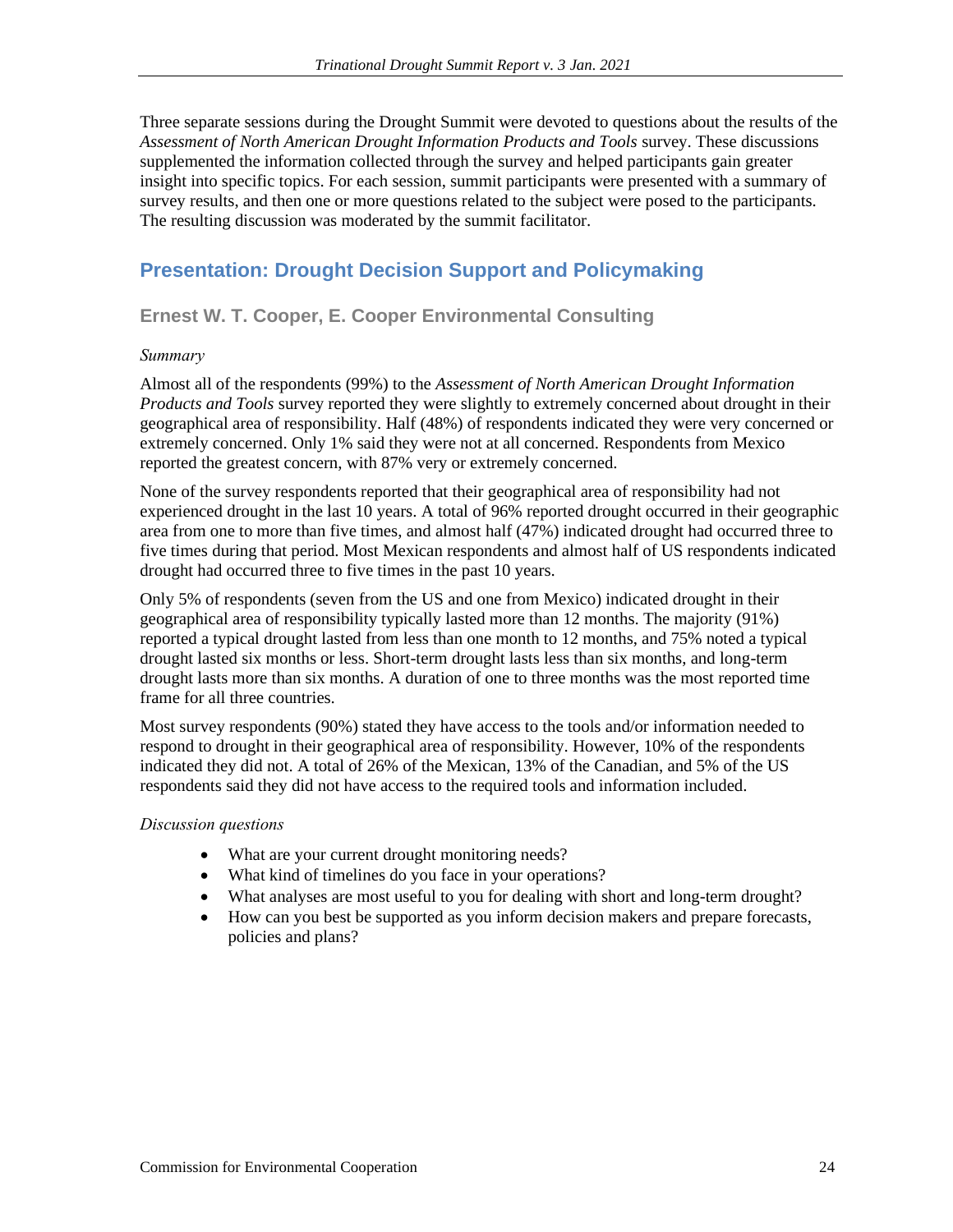Three separate sessions during the Drought Summit were devoted to questions about the results of the *Assessment of North American Drought Information Products and Tools* survey. These discussions supplemented the information collected through the survey and helped participants gain greater insight into specific topics. For each session, summit participants were presented with a summary of survey results, and then one or more questions related to the subject were posed to the participants. The resulting discussion was moderated by the summit facilitator.

## Presentation: Drought Decision Support and Policymaking

### Ernest W. T. Cooper, E. Cooper Environmental Consulting

*Summary*

Almost all of the respondents (99%) to the *Assessment of North American Drought Information Products and Tools* survey reported they were slightly to extremely concerned about drought in their geographical area of responsibility. Half (48%) of respondents indicated they were very concerned or extremely concerned. Only 1% said they were not at all concerned. Respondents from Mexico reported the greatest concern, with 87% very or extremely concerned.

None of the survey respondents reported that their geographical area of responsibility had not experienced drought in the last 10 years. A total of 96% reported drought occurred in their geographic area from one to more than five times, and almost half (47%) indicated drought had occurred three to five times during that period. Most Mexican respondents and almost half of US respondents indicated drought had occurred three to five times in the past 10 years.

Only 5% of respondents (seven from the US and one from Mexico) indicated drought in their geographical area of responsibility typically lasted more than 12 months. The majority (91%) reported a typical drought lasted from less than one month to 12 months, and 75% noted a typical drought lasted six months or less. Short-term drought lasts less than six months, and long-term drought lasts more than six months. A duration of one to three months was the most reported time frame for all three countries.

Most survey respondents (90%) stated they have access to the tools and/or information needed to respond to drought in their geographical area of responsibility. However, 10% of the respondents indicated they did not. A total of 26% of the Mexican, 13% of the Canadian, and 5% of the US respondents said they did not have access to the required tools and information included.

*Discussion questions*

- What are your current drought monitoring needs?
- What kind of timelines do you face in your operations?
- What analyses are most useful to you for dealing with short and long-term drought?
- How can you best be supported as you inform decision makers and prepare forecasts, policies and plans?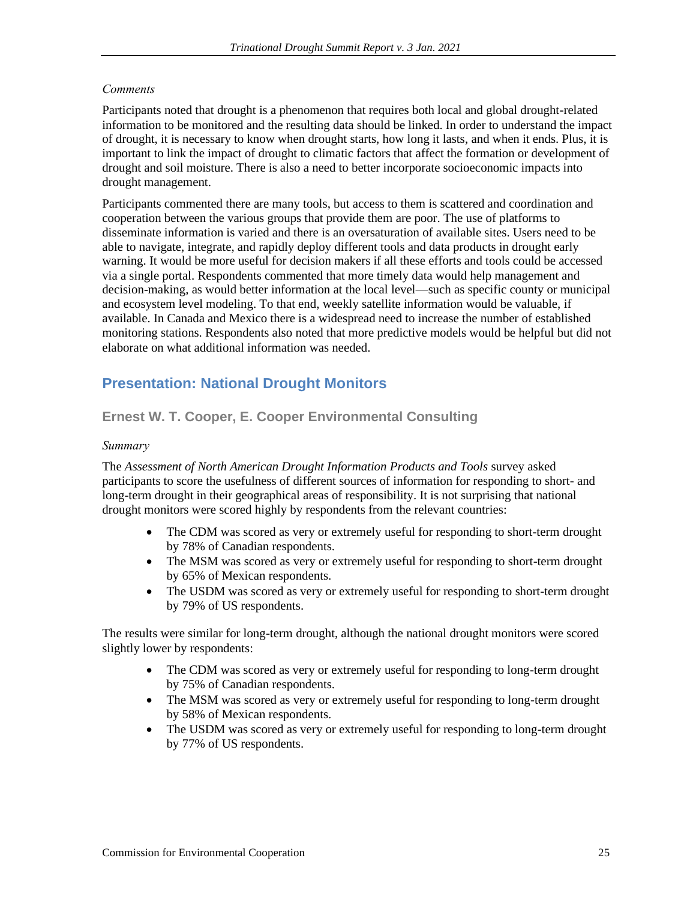*Comments*

Participants noted that drought is a phenomenon that requires both local and global drought-related information to be monitored and the resulting data should be linked. In order to understand the impact of drought, it is necessary to know when drought starts, how long it lasts, and when it ends. Plus, it is important to link the impact of drought to climatic factors that affect the formation or development of drought and soil moisture. There is also a need to better incorporate socioeconomic impacts into drought management.

Participants commented there are many tools, but access to them is scattered and coordination and cooperation between the various groups that provide them are poor. The use of platforms to disseminate information is varied and there is an oversaturation of available sites. Users need to be able to navigate, integrate, and rapidly deploy different tools and data products in drought early warning. It would be more useful for decision makers if all these efforts and tools could be accessed via a single portal. Respondents commented that more timely data would help management and decision-making, as would better information at the local level—such as specific county or municipal and ecosystem level modeling. To that end, weekly satellite information would be valuable, if available. In Canada and Mexico there is a widespread need to increase the number of established monitoring stations. Respondents also noted that more predictive models would be helpful but did not elaborate on what additional information was needed.

## Presentation: National Drought Monitors

### Ernest W. T. Cooper, E. Cooper Environmental Consulting

*Summary*

The *Assessment of North American Drought Information Products and Tools* survey asked participants to score the usefulness of different sources of information for responding to short- and long-term drought in their geographical areas of responsibility. It is not surprising that national drought monitors were scored highly by respondents from the relevant countries:

- The CDM was scored as very or extremely useful for responding to short-term drought by 78% of Canadian respondents.
- The MSM was scored as very or extremely useful for responding to short-term drought by 65% of Mexican respondents.
- The USDM was scored as very or extremely useful for responding to short-term drought by 79% of US respondents.

The results were similar for long-term drought, although the national drought monitors were scored slightly lower by respondents:

- The CDM was scored as very or extremely useful for responding to long-term drought by 75% of Canadian respondents.
- The MSM was scored as very or extremely useful for responding to long-term drought by 58% of Mexican respondents.
- The USDM was scored as very or extremely useful for responding to long-term drought by 77% of US respondents.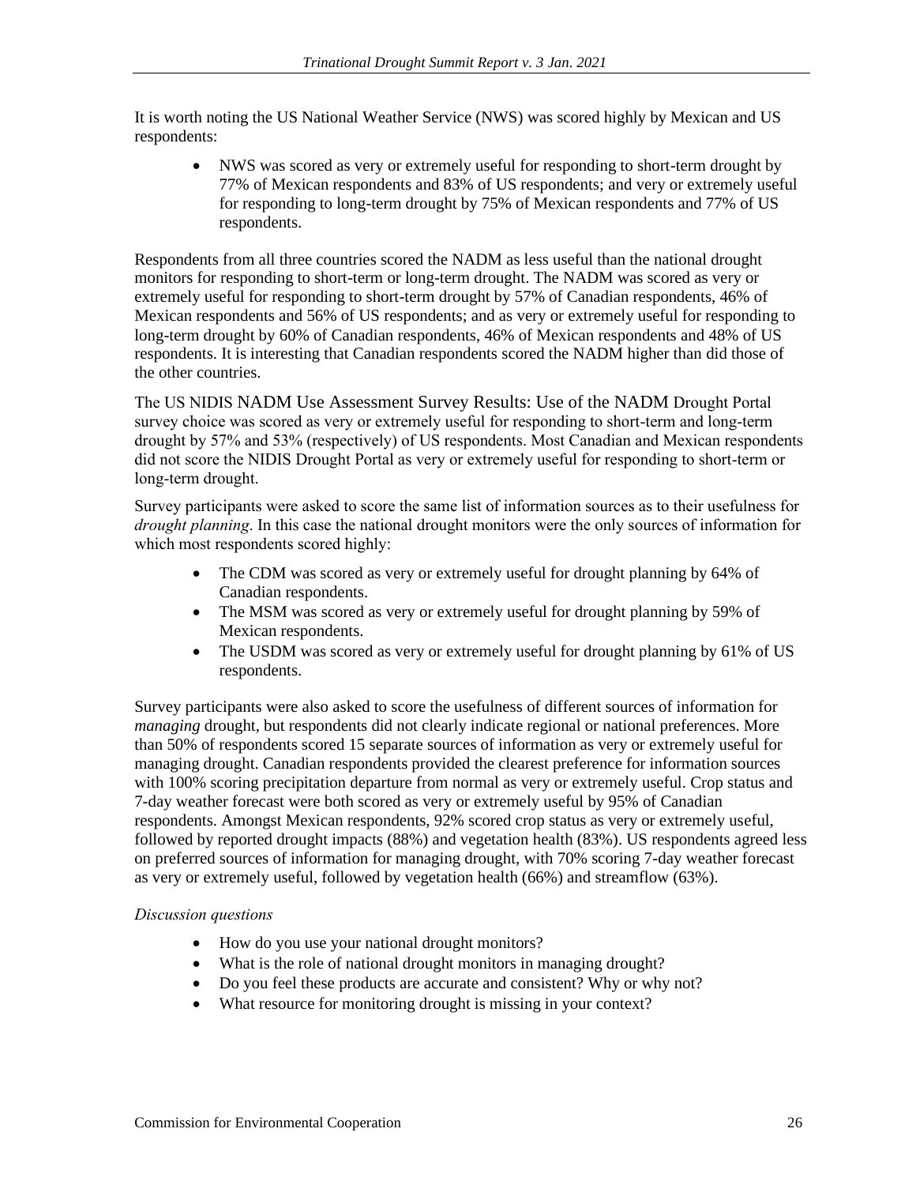It is worth noting the US National Weather Service (NWS) was scored highly by Mexican and US respondents:

- NWS was scored as very or extremely useful for responding to short-term drought by 77% of Mexican respondents and 83% of US respondents; and very or extremely useful for responding to long-term drought by 75% of Mexican respondents and 77% of US respondents.

Respondents from all three countries scored the NADM as less useful than the national drought monitors for responding to short-term or long-term drought. The NADM was scored as very or extremely useful for responding to short-term drought by 57% of Canadian respondents, 46% of Mexican respondents and 56% of US respondents; and as very or extremely useful for responding to long-term drought by 60% of Canadian respondents, 46% of Mexican respondents and 48% of US respondents. It is interesting that Canadian respondents scored the NADM higher than did those of the other countries.

The US NIDIS NADM Use Assessment Survey Results: Use of the NADM Drought Portal survey choice was scored as very or extremely useful for responding to short-term and long-term drought by 57% and 53% (respectively) of US respondents. Most Canadian and Mexican respondents did not score the NIDIS Drought Portal as very or extremely useful for responding to short-term or long-term drought.

Survey participants were asked to score the same list of information sources as to their usefulness for *drought planning*. In this case the national drought monitors were the only sources of information for which most respondents scored highly:

- The CDM was scored as very or extremely useful for drought planning by 64% of Canadian respondents.
- The MSM was scored as very or extremely useful for drought planning by 59% of Mexican respondents.
- The USDM was scored as very or extremely useful for drought planning by 61% of US respondents.

Survey participants were also asked to score the usefulness of different sources of information for *managing* drought, but respondents did not clearly indicate regional or national preferences. More than 50% of respondents scored 15 separate sources of information as very or extremely useful for managing drought. Canadian respondents provided the clearest preference for information sources with 100% scoring precipitation departure from normal as very or extremely useful. Crop status and 7-day weather forecast were both scored as very or extremely useful by 95% of Canadian respondents. Amongst Mexican respondents, 92% scored crop status as very or extremely useful, followed by reported drought impacts (88%) and vegetation health (83%). US respondents agreed less on preferred sources of information for managing drought, with 70% scoring 7-day weather forecast as very or extremely useful, followed by vegetation health (66%) and streamflow (63%).

*Discussion questions*

- How do you use your national drought monitors?
- What is the role of national drought monitors in managing drought?
- Do you feel these products are accurate and consistent? Why or why not?
- What resource for monitoring drought is missing in your context?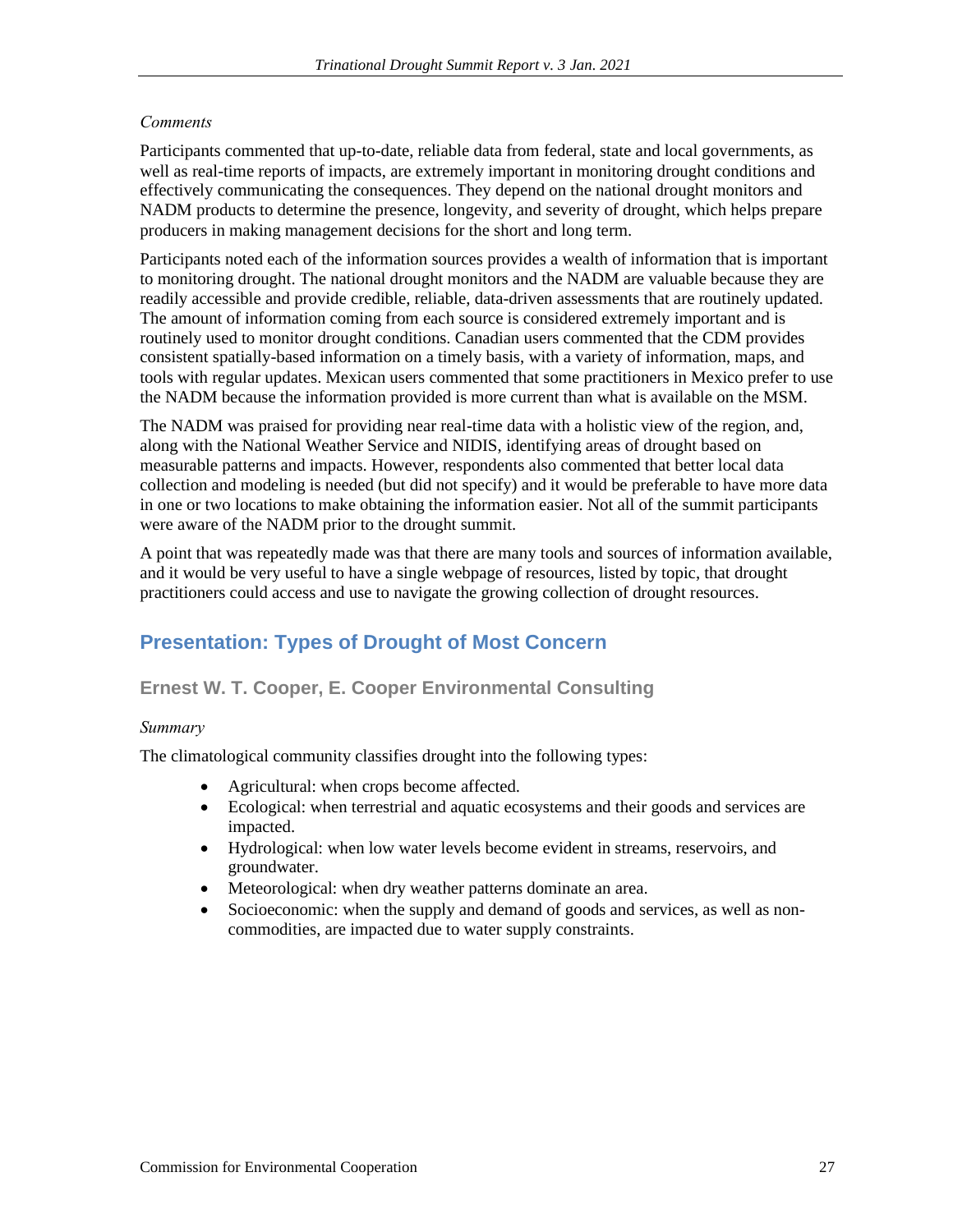*Comments*

Participants commented that up-to-date, reliable data from federal, state and local governments, as well as real-time reports of impacts, are extremely important in monitoring drought conditions and effectively communicating the consequences. They depend on the national drought monitors and NADM products to determine the presence, longevity, and severity of drought, which helps prepare producers in making management decisions for the short and long term.

Participants noted each of the information sources provides a wealth of information that is important to monitoring drought. The national drought monitors and the NADM are valuable because they are readily accessible and provide credible, reliable, data-driven assessments that are routinely updated. The amount of information coming from each source is considered extremely important and is routinely used to monitor drought conditions. Canadian users commented that the CDM provides consistent spatially-based information on a timely basis, with a variety of information, maps, and tools with regular updates. Mexican users commented that some practitioners in Mexico prefer to use the NADM because the information provided is more current than what is available on the MSM.

The NADM was praised for providing near real-time data with a holistic view of the region, and, along with the National Weather Service and NIDIS, identifying areas of drought based on measurable patterns and impacts. However, respondents also commented that better local data collection and modeling is needed (but did not specify) and it would be preferable to have more data in one or two locations to make obtaining the information easier. Not all of the summit participants were aware of the NADM prior to the drought summit.

A point that was repeatedly made was that there are many tools and sources of information available, and it would be very useful to have a single webpage of resources, listed by topic, that drought practitioners could access and use to navigate the growing collection of drought resources.

## Presentation: Types of Drought of Most Concern

### Ernest W. T. Cooper, E. Cooper Environmental Consulting

*Summary*

The climatological community classifies drought into the following types:

- Agricultural: when crops become affected.
- Ecological: when terrestrial and aquatic ecosystems and their goods and services are impacted.
- Hydrological: when low water levels become evident in streams, reservoirs, and groundwater.
- Meteorological: when dry weather patterns dominate an area.
- Socioeconomic: when the supply and demand of goods and services, as well as non-commodities, are impacted due to water supply constraints.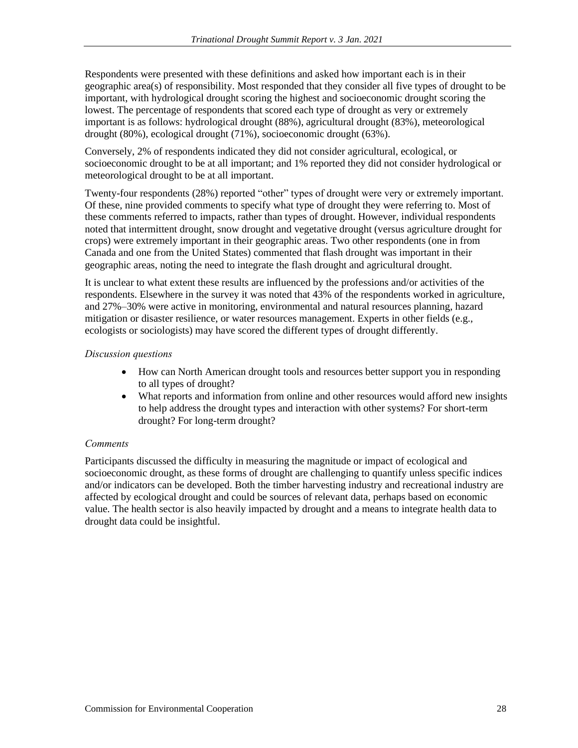Respondents were presented with these definitions and asked how important each is in their geographic area(s) of responsibility. Most responded that they consider all five types of drought to be important, with hydrological drought scoring the highest and socioeconomic drought scoring the lowest. The percentage of respondents that scored each type of drought as very or extremely important is as follows: hydrological drought (88%), agricultural drought (83%), meteorological drought (80%), ecological drought (71%), socioeconomic drought (63%).

Conversely, 2% of respondents indicated they did not consider agricultural, ecological, or socioeconomic drought to be at all important; and 1% reported they did not consider hydrological or meteorological drought to be at all important.

Twenty-four respondents (28%) reported "other" types of drought were very or extremely important. Of these, nine provided comments to specify what type of drought they were referring to. Most of these comments referred to impacts, rather than types of drought. However, individual respondents noted that intermittent drought, snow drought and vegetative drought (versus agriculture drought for crops) were extremely important in their geographic areas. Two other respondents (one in from Canada and one from the United States) commented that flash drought was important in their geographic areas, noting the need to integrate the flash drought and agricultural drought.

It is unclear to what extent these results are influenced by the professions and/or activities of the respondents. Elsewhere in the survey it was noted that 43% of the respondents worked in agriculture, and 27%–30% were active in monitoring, environmental and natural resources planning, hazard mitigation or disaster resilience, or water resources management. Experts in other fields (e.g., ecologists or sociologists) may have scored the different types of drought differently.

*Discussion questions*

- How can North American drought tools and resources better support you in responding to all types of drought?
- What reports and information from online and other resources would afford new insights to help address the drought types and interaction with other systems? For short-term drought? For long-term drought?

*Comments*

Participants discussed the difficulty in measuring the magnitude or impact of ecological and socioeconomic drought, as these forms of drought are challenging to quantify unless specific indices and/or indicators can be developed. Both the timber harvesting industry and recreational industry are affected by ecological drought and could be sources of relevant data, perhaps based on economic value. The health sector is also heavily impacted by drought and a means to integrate health data to drought data could be insightful.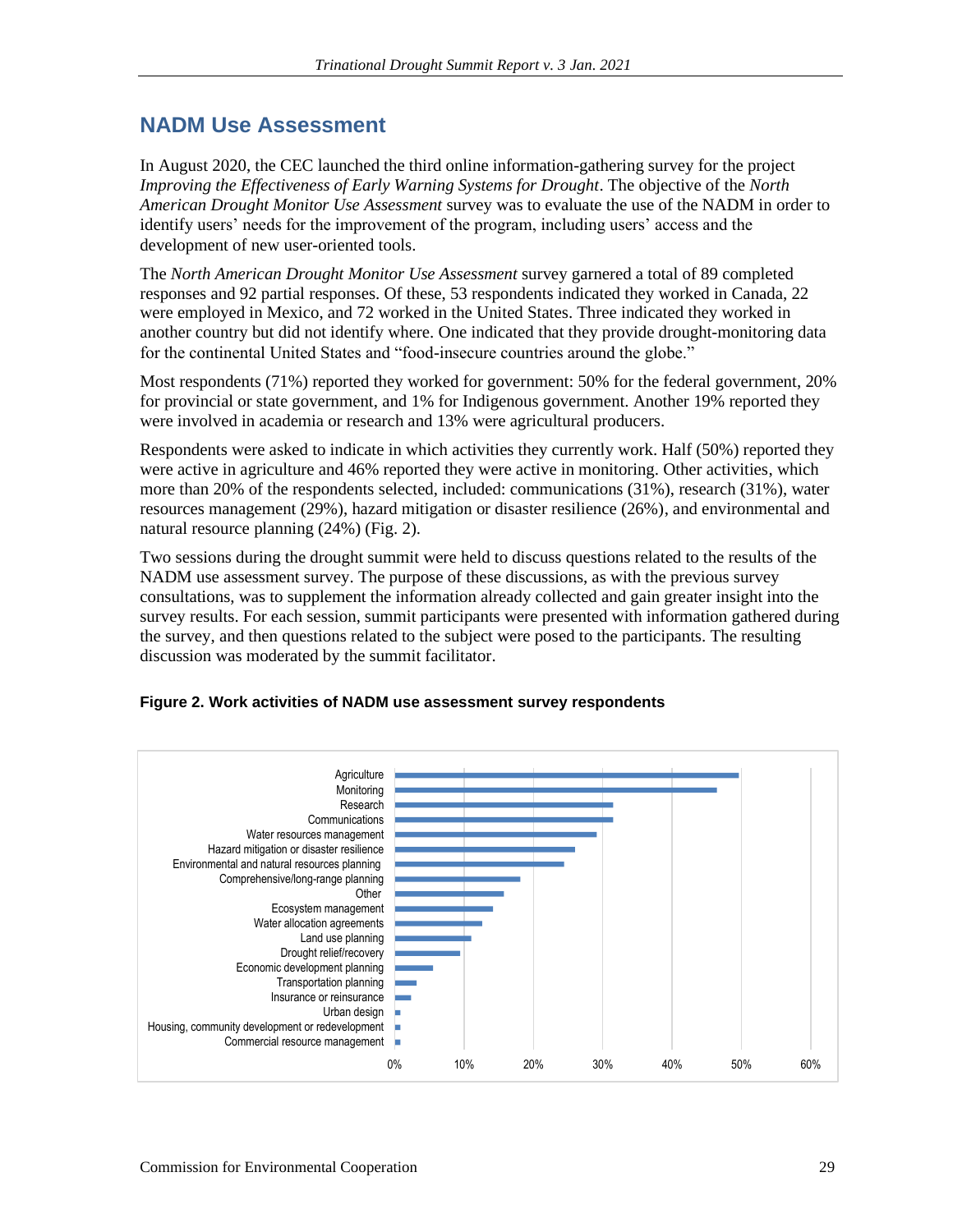## NADM Use Assessment

In August 2020, the CEC launched the third online information-gathering survey for the project *Improving the Effectiveness of Early Warning Systems for Drought*. The objective of the *North American Drought Monitor Use Assessment* survey was to evaluate the use of the NADM in order to identify users' needs for the improvement of the program, including users' access and the development of new user-oriented tools.

The *North American Drought Monitor Use Assessment* survey garnered a total of 89 completed responses and 92 partial responses. Of these, 53 respondents indicated they worked in Canada, 22 were employed in Mexico, and 72 worked in the United States. Three indicated they worked in another country but did not identify where. One indicated that they provide drought-monitoring data for the continental United States and "food-insecure countries around the globe."

Most respondents (71%) reported they worked for government: 50% for the federal government, 20% for provincial or state government, and 1% for Indigenous government. Another 19% reported they were involved in academia or research and 13% were agricultural producers.

Respondents were asked to indicate in which activities they currently work. Half (50%) reported they were active in agriculture and 46% reported they were active in monitoring. Other activities, which more than 20% of the respondents selected, included: communications (31%), research (31%), water resources management (29%), hazard mitigation or disaster resilience (26%), and environmental and natural resource planning (24%) (Fig. 2).

Two sessions during the drought summit were held to discuss questions related to the results of the NADM use assessment survey. The purpose of these discussions, as with the previous survey consultations, was to supplement the information already collected and gain greater insight into the survey results. For each session, summit participants were presented with information gathered during the survey, and then questions related to the subject were posed to the participants. The resulting discussion was moderated by the summit facilitator.

**Figure 2. Work activities of NADM use assessment survey respondents**

| Activity | Share of respondents (approx.) |
|---|---|
| Agriculture | 50% |
| Monitoring | 46% |
| Research | 31% |
| Communications | 31% |
| Water resources management | 29% |
| Hazard mitigation or disaster resilience | 26% |
| Environmental and natural resources planning | 24% |
| Comprehensive/long-range planning | 18% |
| Other | 16% |
| Ecosystem management | 14% |
| Water allocation agreements | 13% |
| Land use planning | 11% |
| Drought relief/recovery | 9% |
| Economic development planning | 5% |
| Transportation planning | 3% |
| Insurance or reinsurance | 2% |
| Urban design | 1% |
| Housing, community development or redevelopment | 1% |
| Commercial resource management | 1% |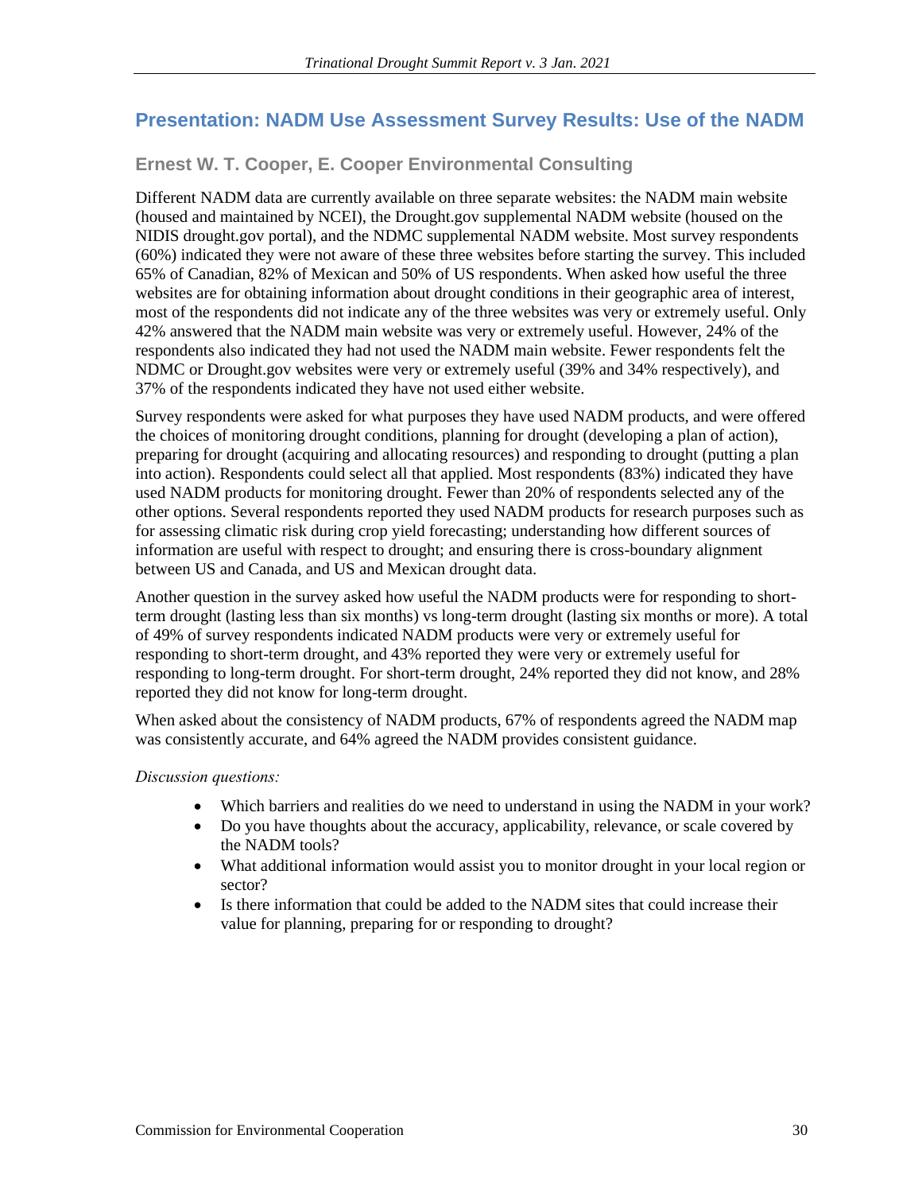## Presentation: NADM Use Assessment Survey Results: Use of the NADM

### Ernest W. T. Cooper, E. Cooper Environmental Consulting

Different NADM data are currently available on three separate websites: the NADM main website (housed and maintained by NCEI), the Drought.gov supplemental NADM website (housed on the NIDIS drought.gov portal), and the NDMC supplemental NADM website. Most survey respondents (60%) indicated they were not aware of these three websites before starting the survey. This included 65% of Canadian, 82% of Mexican and 50% of US respondents. When asked how useful the three websites are for obtaining information about drought conditions in their geographic area of interest, most of the respondents did not indicate any of the three websites was very or extremely useful. Only 42% answered that the NADM main website was very or extremely useful. However, 24% of the respondents also indicated they had not used the NADM main website. Fewer respondents felt the NDMC or Drought.gov websites were very or extremely useful (39% and 34% respectively), and 37% of the respondents indicated they have not used either website.

Survey respondents were asked for what purposes they have used NADM products, and were offered the choices of monitoring drought conditions, planning for drought (developing a plan of action), preparing for drought (acquiring and allocating resources) and responding to drought (putting a plan into action). Respondents could select all that applied. Most respondents (83%) indicated they have used NADM products for monitoring drought. Fewer than 20% of respondents selected any of the other options. Several respondents reported they used NADM products for research purposes such as for assessing climatic risk during crop yield forecasting; understanding how different sources of information are useful with respect to drought; and ensuring there is cross-boundary alignment between US and Canada, and US and Mexican drought data.

Another question in the survey asked how useful the NADM products were for responding to short-term drought (lasting less than six months) vs long-term drought (lasting six months or more). A total of 49% of survey respondents indicated NADM products were very or extremely useful for responding to short-term drought, and 43% reported they were very or extremely useful for responding to long-term drought. For short-term drought, 24% reported they did not know, and 28% reported they did not know for long-term drought.

When asked about the consistency of NADM products, 67% of respondents agreed the NADM map was consistently accurate, and 64% agreed the NADM provides consistent guidance.

*Discussion questions:*

- Which barriers and realities do we need to understand in using the NADM in your work?
- Do you have thoughts about the accuracy, applicability, relevance, or scale covered by the NADM tools?
- What additional information would assist you to monitor drought in your local region or sector?
- Is there information that could be added to the NADM sites that could increase their value for planning, preparing for or responding to drought?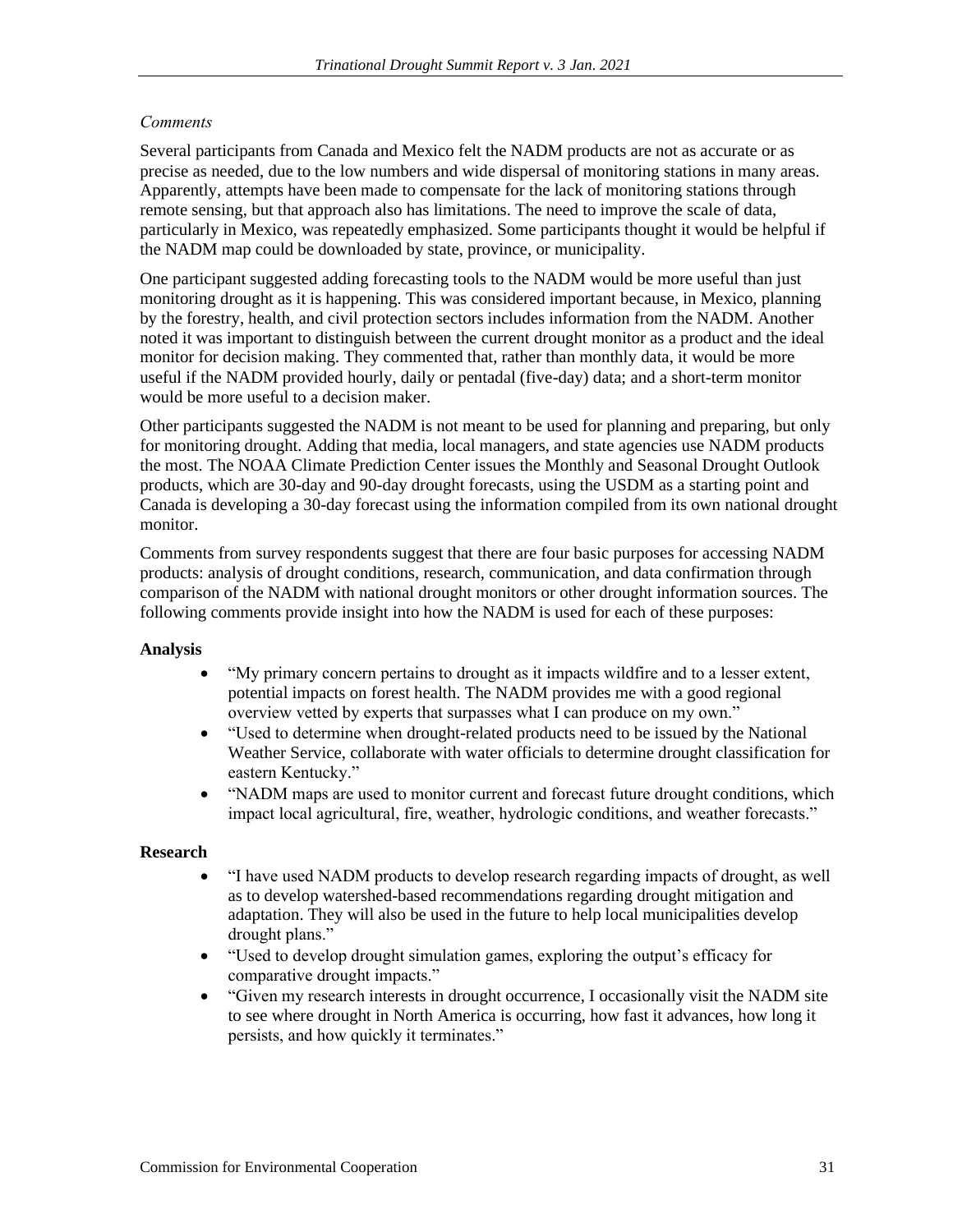*Comments*

Several participants from Canada and Mexico felt the NADM products are not as accurate or as precise as needed, due to the low numbers and wide dispersal of monitoring stations in many areas. Apparently, attempts have been made to compensate for the lack of monitoring stations through remote sensing, but that approach also has limitations. The need to improve the scale of data, particularly in Mexico, was repeatedly emphasized. Some participants thought it would be helpful if the NADM map could be downloaded by state, province, or municipality.

One participant suggested adding forecasting tools to the NADM would be more useful than just monitoring drought as it is happening. This was considered important because, in Mexico, planning by the forestry, health, and civil protection sectors includes information from the NADM. Another noted it was important to distinguish between the current drought monitor as a product and the ideal monitor for decision making. They commented that, rather than monthly data, it would be more useful if the NADM provided hourly, daily or pentadal (five-day) data; and a short-term monitor would be more useful to a decision maker.

Other participants suggested the NADM is not meant to be used for planning and preparing, but only for monitoring drought. Adding that media, local managers, and state agencies use NADM products the most. The NOAA Climate Prediction Center issues the Monthly and Seasonal Drought Outlook products, which are 30-day and 90-day drought forecasts, using the USDM as a starting point and Canada is developing a 30-day forecast using the information compiled from its own national drought monitor.

Comments from survey respondents suggest that there are four basic purposes for accessing NADM products: analysis of drought conditions, research, communication, and data confirmation through comparison of the NADM with national drought monitors or other drought information sources. The following comments provide insight into how the NADM is used for each of these purposes:

**Analysis**

- "My primary concern pertains to drought as it impacts wildfire and to a lesser extent, potential impacts on forest health. The NADM provides me with a good regional overview vetted by experts that surpasses what I can produce on my own."
- "Used to determine when drought-related products need to be issued by the National Weather Service, collaborate with water officials to determine drought classification for eastern Kentucky."
- "NADM maps are used to monitor current and forecast future drought conditions, which impact local agricultural, fire, weather, hydrologic conditions, and weather forecasts."

**Research**

- "I have used NADM products to develop research regarding impacts of drought, as well as to develop watershed-based recommendations regarding drought mitigation and adaptation. They will also be used in the future to help local municipalities develop drought plans."
- "Used to develop drought simulation games, exploring the output's efficacy for comparative drought impacts."
- "Given my research interests in drought occurrence, I occasionally visit the NADM site to see where drought in North America is occurring, how fast it advances, how long it persists, and how quickly it terminates."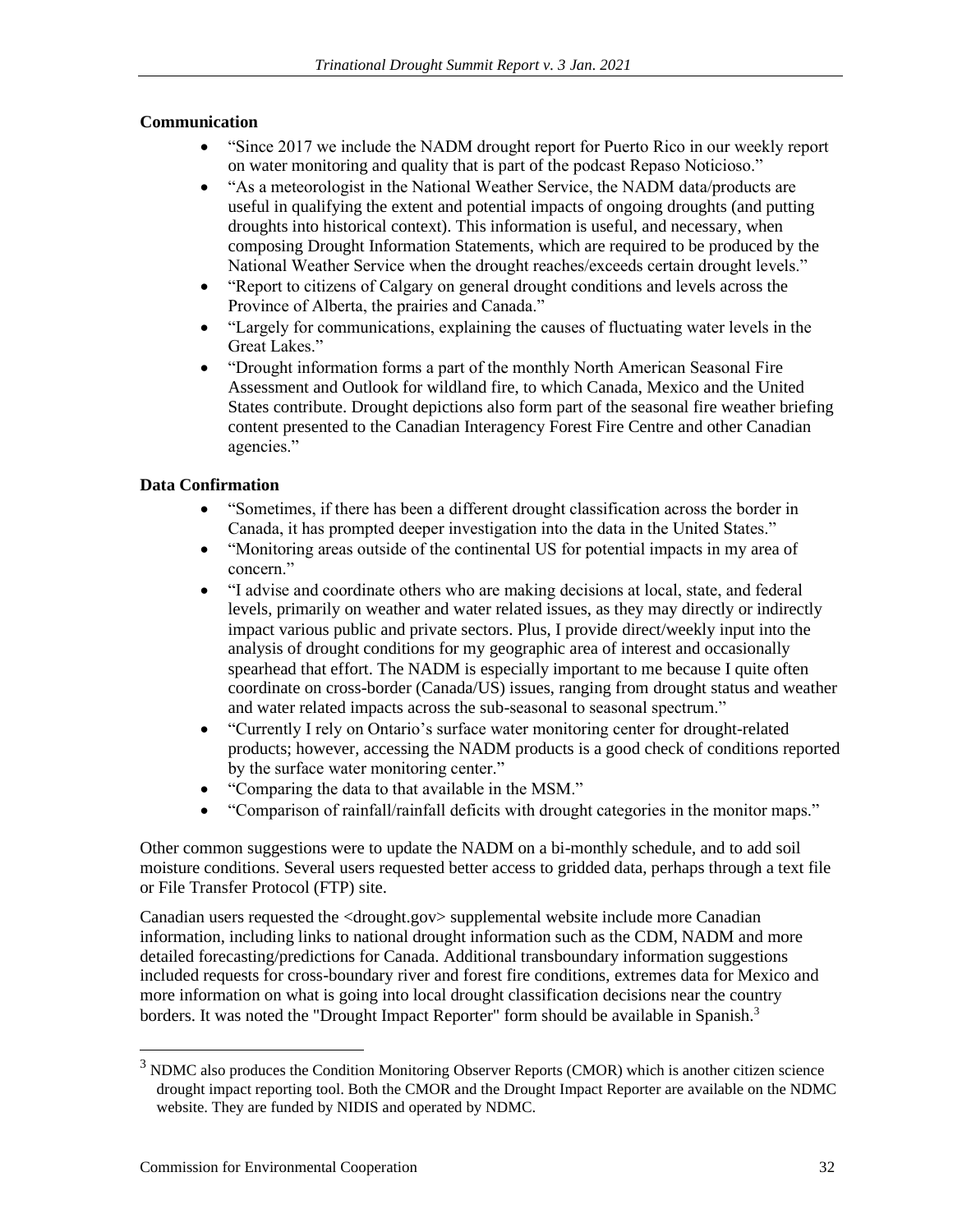**Communication**

- "Since 2017 we include the NADM drought report for Puerto Rico in our weekly report on water monitoring and quality that is part of the podcast Repaso Noticioso."
- "As a meteorologist in the National Weather Service, the NADM data/products are useful in qualifying the extent and potential impacts of ongoing droughts (and putting droughts into historical context). This information is useful, and necessary, when composing Drought Information Statements, which are required to be produced by the National Weather Service when the drought reaches/exceeds certain drought levels."
- "Report to citizens of Calgary on general drought conditions and levels across the Province of Alberta, the prairies and Canada."
- "Largely for communications, explaining the causes of fluctuating water levels in the Great Lakes."
- "Drought information forms a part of the monthly North American Seasonal Fire Assessment and Outlook for wildland fire, to which Canada, Mexico and the United States contribute. Drought depictions also form part of the seasonal fire weather briefing content presented to the Canadian Interagency Forest Fire Centre and other Canadian agencies."

**Data Confirmation**

- "Sometimes, if there has been a different drought classification across the border in Canada, it has prompted deeper investigation into the data in the United States."
- "Monitoring areas outside of the continental US for potential impacts in my area of concern."
- "I advise and coordinate others who are making decisions at local, state, and federal levels, primarily on weather and water related issues, as they may directly or indirectly impact various public and private sectors. Plus, I provide direct/weekly input into the analysis of drought conditions for my geographic area of interest and occasionally spearhead that effort. The NADM is especially important to me because I quite often coordinate on cross-border (Canada/US) issues, ranging from drought status and weather and water related impacts across the sub-seasonal to seasonal spectrum."
- "Currently I rely on Ontario's surface water monitoring center for drought-related products; however, accessing the NADM products is a good check of conditions reported by the surface water monitoring center."
- "Comparing the data to that available in the MSM."
- "Comparison of rainfall/rainfall deficits with drought categories in the monitor maps."

Other common suggestions were to update the NADM on a bi-monthly schedule, and to add soil moisture conditions. Several users requested better access to gridded data, perhaps through a text file or File Transfer Protocol (FTP) site.

Canadian users requested the <drought.gov> supplemental website include more Canadian information, including links to national drought information such as the CDM, NADM and more detailed forecasting/predictions for Canada. Additional transboundary information suggestions included requests for cross-boundary river and forest fire conditions, extremes data for Mexico and more information on what is going into local drought classification decisions near the country borders. It was noted the "Drought Impact Reporter" form should be available in Spanish.[3]

[3] NDMC also produces the Condition Monitoring Observer Reports (CMOR) which is another citizen science drought impact reporting tool. Both the CMOR and the Drought Impact Reporter are available on the NDMC website. They are funded by NIDIS and operated by NDMC.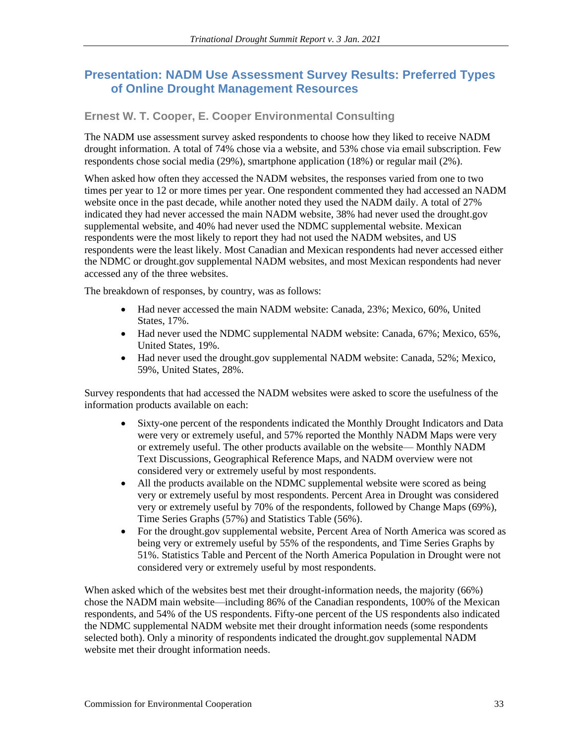## Presentation: NADM Use Assessment Survey Results: Preferred Types of Online Drought Management Resources

### Ernest W. T. Cooper, E. Cooper Environmental Consulting

The NADM use assessment survey asked respondents to choose how they liked to receive NADM drought information. A total of 74% chose via a website, and 53% chose via email subscription. Few respondents chose social media (29%), smartphone application (18%) or regular mail (2%).

When asked how often they accessed the NADM websites, the responses varied from one to two times per year to 12 or more times per year. One respondent commented they had accessed an NADM website once in the past decade, while another noted they used the NADM daily. A total of 27% indicated they had never accessed the main NADM website, 38% had never used the drought.gov supplemental website, and 40% had never used the NDMC supplemental website. Mexican respondents were the most likely to report they had not used the NADM websites, and US respondents were the least likely. Most Canadian and Mexican respondents had never accessed either the NDMC or drought.gov supplemental NADM websites, and most Mexican respondents had never accessed any of the three websites.

The breakdown of responses, by country, was as follows:

- Had never accessed the main NADM website: Canada, 23%; Mexico, 60%, United States, 17%.
- Had never used the NDMC supplemental NADM website: Canada, 67%; Mexico, 65%, United States, 19%.
- Had never used the drought.gov supplemental NADM website: Canada, 52%; Mexico, 59%, United States, 28%.

Survey respondents that had accessed the NADM websites were asked to score the usefulness of the information products available on each:

- Sixty-one percent of the respondents indicated the Monthly Drought Indicators and Data were very or extremely useful, and 57% reported the Monthly NADM Maps were very or extremely useful. The other products available on the website— Monthly NADM Text Discussions, Geographical Reference Maps, and NADM overview were not considered very or extremely useful by most respondents.
- All the products available on the NDMC supplemental website were scored as being very or extremely useful by most respondents. Percent Area in Drought was considered very or extremely useful by 70% of the respondents, followed by Change Maps (69%), Time Series Graphs (57%) and Statistics Table (56%).
- For the drought.gov supplemental website, Percent Area of North America was scored as being very or extremely useful by 55% of the respondents, and Time Series Graphs by 51%. Statistics Table and Percent of the North America Population in Drought were not considered very or extremely useful by most respondents.

When asked which of the websites best met their drought-information needs, the majority (66%) chose the NADM main website—including 86% of the Canadian respondents, 100% of the Mexican respondents, and 54% of the US respondents. Fifty-one percent of the US respondents also indicated the NDMC supplemental NADM website met their drought information needs (some respondents selected both). Only a minority of respondents indicated the drought.gov supplemental NADM website met their drought information needs.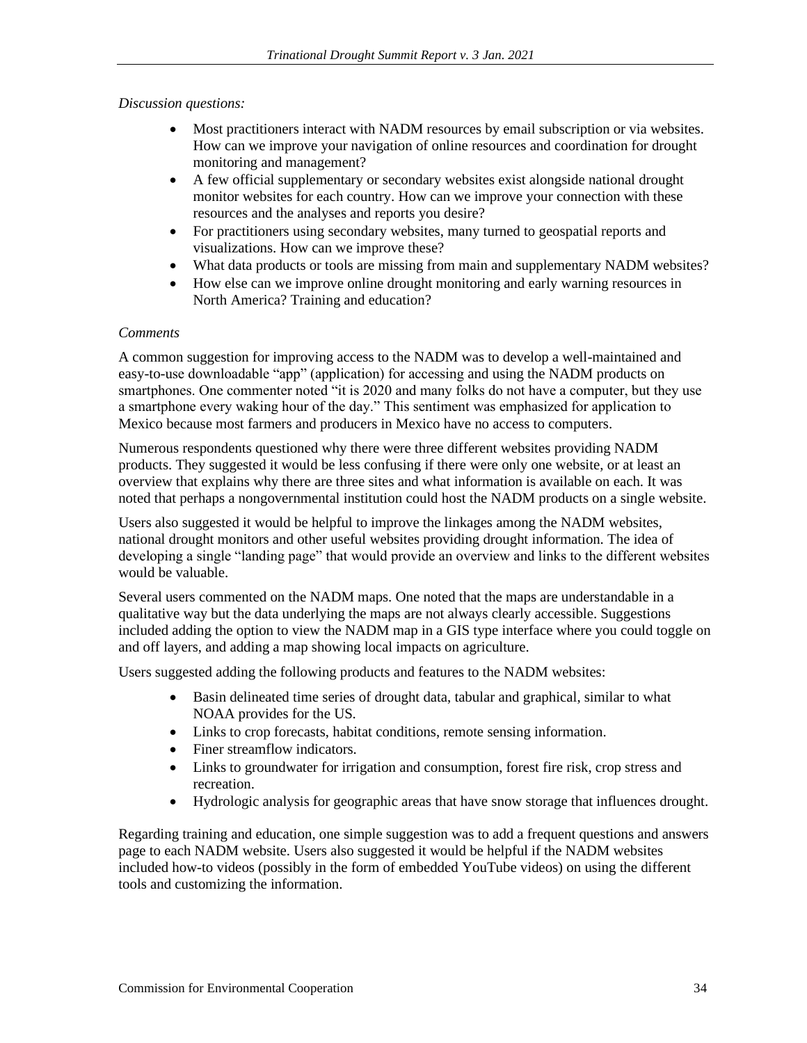*Discussion questions:*

- Most practitioners interact with NADM resources by email subscription or via websites. How can we improve your navigation of online resources and coordination for drought monitoring and management?
- A few official supplementary or secondary websites exist alongside national drought monitor websites for each country. How can we improve your connection with these resources and the analyses and reports you desire?
- For practitioners using secondary websites, many turned to geospatial reports and visualizations. How can we improve these?
- What data products or tools are missing from main and supplementary NADM websites?
- How else can we improve online drought monitoring and early warning resources in North America? Training and education?

*Comments*

A common suggestion for improving access to the NADM was to develop a well-maintained and easy-to-use downloadable "app" (application) for accessing and using the NADM products on smartphones. One commenter noted "it is 2020 and many folks do not have a computer, but they use a smartphone every waking hour of the day." This sentiment was emphasized for application to Mexico because most farmers and producers in Mexico have no access to computers.

Numerous respondents questioned why there were three different websites providing NADM products. They suggested it would be less confusing if there were only one website, or at least an overview that explains why there are three sites and what information is available on each. It was noted that perhaps a nongovernmental institution could host the NADM products on a single website.

Users also suggested it would be helpful to improve the linkages among the NADM websites, national drought monitors and other useful websites providing drought information. The idea of developing a single "landing page" that would provide an overview and links to the different websites would be valuable.

Several users commented on the NADM maps. One noted that the maps are understandable in a qualitative way but the data underlying the maps are not always clearly accessible. Suggestions included adding the option to view the NADM map in a GIS type interface where you could toggle on and off layers, and adding a map showing local impacts on agriculture.

Users suggested adding the following products and features to the NADM websites:

- Basin delineated time series of drought data, tabular and graphical, similar to what NOAA provides for the US.
- Links to crop forecasts, habitat conditions, remote sensing information.
- Finer streamflow indicators.
- Links to groundwater for irrigation and consumption, forest fire risk, crop stress and recreation.
- Hydrologic analysis for geographic areas that have snow storage that influences drought.

Regarding training and education, one simple suggestion was to add a frequent questions and answers page to each NADM website. Users also suggested it would be helpful if the NADM websites included how-to videos (possibly in the form of embedded YouTube videos) on using the different tools and customizing the information.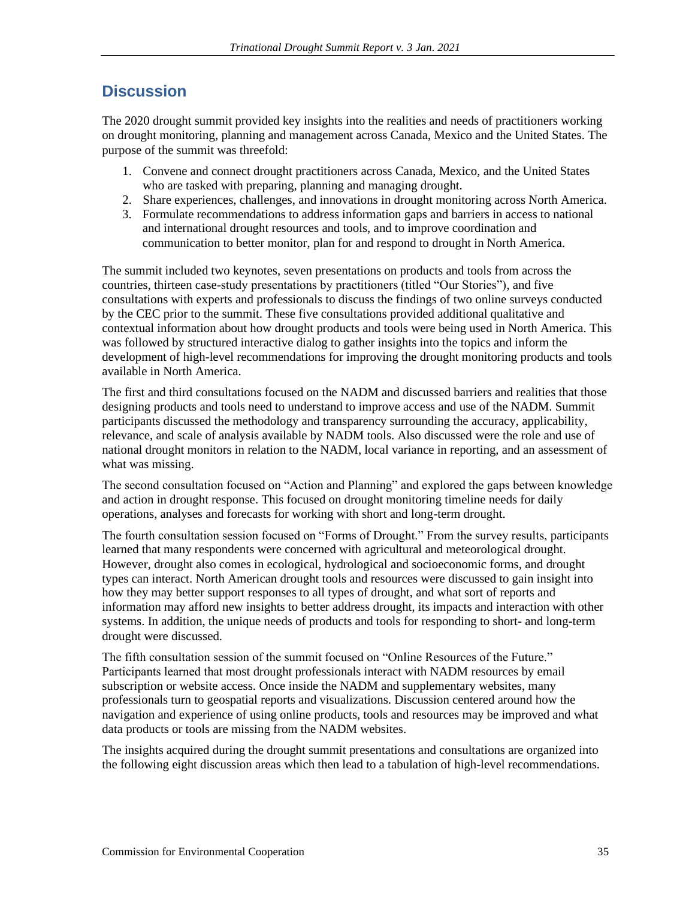## Discussion

The 2020 drought summit provided key insights into the realities and needs of practitioners working on drought monitoring, planning and management across Canada, Mexico and the United States. The purpose of the summit was threefold:

1. Convene and connect drought practitioners across Canada, Mexico, and the United States who are tasked with preparing, planning and managing drought.
2. Share experiences, challenges, and innovations in drought monitoring across North America.
3. Formulate recommendations to address information gaps and barriers in access to national and international drought resources and tools, and to improve coordination and communication to better monitor, plan for and respond to drought in North America.

The summit included two keynotes, seven presentations on products and tools from across the countries, thirteen case-study presentations by practitioners (titled "Our Stories"), and five consultations with experts and professionals to discuss the findings of two online surveys conducted by the CEC prior to the summit. These five consultations provided additional qualitative and contextual information about how drought products and tools were being used in North America. This was followed by structured interactive dialog to gather insights into the topics and inform the development of high-level recommendations for improving the drought monitoring products and tools available in North America.

The first and third consultations focused on the NADM and discussed barriers and realities that those designing products and tools need to understand to improve access and use of the NADM. Summit participants discussed the methodology and transparency surrounding the accuracy, applicability, relevance, and scale of analysis available by NADM tools. Also discussed were the role and use of national drought monitors in relation to the NADM, local variance in reporting, and an assessment of what was missing.

The second consultation focused on "Action and Planning" and explored the gaps between knowledge and action in drought response. This focused on drought monitoring timeline needs for daily operations, analyses and forecasts for working with short and long-term drought.

The fourth consultation session focused on "Forms of Drought." From the survey results, participants learned that many respondents were concerned with agricultural and meteorological drought. However, drought also comes in ecological, hydrological and socioeconomic forms, and drought types can interact. North American drought tools and resources were discussed to gain insight into how they may better support responses to all types of drought, and what sort of reports and information may afford new insights to better address drought, its impacts and interaction with other systems. In addition, the unique needs of products and tools for responding to short- and long-term drought were discussed.

The fifth consultation session of the summit focused on "Online Resources of the Future." Participants learned that most drought professionals interact with NADM resources by email subscription or website access. Once inside the NADM and supplementary websites, many professionals turn to geospatial reports and visualizations. Discussion centered around how the navigation and experience of using online products, tools and resources may be improved and what data products or tools are missing from the NADM websites.

The insights acquired during the drought summit presentations and consultations are organized into the following eight discussion areas which then lead to a tabulation of high-level recommendations.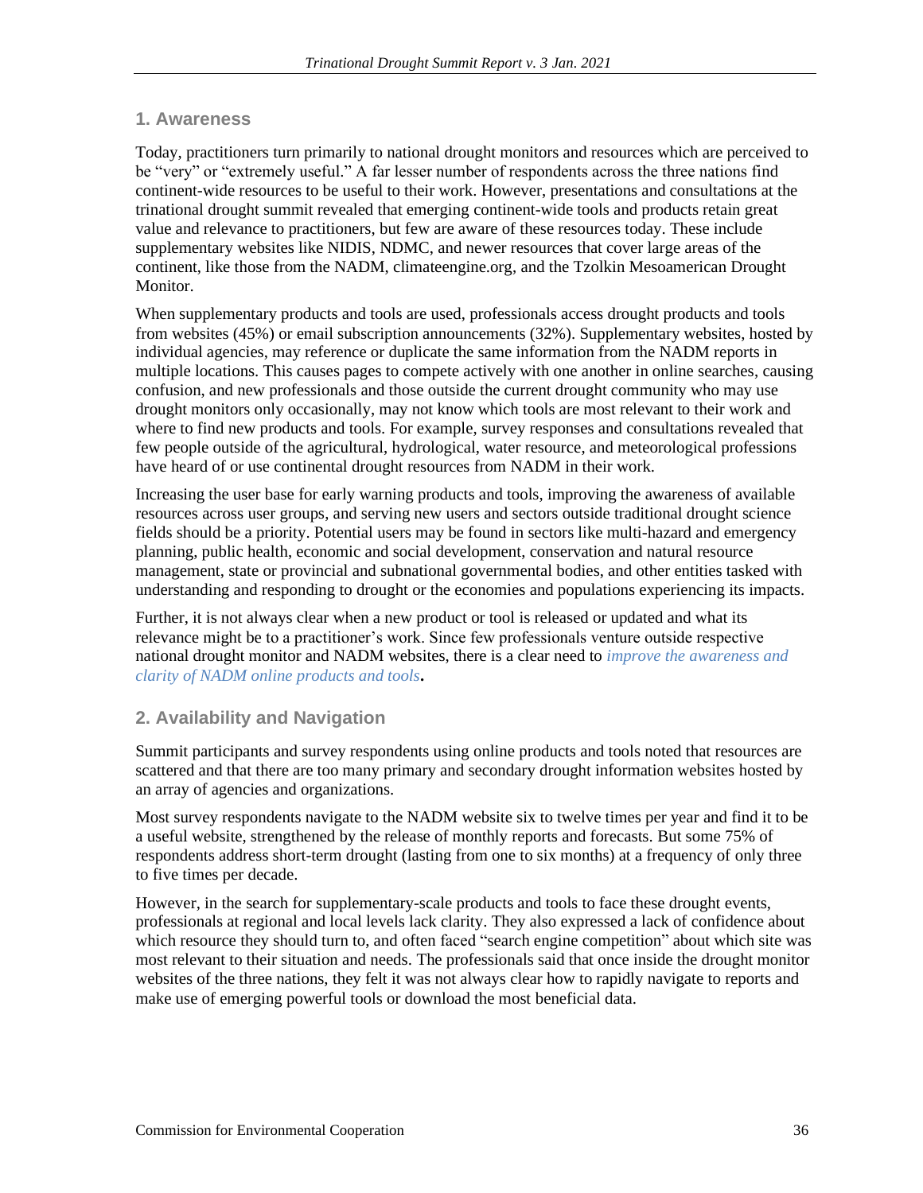## 1. Awareness

Today, practitioners turn primarily to national drought monitors and resources which are perceived to be "very" or "extremely useful." A far lesser number of respondents across the three nations find continent-wide resources to be useful to their work. However, presentations and consultations at the trinational drought summit revealed that emerging continent-wide tools and products retain great value and relevance to practitioners, but few are aware of these resources today. These include supplementary websites like NIDIS, NDMC, and newer resources that cover large areas of the continent, like those from the NADM, climateengine.org, and the Tzolkin Mesoamerican Drought Monitor.

When supplementary products and tools are used, professionals access drought products and tools from websites (45%) or email subscription announcements (32%). Supplementary websites, hosted by individual agencies, may reference or duplicate the same information from the NADM reports in multiple locations. This causes pages to compete actively with one another in online searches, causing confusion, and new professionals and those outside the current drought community who may use drought monitors only occasionally, may not know which tools are most relevant to their work and where to find new products and tools. For example, survey responses and consultations revealed that few people outside of the agricultural, hydrological, water resource, and meteorological professions have heard of or use continental drought resources from NADM in their work.

Increasing the user base for early warning products and tools, improving the awareness of available resources across user groups, and serving new users and sectors outside traditional drought science fields should be a priority. Potential users may be found in sectors like multi-hazard and emergency planning, public health, economic and social development, conservation and natural resource management, state or provincial and subnational governmental bodies, and other entities tasked with understanding and responding to drought or the economies and populations experiencing its impacts.

Further, it is not always clear when a new product or tool is released or updated and what its relevance might be to a practitioner's work. Since few professionals venture outside respective national drought monitor and NADM websites, there is a clear need to *improve the awareness and clarity of NADM online products and tools*.

## 2. Availability and Navigation

Summit participants and survey respondents using online products and tools noted that resources are scattered and that there are too many primary and secondary drought information websites hosted by an array of agencies and organizations.

Most survey respondents navigate to the NADM website six to twelve times per year and find it to be a useful website, strengthened by the release of monthly reports and forecasts. But some 75% of respondents address short-term drought (lasting from one to six months) at a frequency of only three to five times per decade.

However, in the search for supplementary-scale products and tools to face these drought events, professionals at regional and local levels lack clarity. They also expressed a lack of confidence about which resource they should turn to, and often faced "search engine competition" about which site was most relevant to their situation and needs. The professionals said that once inside the drought monitor websites of the three nations, they felt it was not always clear how to rapidly navigate to reports and make use of emerging powerful tools or download the most beneficial data.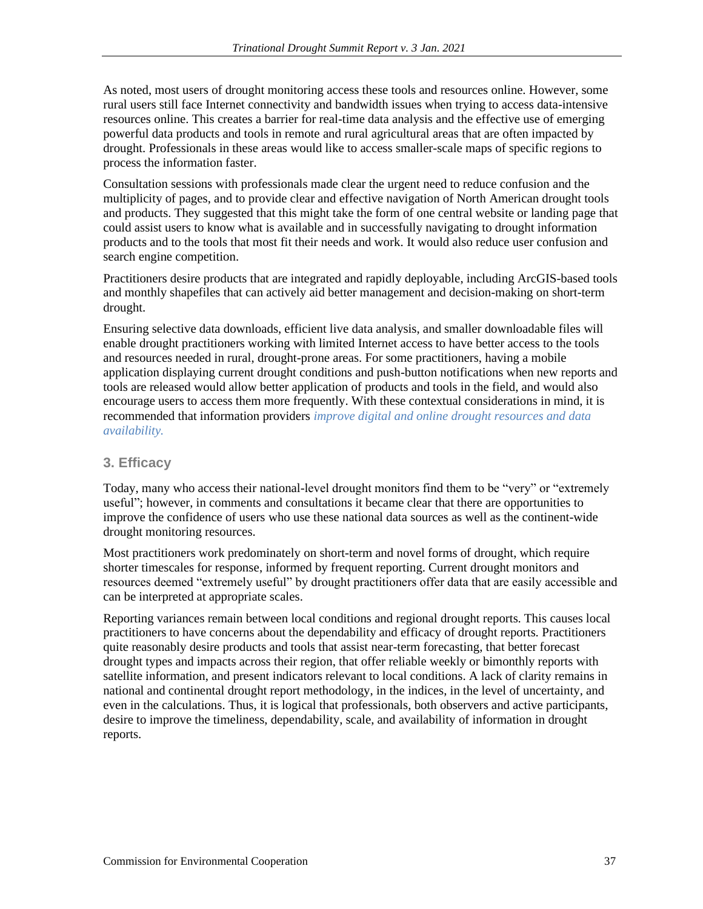As noted, most users of drought monitoring access these tools and resources online. However, some rural users still face Internet connectivity and bandwidth issues when trying to access data-intensive resources online. This creates a barrier for real-time data analysis and the effective use of emerging powerful data products and tools in remote and rural agricultural areas that are often impacted by drought. Professionals in these areas would like to access smaller-scale maps of specific regions to process the information faster.

Consultation sessions with professionals made clear the urgent need to reduce confusion and the multiplicity of pages, and to provide clear and effective navigation of North American drought tools and products. They suggested that this might take the form of one central website or landing page that could assist users to know what is available and in successfully navigating to drought information products and to the tools that most fit their needs and work. It would also reduce user confusion and search engine competition.

Practitioners desire products that are integrated and rapidly deployable, including ArcGIS-based tools and monthly shapefiles that can actively aid better management and decision-making on short-term drought.

Ensuring selective data downloads, efficient live data analysis, and smaller downloadable files will enable drought practitioners working with limited Internet access to have better access to the tools and resources needed in rural, drought-prone areas. For some practitioners, having a mobile application displaying current drought conditions and push-button notifications when new reports and tools are released would allow better application of products and tools in the field, and would also encourage users to access them more frequently. With these contextual considerations in mind, it is recommended that information providers *improve digital and online drought resources and data availability.*

### 3. Efficacy

Today, many who access their national-level drought monitors find them to be "very" or "extremely useful"; however, in comments and consultations it became clear that there are opportunities to improve the confidence of users who use these national data sources as well as the continent-wide drought monitoring resources.

Most practitioners work predominately on short-term and novel forms of drought, which require shorter timescales for response, informed by frequent reporting. Current drought monitors and resources deemed "extremely useful" by drought practitioners offer data that are easily accessible and can be interpreted at appropriate scales.

Reporting variances remain between local conditions and regional drought reports. This causes local practitioners to have concerns about the dependability and efficacy of drought reports. Practitioners quite reasonably desire products and tools that assist near-term forecasting, that better forecast drought types and impacts across their region, that offer reliable weekly or bimonthly reports with satellite information, and present indicators relevant to local conditions. A lack of clarity remains in national and continental drought report methodology, in the indices, in the level of uncertainty, and even in the calculations. Thus, it is logical that professionals, both observers and active participants, desire to improve the timeliness, dependability, scale, and availability of information in drought reports.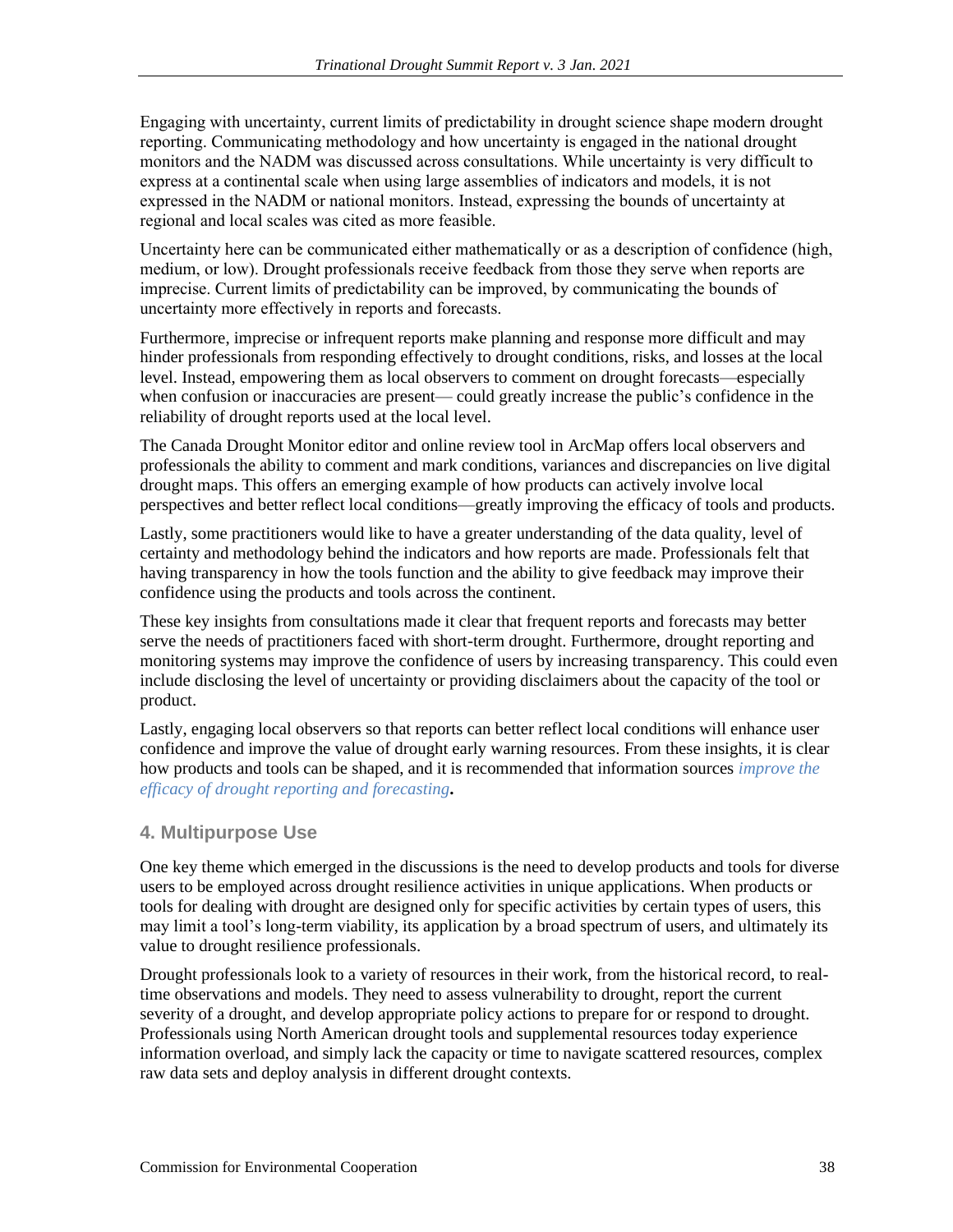Engaging with uncertainty, current limits of predictability in drought science shape modern drought reporting. Communicating methodology and how uncertainty is engaged in the national drought monitors and the NADM was discussed across consultations. While uncertainty is very difficult to express at a continental scale when using large assemblies of indicators and models, it is not expressed in the NADM or national monitors. Instead, expressing the bounds of uncertainty at regional and local scales was cited as more feasible.

Uncertainty here can be communicated either mathematically or as a description of confidence (high, medium, or low). Drought professionals receive feedback from those they serve when reports are imprecise. Current limits of predictability can be improved, by communicating the bounds of uncertainty more effectively in reports and forecasts.

Furthermore, imprecise or infrequent reports make planning and response more difficult and may hinder professionals from responding effectively to drought conditions, risks, and losses at the local level. Instead, empowering them as local observers to comment on drought forecasts—especially when confusion or inaccuracies are present— could greatly increase the public's confidence in the reliability of drought reports used at the local level.

The Canada Drought Monitor editor and online review tool in ArcMap offers local observers and professionals the ability to comment and mark conditions, variances and discrepancies on live digital drought maps. This offers an emerging example of how products can actively involve local perspectives and better reflect local conditions—greatly improving the efficacy of tools and products.

Lastly, some practitioners would like to have a greater understanding of the data quality, level of certainty and methodology behind the indicators and how reports are made. Professionals felt that having transparency in how the tools function and the ability to give feedback may improve their confidence using the products and tools across the continent.

These key insights from consultations made it clear that frequent reports and forecasts may better serve the needs of practitioners faced with short-term drought. Furthermore, drought reporting and monitoring systems may improve the confidence of users by increasing transparency. This could even include disclosing the level of uncertainty or providing disclaimers about the capacity of the tool or product.

Lastly, engaging local observers so that reports can better reflect local conditions will enhance user confidence and improve the value of drought early warning resources. From these insights, it is clear how products and tools can be shaped, and it is recommended that information sources *improve the efficacy of drought reporting and forecasting*.

## 4. Multipurpose Use

One key theme which emerged in the discussions is the need to develop products and tools for diverse users to be employed across drought resilience activities in unique applications. When products or tools for dealing with drought are designed only for specific activities by certain types of users, this may limit a tool's long-term viability, its application by a broad spectrum of users, and ultimately its value to drought resilience professionals.

Drought professionals look to a variety of resources in their work, from the historical record, to real-time observations and models. They need to assess vulnerability to drought, report the current severity of a drought, and develop appropriate policy actions to prepare for or respond to drought. Professionals using North American drought tools and supplemental resources today experience information overload, and simply lack the capacity or time to navigate scattered resources, complex raw data sets and deploy analysis in different drought contexts.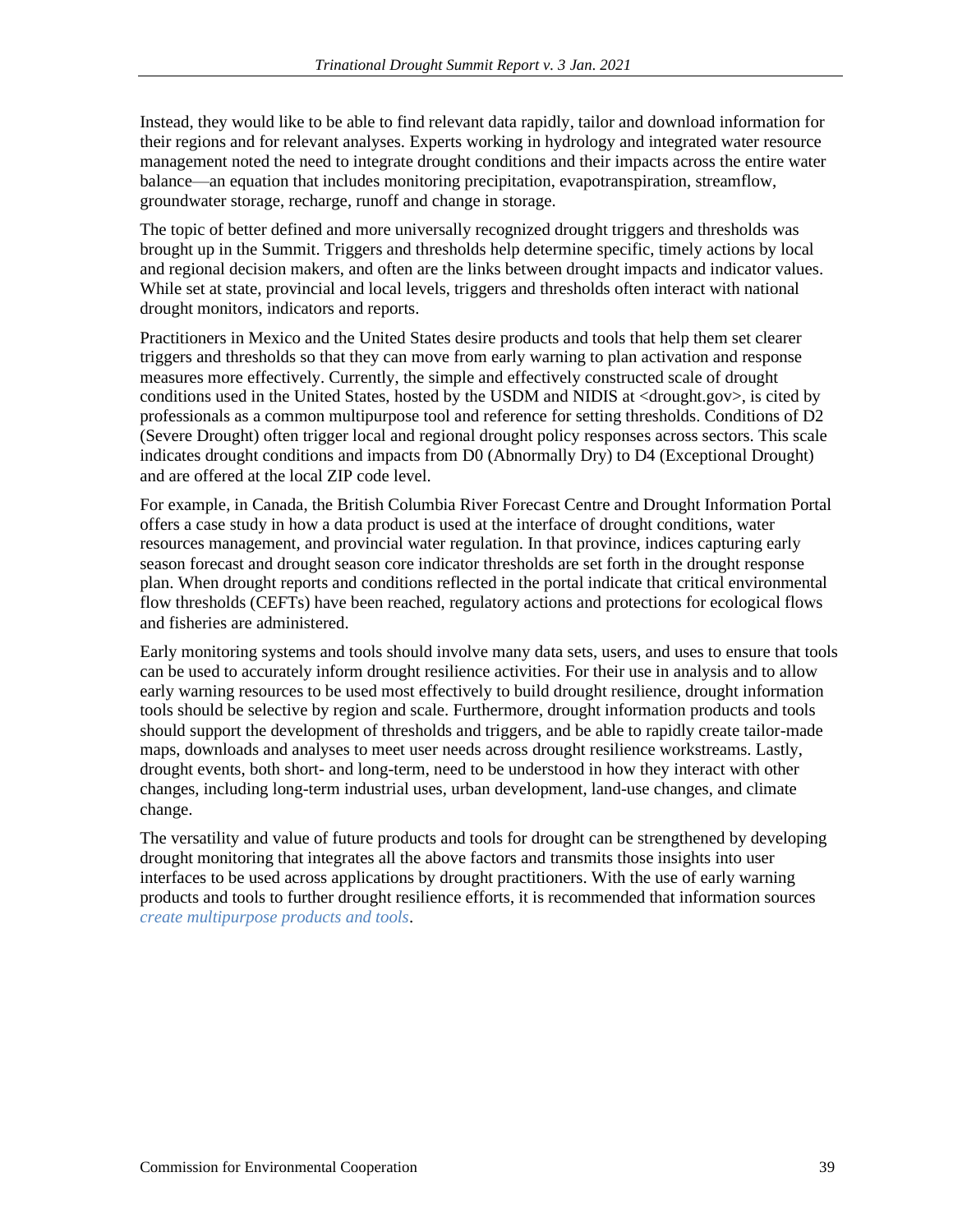Instead, they would like to be able to find relevant data rapidly, tailor and download information for their regions and for relevant analyses. Experts working in hydrology and integrated water resource management noted the need to integrate drought conditions and their impacts across the entire water balance—an equation that includes monitoring precipitation, evapotranspiration, streamflow, groundwater storage, recharge, runoff and change in storage.

The topic of better defined and more universally recognized drought triggers and thresholds was brought up in the Summit. Triggers and thresholds help determine specific, timely actions by local and regional decision makers, and often are the links between drought impacts and indicator values. While set at state, provincial and local levels, triggers and thresholds often interact with national drought monitors, indicators and reports.

Practitioners in Mexico and the United States desire products and tools that help them set clearer triggers and thresholds so that they can move from early warning to plan activation and response measures more effectively. Currently, the simple and effectively constructed scale of drought conditions used in the United States, hosted by the USDM and NIDIS at <drought.gov>, is cited by professionals as a common multipurpose tool and reference for setting thresholds. Conditions of D2 (Severe Drought) often trigger local and regional drought policy responses across sectors. This scale indicates drought conditions and impacts from D0 (Abnormally Dry) to D4 (Exceptional Drought) and are offered at the local ZIP code level.

For example, in Canada, the British Columbia River Forecast Centre and Drought Information Portal offers a case study in how a data product is used at the interface of drought conditions, water resources management, and provincial water regulation. In that province, indices capturing early season forecast and drought season core indicator thresholds are set forth in the drought response plan. When drought reports and conditions reflected in the portal indicate that critical environmental flow thresholds (CEFTs) have been reached, regulatory actions and protections for ecological flows and fisheries are administered.

Early monitoring systems and tools should involve many data sets, users, and uses to ensure that tools can be used to accurately inform drought resilience activities. For their use in analysis and to allow early warning resources to be used most effectively to build drought resilience, drought information tools should be selective by region and scale. Furthermore, drought information products and tools should support the development of thresholds and triggers, and be able to rapidly create tailor-made maps, downloads and analyses to meet user needs across drought resilience workstreams. Lastly, drought events, both short- and long-term, need to be understood in how they interact with other changes, including long-term industrial uses, urban development, land-use changes, and climate change.

The versatility and value of future products and tools for drought can be strengthened by developing drought monitoring that integrates all the above factors and transmits those insights into user interfaces to be used across applications by drought practitioners. With the use of early warning products and tools to further drought resilience efforts, it is recommended that information sources *create multipurpose products and tools*.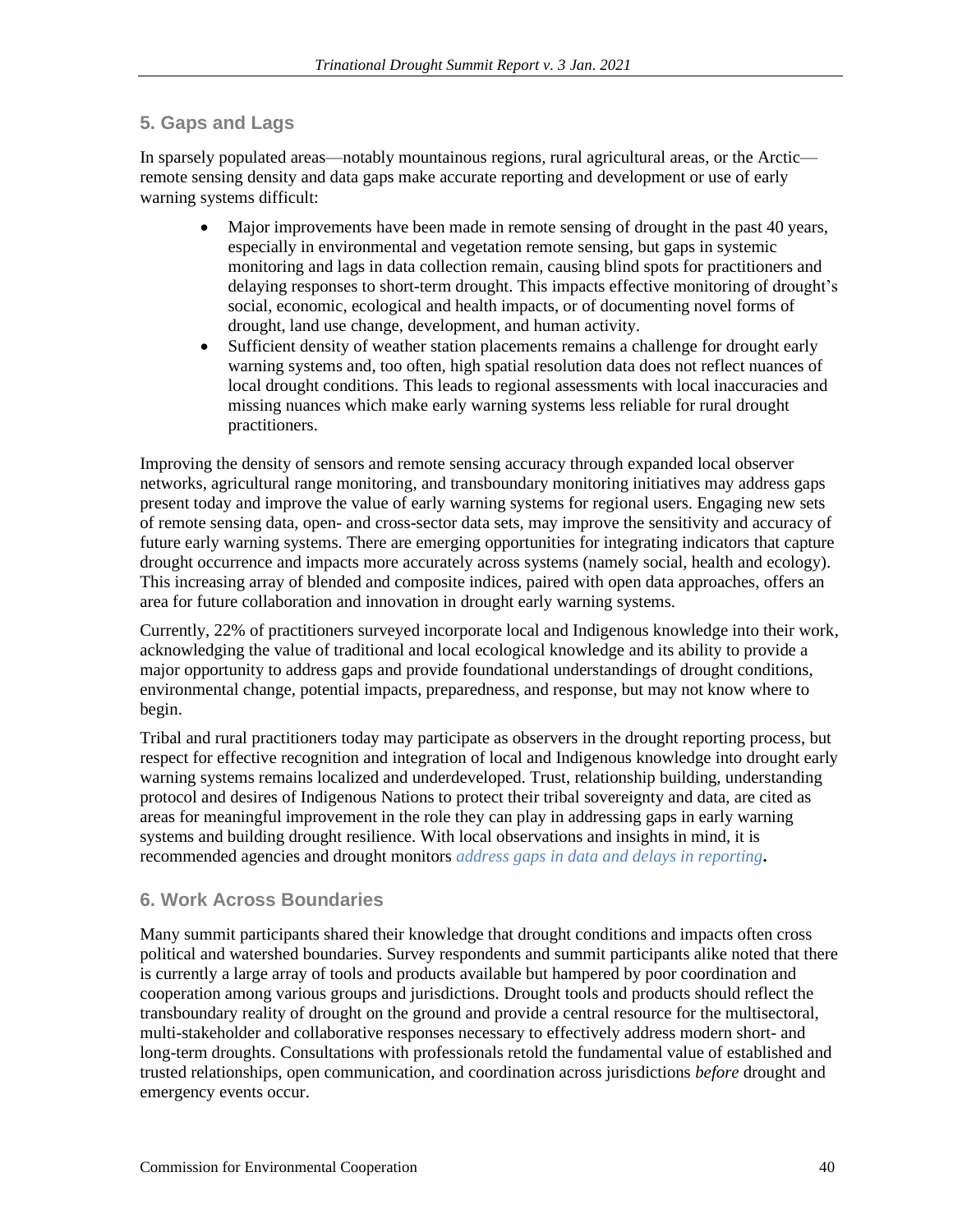## 5. Gaps and Lags

In sparsely populated areas—notably mountainous regions, rural agricultural areas, or the Arctic—remote sensing density and data gaps make accurate reporting and development or use of early warning systems difficult:

- Major improvements have been made in remote sensing of drought in the past 40 years, especially in environmental and vegetation remote sensing, but gaps in systemic monitoring and lags in data collection remain, causing blind spots for practitioners and delaying responses to short-term drought. This impacts effective monitoring of drought's social, economic, ecological and health impacts, or of documenting novel forms of drought, land use change, development, and human activity.
- Sufficient density of weather station placements remains a challenge for drought early warning systems and, too often, high spatial resolution data does not reflect nuances of local drought conditions. This leads to regional assessments with local inaccuracies and missing nuances which make early warning systems less reliable for rural drought practitioners.

Improving the density of sensors and remote sensing accuracy through expanded local observer networks, agricultural range monitoring, and transboundary monitoring initiatives may address gaps present today and improve the value of early warning systems for regional users. Engaging new sets of remote sensing data, open- and cross-sector data sets, may improve the sensitivity and accuracy of future early warning systems. There are emerging opportunities for integrating indicators that capture drought occurrence and impacts more accurately across systems (namely social, health and ecology). This increasing array of blended and composite indices, paired with open data approaches, offers an area for future collaboration and innovation in drought early warning systems.

Currently, 22% of practitioners surveyed incorporate local and Indigenous knowledge into their work, acknowledging the value of traditional and local ecological knowledge and its ability to provide a major opportunity to address gaps and provide foundational understandings of drought conditions, environmental change, potential impacts, preparedness, and response, but may not know where to begin.

Tribal and rural practitioners today may participate as observers in the drought reporting process, but respect for effective recognition and integration of local and Indigenous knowledge into drought early warning systems remains localized and underdeveloped. Trust, relationship building, understanding protocol and desires of Indigenous Nations to protect their tribal sovereignty and data, are cited as areas for meaningful improvement in the role they can play in addressing gaps in early warning systems and building drought resilience. With local observations and insights in mind, it is recommended agencies and drought monitors *address gaps in data and delays in reporting*.

## 6. Work Across Boundaries

Many summit participants shared their knowledge that drought conditions and impacts often cross political and watershed boundaries. Survey respondents and summit participants alike noted that there is currently a large array of tools and products available but hampered by poor coordination and cooperation among various groups and jurisdictions. Drought tools and products should reflect the transboundary reality of drought on the ground and provide a central resource for the multisectoral, multi-stakeholder and collaborative responses necessary to effectively address modern short- and long-term droughts. Consultations with professionals retold the fundamental value of established and trusted relationships, open communication, and coordination across jurisdictions *before* drought and emergency events occur.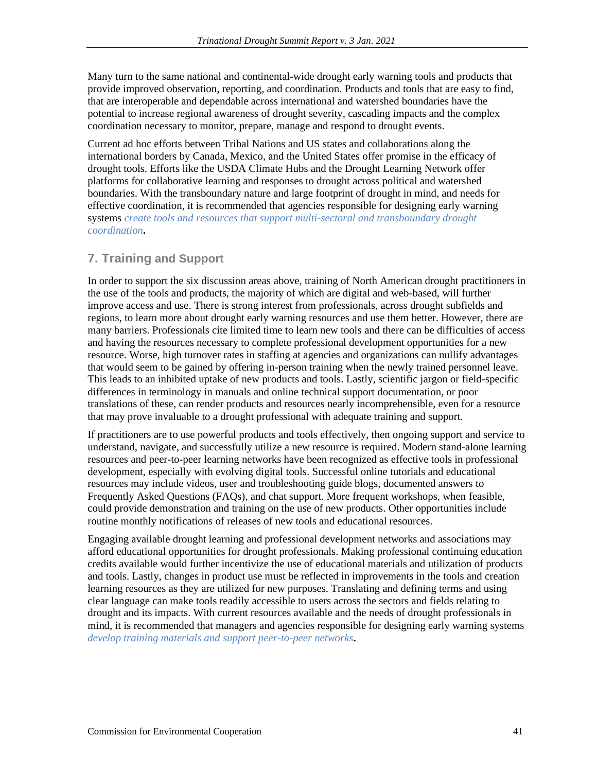Many turn to the same national and continental-wide drought early warning tools and products that provide improved observation, reporting, and coordination. Products and tools that are easy to find, that are interoperable and dependable across international and watershed boundaries have the potential to increase regional awareness of drought severity, cascading impacts and the complex coordination necessary to monitor, prepare, manage and respond to drought events.

Current ad hoc efforts between Tribal Nations and US states and collaborations along the international borders by Canada, Mexico, and the United States offer promise in the efficacy of drought tools. Efforts like the USDA Climate Hubs and the Drought Learning Network offer platforms for collaborative learning and responses to drought across political and watershed boundaries. With the transboundary nature and large footprint of drought in mind, and needs for effective coordination, it is recommended that agencies responsible for designing early warning systems *create tools and resources that support multi-sectoral and transboundary drought coordination*.

## 7. Training and Support

In order to support the six discussion areas above, training of North American drought practitioners in the use of the tools and products, the majority of which are digital and web-based, will further improve access and use. There is strong interest from professionals, across drought subfields and regions, to learn more about drought early warning resources and use them better. However, there are many barriers. Professionals cite limited time to learn new tools and there can be difficulties of access and having the resources necessary to complete professional development opportunities for a new resource. Worse, high turnover rates in staffing at agencies and organizations can nullify advantages that would seem to be gained by offering in-person training when the newly trained personnel leave. This leads to an inhibited uptake of new products and tools. Lastly, scientific jargon or field-specific differences in terminology in manuals and online technical support documentation, or poor translations of these, can render products and resources nearly incomprehensible, even for a resource that may prove invaluable to a drought professional with adequate training and support.

If practitioners are to use powerful products and tools effectively, then ongoing support and service to understand, navigate, and successfully utilize a new resource is required. Modern stand-alone learning resources and peer-to-peer learning networks have been recognized as effective tools in professional development, especially with evolving digital tools. Successful online tutorials and educational resources may include videos, user and troubleshooting guide blogs, documented answers to Frequently Asked Questions (FAQs), and chat support. More frequent workshops, when feasible, could provide demonstration and training on the use of new products. Other opportunities include routine monthly notifications of releases of new tools and educational resources.

Engaging available drought learning and professional development networks and associations may afford educational opportunities for drought professionals. Making professional continuing education credits available would further incentivize the use of educational materials and utilization of products and tools. Lastly, changes in product use must be reflected in improvements in the tools and creation learning resources as they are utilized for new purposes. Translating and defining terms and using clear language can make tools readily accessible to users across the sectors and fields relating to drought and its impacts. With current resources available and the needs of drought professionals in mind, it is recommended that managers and agencies responsible for designing early warning systems *develop training materials and support peer-to-peer networks*.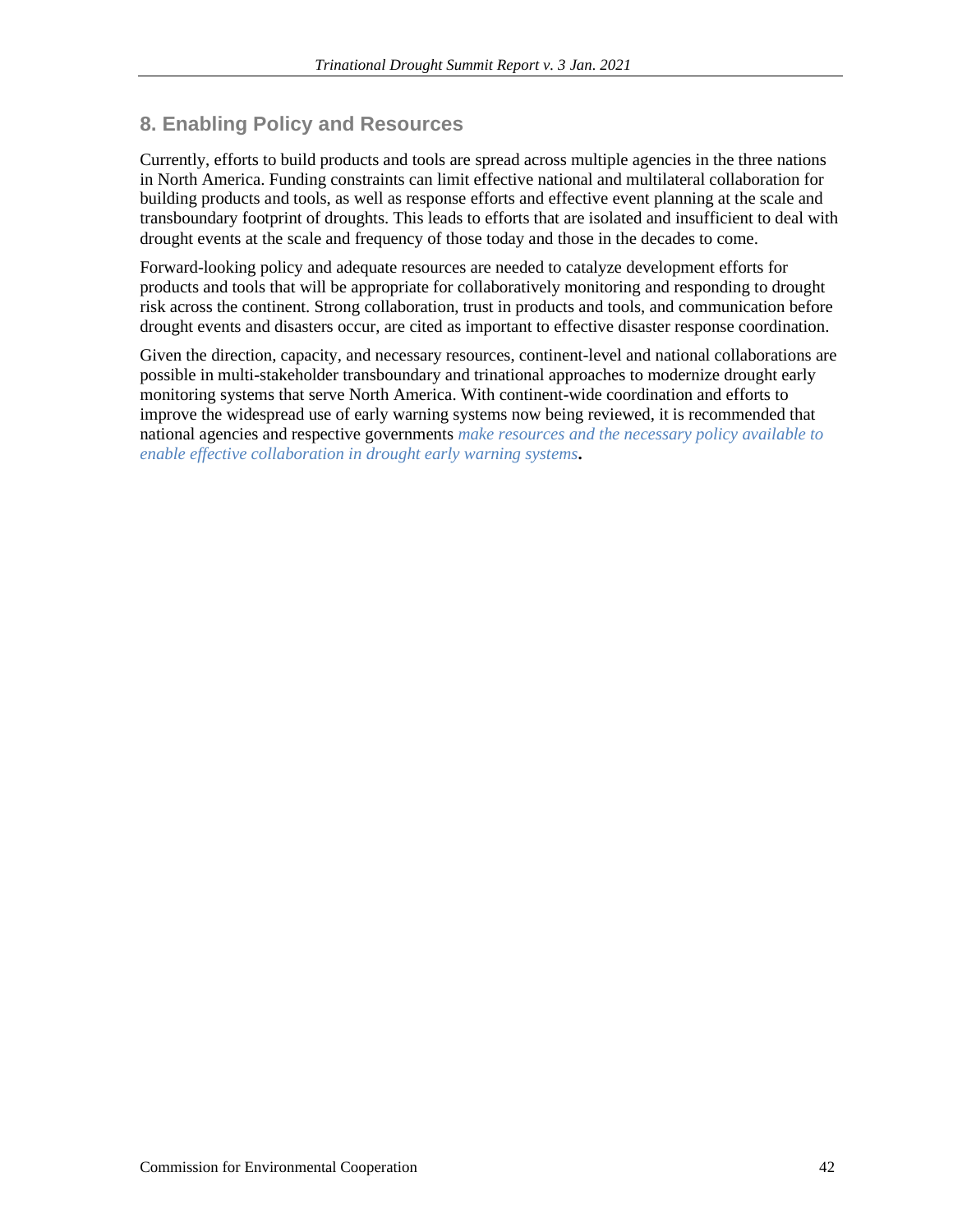## 8. Enabling Policy and Resources

Currently, efforts to build products and tools are spread across multiple agencies in the three nations in North America. Funding constraints can limit effective national and multilateral collaboration for building products and tools, as well as response efforts and effective event planning at the scale and transboundary footprint of droughts. This leads to efforts that are isolated and insufficient to deal with drought events at the scale and frequency of those today and those in the decades to come.

Forward-looking policy and adequate resources are needed to catalyze development efforts for products and tools that will be appropriate for collaboratively monitoring and responding to drought risk across the continent. Strong collaboration, trust in products and tools, and communication before drought events and disasters occur, are cited as important to effective disaster response coordination.

Given the direction, capacity, and necessary resources, continent-level and national collaborations are possible in multi-stakeholder transboundary and trinational approaches to modernize drought early monitoring systems that serve North America. With continent-wide coordination and efforts to improve the widespread use of early warning systems now being reviewed, it is recommended that national agencies and respective governments *make resources and the necessary policy available to enable effective collaboration in drought early warning systems*.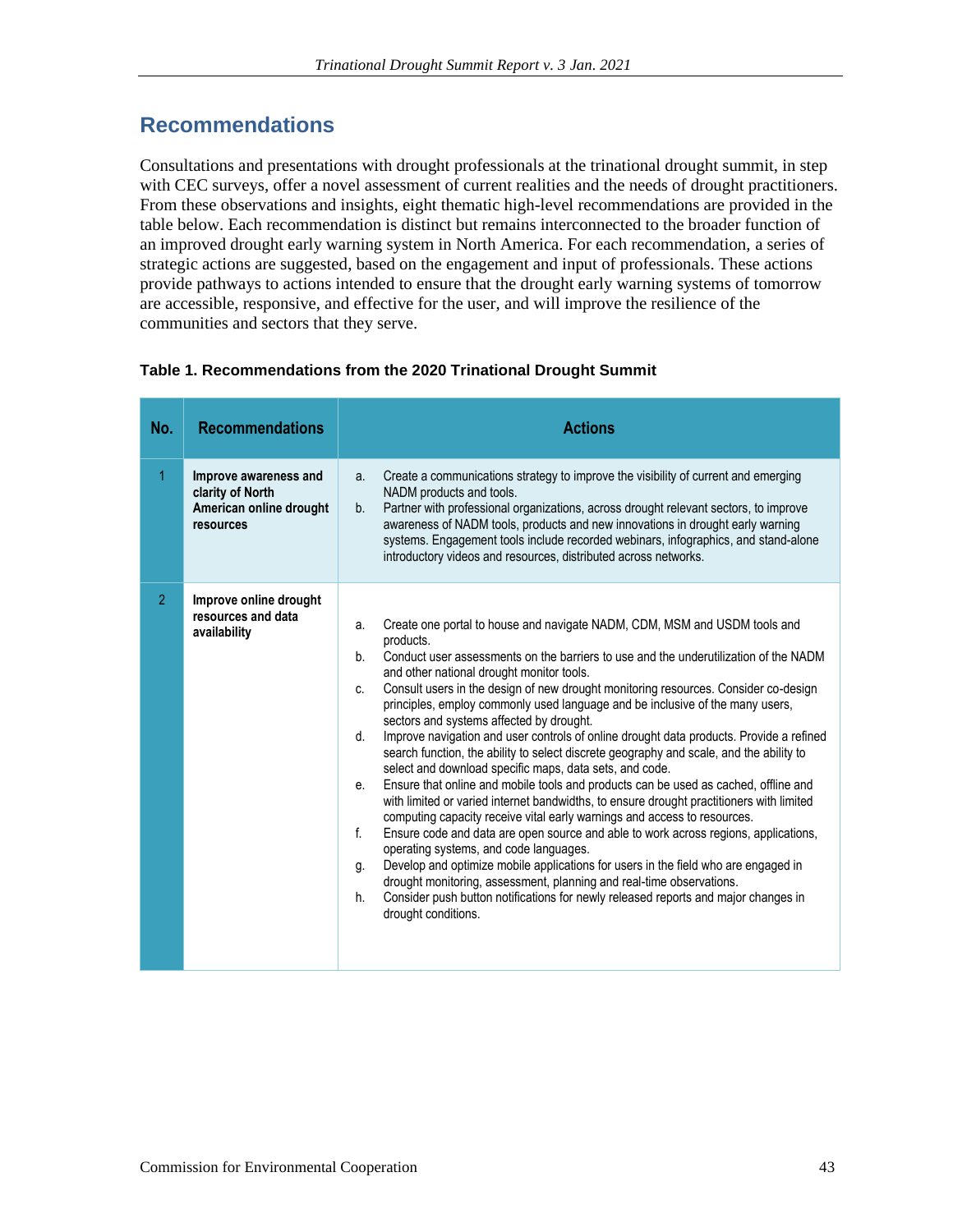## Recommendations

Consultations and presentations with drought professionals at the trinational drought summit, in step with CEC surveys, offer a novel assessment of current realities and the needs of drought practitioners. From these observations and insights, eight thematic high-level recommendations are provided in the table below. Each recommendation is distinct but remains interconnected to the broader function of an improved drought early warning system in North America. For each recommendation, a series of strategic actions are suggested, based on the engagement and input of professionals. These actions provide pathways to actions intended to ensure that the drought early warning systems of tomorrow are accessible, responsive, and effective for the user, and will improve the resilience of the communities and sectors that they serve.

**Table 1. Recommendations from the 2020 Trinational Drought Summit**

| No. | Recommendations | Actions |
|---|---|---|
| 1 | **Improve awareness and clarity of North American online drought resources** | a. Create a communications strategy to improve the visibility of current and emerging NADM products and tools.<br>b. Partner with professional organizations, across drought relevant sectors, to improve awareness of NADM tools, products and new innovations in drought early warning systems. Engagement tools include recorded webinars, infographics, and stand-alone introductory videos and resources, distributed across networks. |
| 2 | **Improve online drought resources and data availability** | a. Create one portal to house and navigate NADM, CDM, MSM and USDM tools and products.<br>b. Conduct user assessments on the barriers to use and the underutilization of the NADM and other national drought monitor tools.<br>c. Consult users in the design of new drought monitoring resources. Consider co-design principles, employ commonly used language and be inclusive of the many users, sectors and systems affected by drought.<br>d. Improve navigation and user controls of online drought data products. Provide a refined search function, the ability to select discrete geography and scale, and the ability to select and download specific maps, data sets, and code.<br>e. Ensure that online and mobile tools and products can be used as cached, offline and with limited or varied internet bandwidths, to ensure drought practitioners with limited computing capacity receive vital early warnings and access to resources.<br>f. Ensure code and data are open source and able to work across regions, applications, operating systems, and code languages.<br>g. Develop and optimize mobile applications for users in the field who are engaged in drought monitoring, assessment, planning and real-time observations.<br>h. Consider push button notifications for newly released reports and major changes in drought conditions. |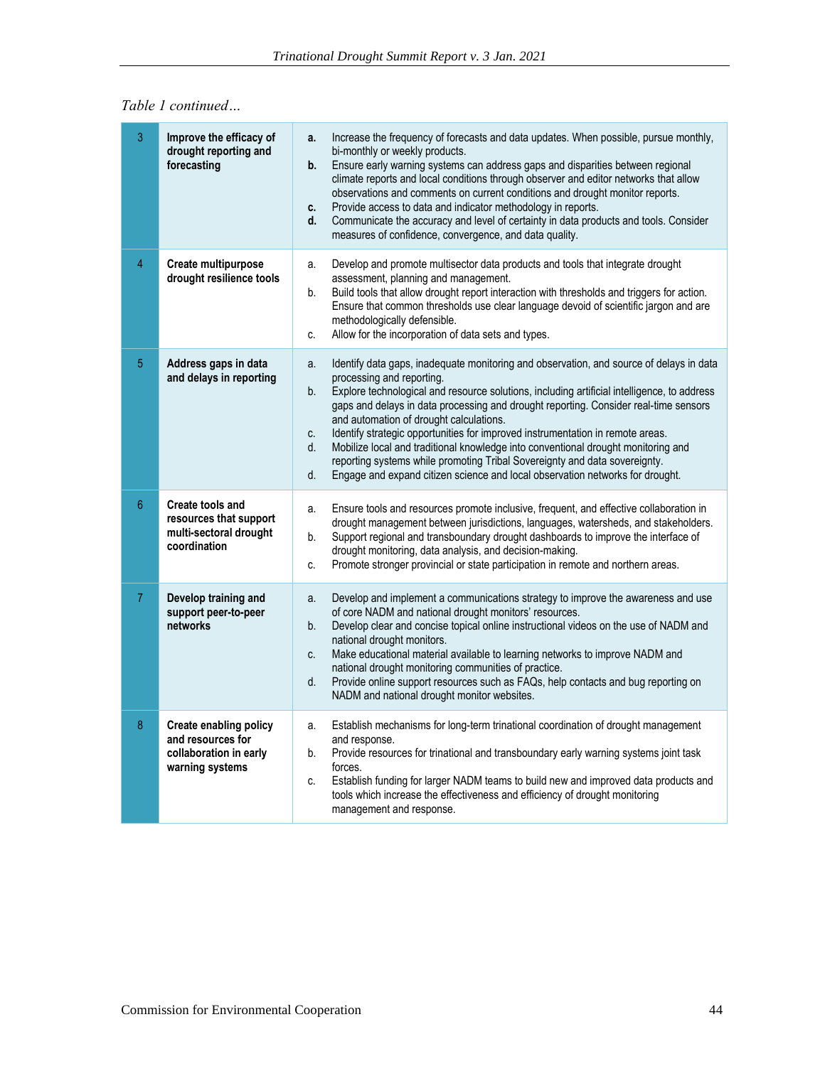*Table 1 continued…*

| | | |
|---|---|---|
| 3 | **Improve the efficacy of drought reporting and forecasting** | **a.** Increase the frequency of forecasts and data updates. When possible, pursue monthly, bi-monthly or weekly products.<br>**b.** Ensure early warning systems can address gaps and disparities between regional climate reports and local conditions through observer and editor networks that allow observations and comments on current conditions and drought monitor reports.<br>**c.** Provide access to data and indicator methodology in reports.<br>**d.** Communicate the accuracy and level of certainty in data products and tools. Consider measures of confidence, convergence, and data quality. |
| 4 | **Create multipurpose drought resilience tools** | a. Develop and promote multisector data products and tools that integrate drought assessment, planning and management.<br>b. Build tools that allow drought report interaction with thresholds and triggers for action. Ensure that common thresholds use clear language devoid of scientific jargon and are methodologically defensible.<br>c. Allow for the incorporation of data sets and types. |
| 5 | **Address gaps in data and delays in reporting** | a. Identify data gaps, inadequate monitoring and observation, and source of delays in data processing and reporting.<br>b. Explore technological and resource solutions, including artificial intelligence, to address gaps and delays in data processing and drought reporting. Consider real-time sensors and automation of drought calculations.<br>c. Identify strategic opportunities for improved instrumentation in remote areas.<br>d. Mobilize local and traditional knowledge into conventional drought monitoring and reporting systems while promoting Tribal Sovereignty and data sovereignty.<br>d. Engage and expand citizen science and local observation networks for drought. |
| 6 | **Create tools and resources that support multi-sectoral drought coordination** | a. Ensure tools and resources promote inclusive, frequent, and effective collaboration in drought management between jurisdictions, languages, watersheds, and stakeholders.<br>b. Support regional and transboundary drought dashboards to improve the interface of drought monitoring, data analysis, and decision-making.<br>c. Promote stronger provincial or state participation in remote and northern areas. |
| 7 | **Develop training and support peer-to-peer networks** | a. Develop and implement a communications strategy to improve the awareness and use of core NADM and national drought monitors' resources.<br>b. Develop clear and concise topical online instructional videos on the use of NADM and national drought monitors.<br>c. Make educational material available to learning networks to improve NADM and national drought monitoring communities of practice.<br>d. Provide online support resources such as FAQs, help contacts and bug reporting on NADM and national drought monitor websites. |
| 8 | **Create enabling policy and resources for collaboration in early warning systems** | a. Establish mechanisms for long-term trinational coordination of drought management and response.<br>b. Provide resources for trinational and transboundary early warning systems joint task forces.<br>c. Establish funding for larger NADM teams to build new and improved data products and tools which increase the effectiveness and efficiency of drought monitoring management and response. |